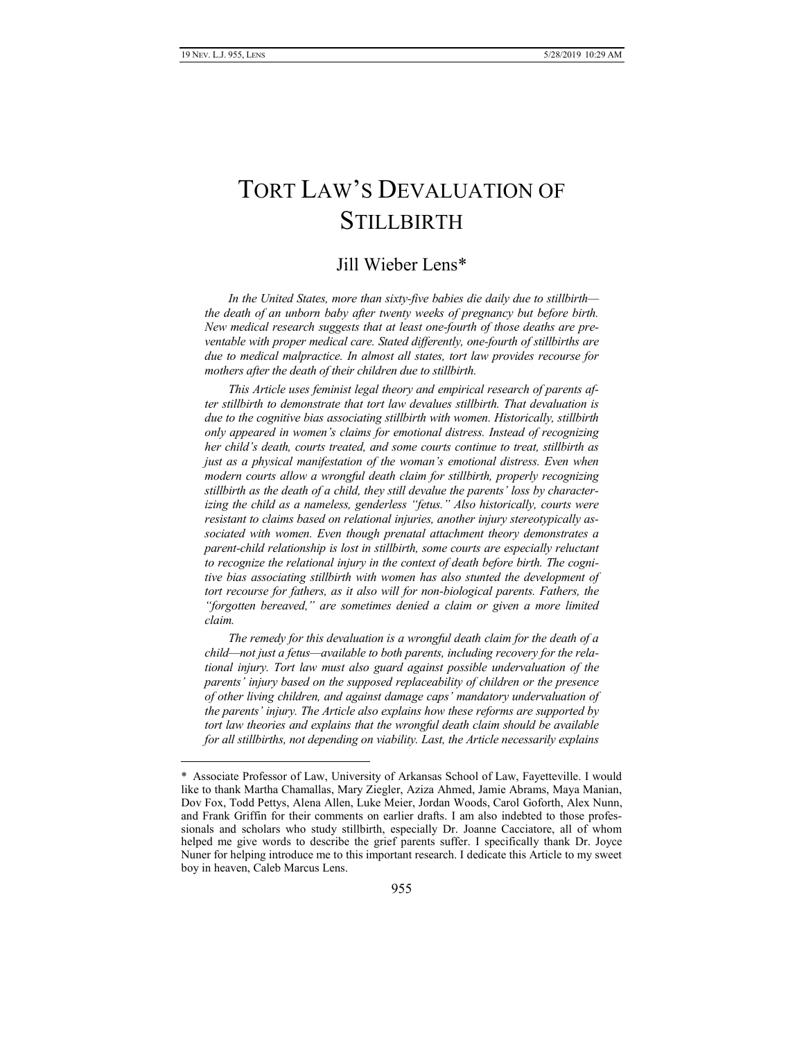# TORT LAW'S DEVALUATION OF STILLBIRTH

## Jill Wieber Lens*

*In the United States, more than sixty-five babies die daily due to stillbirth—the death of an unborn baby after twenty weeks of pregnancy but before birth. New medical research suggests that at least one-fourth of those deaths are preventable with proper medical care. Stated differently, one-fourth of stillbirths are due to medical malpractice. In almost all states, tort law provides recourse for mothers after the death of their children due to stillbirth.*

*This Article uses feminist legal theory and empirical research of parents after stillbirth to demonstrate that tort law devalues stillbirth. That devaluation is due to the cognitive bias associating stillbirth with women. Historically, stillbirth only appeared in women's claims for emotional distress. Instead of recognizing her child's death, courts treated, and some courts continue to treat, stillbirth as just as a physical manifestation of the woman's emotional distress. Even when modern courts allow a wrongful death claim for stillbirth, properly recognizing stillbirth as the death of a child, they still devalue the parents' loss by characterizing the child as a nameless, genderless "fetus." Also historically, courts were resistant to claims based on relational injuries, another injury stereotypically associated with women. Even though prenatal attachment theory demonstrates a parent-child relationship is lost in stillbirth, some courts are especially reluctant to recognize the relational injury in the context of death before birth. The cognitive bias associating stillbirth with women has also stunted the development of tort recourse for fathers, as it also will for non-biological parents. Fathers, the "forgotten bereaved," are sometimes denied a claim or given a more limited claim.*

*The remedy for this devaluation is a wrongful death claim for the death of a child—not just a fetus—available to both parents, including recovery for the relational injury. Tort law must also guard against possible undervaluation of the parents' injury based on the supposed replaceability of children or the presence of other living children, and against damage caps' mandatory undervaluation of the parents' injury. The Article also explains how these reforms are supported by tort law theories and explains that the wrongful death claim should be available for all stillbirths, not depending on viability. Last, the Article necessarily explains*

---

\* Associate Professor of Law, University of Arkansas School of Law, Fayetteville. I would like to thank Martha Chamallas, Mary Ziegler, Aziza Ahmed, Jamie Abrams, Maya Manian, Dov Fox, Todd Pettys, Alena Allen, Luke Meier, Jordan Woods, Carol Goforth, Alex Nunn, and Frank Griffin for their comments on earlier drafts. I am also indebted to those professionals and scholars who study stillbirth, especially Dr. Joanne Cacciatore, all of whom helped me give words to describe the grief parents suffer. I specifically thank Dr. Joyce Nuner for helping introduce me to this important research. I dedicate this Article to my sweet boy in heaven, Caleb Marcus Lens.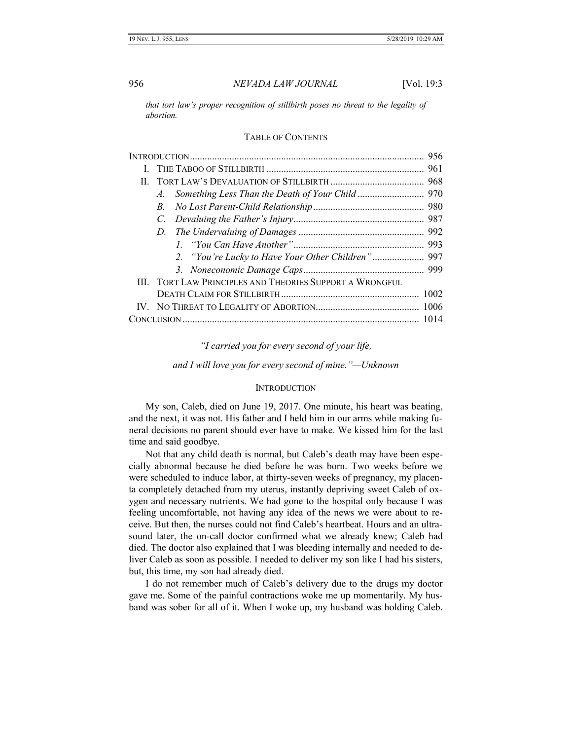*that tort law's proper recognition of stillbirth poses no threat to the legality of abortion.*

## TABLE OF CONTENTS

| | |
|---|---|
| INTRODUCTION | 956 |
| I. THE TABOO OF STILLBIRTH | 961 |
| II. TORT LAW'S DEVALUATION OF STILLBIRTH | 968 |
| *A. Something Less Than the Death of Your Child* | 970 |
| *B. No Lost Parent-Child Relationship* | 980 |
| *C. Devaluing the Father's Injury* | 987 |
| *D. The Undervaluing of Damages* | 992 |
| *1. "You Can Have Another"* | 993 |
| *2. "You're Lucky to Have Your Other Children"* | 997 |
| *3. Noneconomic Damage Caps* | 999 |
| III. TORT LAW PRINCIPLES AND THEORIES SUPPORT A WRONGFUL DEATH CLAIM FOR STILLBIRTH | 1002 |
| IV. NO THREAT TO LEGALITY OF ABORTION | 1006 |
| CONCLUSION | 1014 |

*"I carried you for every second of your life,*

*and I will love you for every second of mine."—Unknown*

## INTRODUCTION

My son, Caleb, died on June 19, 2017. One minute, his heart was beating, and the next, it was not. His father and I held him in our arms while making funeral decisions no parent should ever have to make. We kissed him for the last time and said goodbye.

Not that any child death is normal, but Caleb's death may have been especially abnormal because he died before he was born. Two weeks before we were scheduled to induce labor, at thirty-seven weeks of pregnancy, my placenta completely detached from my uterus, instantly depriving sweet Caleb of oxygen and necessary nutrients. We had gone to the hospital only because I was feeling uncomfortable, not having any idea of the news we were about to receive. But then, the nurses could not find Caleb's heartbeat. Hours and an ultrasound later, the on-call doctor confirmed what we already knew; Caleb had died. The doctor also explained that I was bleeding internally and needed to deliver Caleb as soon as possible. I needed to deliver my son like I had his sisters, but, this time, my son had already died.

I do not remember much of Caleb's delivery due to the drugs my doctor gave me. Some of the painful contractions woke me up momentarily. My husband was sober for all of it. When I woke up, my husband was holding Caleb.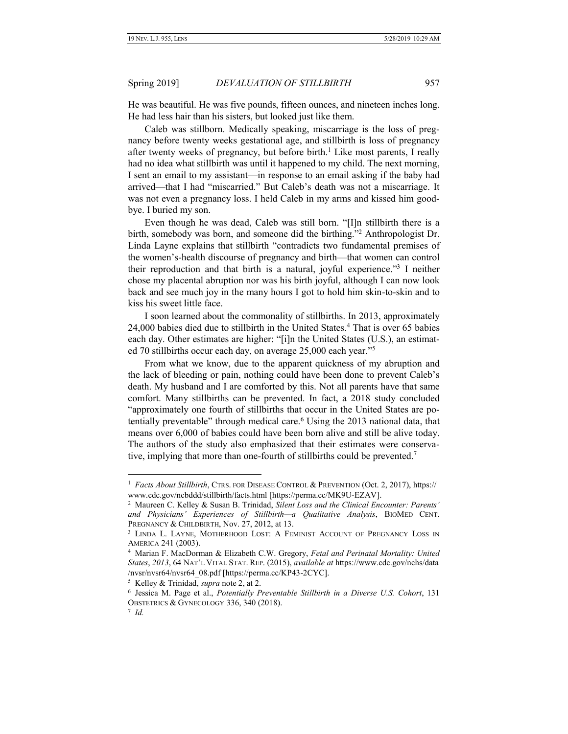He was beautiful. He was five pounds, fifteen ounces, and nineteen inches long. He had less hair than his sisters, but looked just like them.

Caleb was stillborn. Medically speaking, miscarriage is the loss of pregnancy before twenty weeks gestational age, and stillbirth is loss of pregnancy after twenty weeks of pregnancy, but before birth.[1] Like most parents, I really had no idea what stillbirth was until it happened to my child. The next morning, I sent an email to my assistant—in response to an email asking if the baby had arrived—that I had "miscarried." But Caleb's death was not a miscarriage. It was not even a pregnancy loss. I held Caleb in my arms and kissed him goodbye. I buried my son.

Even though he was dead, Caleb was still born. "[I]n stillbirth there is a birth, somebody was born, and someone did the birthing."[2] Anthropologist Dr. Linda Layne explains that stillbirth "contradicts two fundamental premises of the women's-health discourse of pregnancy and birth—that women can control their reproduction and that birth is a natural, joyful experience."[3] I neither chose my placental abruption nor was his birth joyful, although I can now look back and see much joy in the many hours I got to hold him skin-to-skin and to kiss his sweet little face.

I soon learned about the commonality of stillbirths. In 2013, approximately 24,000 babies died due to stillbirth in the United States.[4] That is over 65 babies each day. Other estimates are higher: "[i]n the United States (U.S.), an estimated 70 stillbirths occur each day, on average 25,000 each year."[5]

From what we know, due to the apparent quickness of my abruption and the lack of bleeding or pain, nothing could have been done to prevent Caleb's death. My husband and I are comforted by this. Not all parents have that same comfort. Many stillbirths can be prevented. In fact, a 2018 study concluded "approximately one fourth of stillbirths that occur in the United States are potentially preventable" through medical care.[6] Using the 2013 national data, that means over 6,000 of babies could have been born alive and still be alive today. The authors of the study also emphasized that their estimates were conservative, implying that more than one-fourth of stillbirths could be prevented.[7]

---

[1] *Facts About Stillbirth*, CTRS. FOR DISEASE CONTROL & PREVENTION (Oct. 2, 2017), https://www.cdc.gov/ncbddd/stillbirth/facts.html [https://perma.cc/MK9U-EZAV].

[2] Maureen C. Kelley & Susan B. Trinidad, *Silent Loss and the Clinical Encounter: Parents' and Physicians' Experiences of Stillbirth—a Qualitative Analysis*, BIOMED CENT. PREGNANCY & CHILDBIRTH, Nov. 27, 2012, at 13.

[3] LINDA L. LAYNE, MOTHERHOOD LOST: A FEMINIST ACCOUNT OF PREGNANCY LOSS IN AMERICA 241 (2003).

[4] Marian F. MacDorman & Elizabeth C.W. Gregory, *Fetal and Perinatal Mortality: United States, 2013*, 64 NAT'L VITAL STAT. REP. (2015), *available at* https://www.cdc.gov/nchs/data/nvsr/nvsr64/nvsr64_08.pdf [https://perma.cc/KP43-2CYC].

[5] Kelley & Trinidad, *supra* note 2, at 2.

[6] Jessica M. Page et al., *Potentially Preventable Stillbirth in a Diverse U.S. Cohort*, 131 OBSTETRICS & GYNECOLOGY 336, 340 (2018).

[7] *Id.*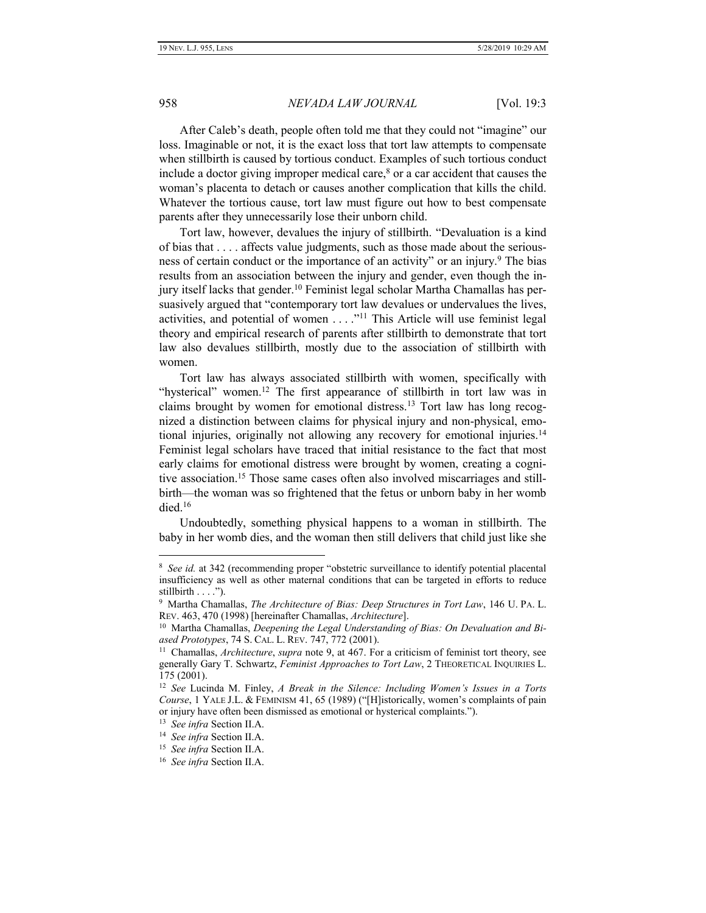After Caleb's death, people often told me that they could not "imagine" our loss. Imaginable or not, it is the exact loss that tort law attempts to compensate when stillbirth is caused by tortious conduct. Examples of such tortious conduct include a doctor giving improper medical care,[8] or a car accident that causes the woman's placenta to detach or causes another complication that kills the child. Whatever the tortious cause, tort law must figure out how to best compensate parents after they unnecessarily lose their unborn child.

Tort law, however, devalues the injury of stillbirth. "Devaluation is a kind of bias that . . . . affects value judgments, such as those made about the seriousness of certain conduct or the importance of an activity" or an injury.[9] The bias results from an association between the injury and gender, even though the injury itself lacks that gender.[10] Feminist legal scholar Martha Chamallas has persuasively argued that "contemporary tort law devalues or undervalues the lives, activities, and potential of women . . . ."[11] This Article will use feminist legal theory and empirical research of parents after stillbirth to demonstrate that tort law also devalues stillbirth, mostly due to the association of stillbirth with women.

Tort law has always associated stillbirth with women, specifically with "hysterical" women.[12] The first appearance of stillbirth in tort law was in claims brought by women for emotional distress.[13] Tort law has long recognized a distinction between claims for physical injury and non-physical, emotional injuries, originally not allowing any recovery for emotional injuries.[14] Feminist legal scholars have traced that initial resistance to the fact that most early claims for emotional distress were brought by women, creating a cognitive association.[15] Those same cases often also involved miscarriages and stillbirth—the woman was so frightened that the fetus or unborn baby in her womb died.[16]

Undoubtedly, something physical happens to a woman in stillbirth. The baby in her womb dies, and the woman then still delivers that child just like she

---

[8] *See id.* at 342 (recommending proper "obstetric surveillance to identify potential placental insufficiency as well as other maternal conditions that can be targeted in efforts to reduce stillbirth . . . .").

[9] Martha Chamallas, *The Architecture of Bias: Deep Structures in Tort Law*, 146 U. PA. L. REV. 463, 470 (1998) [hereinafter Chamallas, *Architecture*].

[10] Martha Chamallas, *Deepening the Legal Understanding of Bias: On Devaluation and Biased Prototypes*, 74 S. CAL. L. REV. 747, 772 (2001).

[11] Chamallas, *Architecture*, *supra* note 9, at 467. For a criticism of feminist tort theory, see generally Gary T. Schwartz, *Feminist Approaches to Tort Law*, 2 THEORETICAL INQUIRIES L. 175 (2001).

[12] *See* Lucinda M. Finley, *A Break in the Silence: Including Women's Issues in a Torts Course*, 1 YALE J.L. & FEMINISM 41, 65 (1989) ("[H]istorically, women's complaints of pain or injury have often been dismissed as emotional or hysterical complaints.").

[13] *See infra* Section II.A.

[14] *See infra* Section II.A.

[15] *See infra* Section II.A.

[16] *See infra* Section II.A.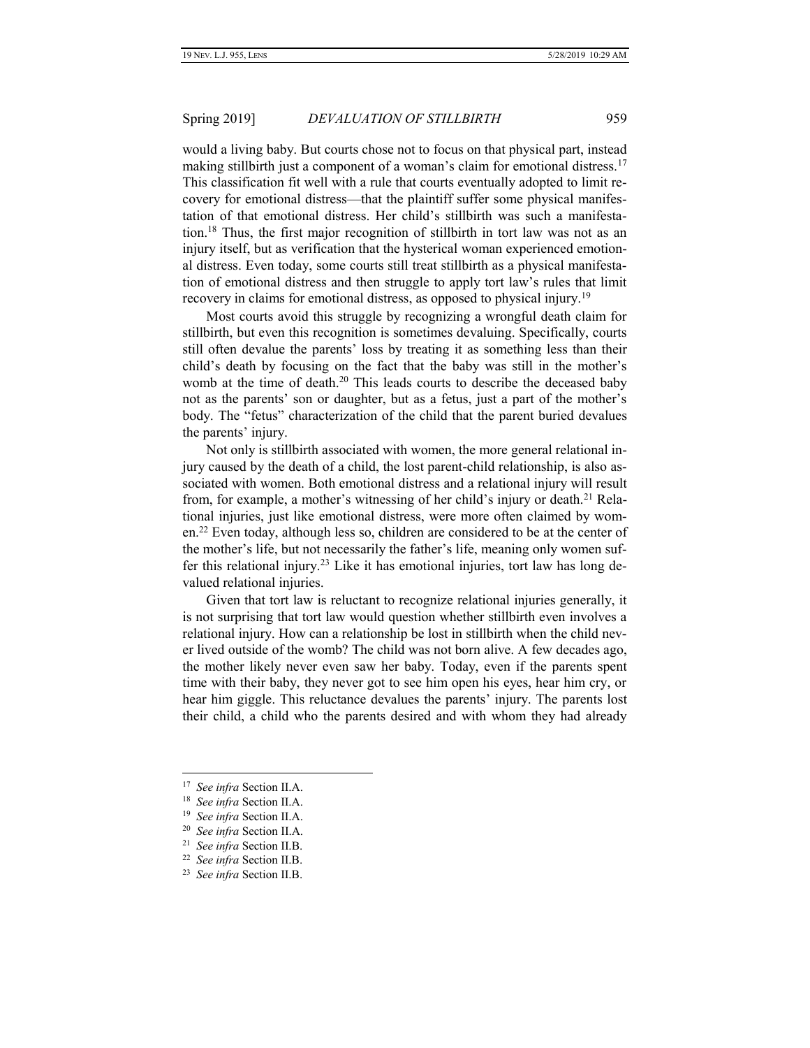would a living baby. But courts chose not to focus on that physical part, instead making stillbirth just a component of a woman's claim for emotional distress.[17] This classification fit well with a rule that courts eventually adopted to limit recovery for emotional distress—that the plaintiff suffer some physical manifestation of that emotional distress. Her child's stillbirth was such a manifestation.[18] Thus, the first major recognition of stillbirth in tort law was not as an injury itself, but as verification that the hysterical woman experienced emotional distress. Even today, some courts still treat stillbirth as a physical manifestation of emotional distress and then struggle to apply tort law's rules that limit recovery in claims for emotional distress, as opposed to physical injury.[19]

Most courts avoid this struggle by recognizing a wrongful death claim for stillbirth, but even this recognition is sometimes devaluing. Specifically, courts still often devalue the parents' loss by treating it as something less than their child's death by focusing on the fact that the baby was still in the mother's womb at the time of death.[20] This leads courts to describe the deceased baby not as the parents' son or daughter, but as a fetus, just a part of the mother's body. The "fetus" characterization of the child that the parent buried devalues the parents' injury.

Not only is stillbirth associated with women, the more general relational injury caused by the death of a child, the lost parent-child relationship, is also associated with women. Both emotional distress and a relational injury will result from, for example, a mother's witnessing of her child's injury or death.[21] Relational injuries, just like emotional distress, were more often claimed by women.[22] Even today, although less so, children are considered to be at the center of the mother's life, but not necessarily the father's life, meaning only women suffer this relational injury.[23] Like it has emotional injuries, tort law has long devalued relational injuries.

Given that tort law is reluctant to recognize relational injuries generally, it is not surprising that tort law would question whether stillbirth even involves a relational injury. How can a relationship be lost in stillbirth when the child never lived outside of the womb? The child was not born alive. A few decades ago, the mother likely never even saw her baby. Today, even if the parents spent time with their baby, they never got to see him open his eyes, hear him cry, or hear him giggle. This reluctance devalues the parents' injury. The parents lost their child, a child who the parents desired and with whom they had already

---

[17] *See infra* Section II.A.

[18] *See infra* Section II.A.

[19] *See infra* Section II.A.

[20] *See infra* Section II.A.

[21] *See infra* Section II.B.

[22] *See infra* Section II.B.

[23] *See infra* Section II.B.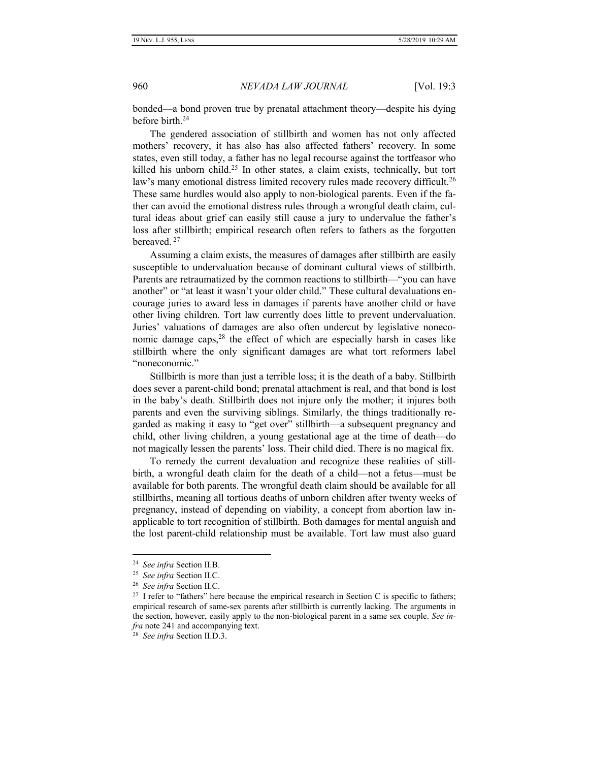bonded—a bond proven true by prenatal attachment theory—despite his dying before birth.[24]

The gendered association of stillbirth and women has not only affected mothers' recovery, it has also has also affected fathers' recovery. In some states, even still today, a father has no legal recourse against the tortfeasor who killed his unborn child.[25] In other states, a claim exists, technically, but tort law's many emotional distress limited recovery rules made recovery difficult.[26] These same hurdles would also apply to non-biological parents. Even if the father can avoid the emotional distress rules through a wrongful death claim, cultural ideas about grief can easily still cause a jury to undervalue the father's loss after stillbirth; empirical research often refers to fathers as the forgotten bereaved.[27]

Assuming a claim exists, the measures of damages after stillbirth are easily susceptible to undervaluation because of dominant cultural views of stillbirth. Parents are retraumatized by the common reactions to stillbirth—"you can have another" or "at least it wasn't your older child." These cultural devaluations encourage juries to award less in damages if parents have another child or have other living children. Tort law currently does little to prevent undervaluation. Juries' valuations of damages are also often undercut by legislative noneconomic damage caps,[28] the effect of which are especially harsh in cases like stillbirth where the only significant damages are what tort reformers label "noneconomic."

Stillbirth is more than just a terrible loss; it is the death of a baby. Stillbirth does sever a parent-child bond; prenatal attachment is real, and that bond is lost in the baby's death. Stillbirth does not injure only the mother; it injures both parents and even the surviving siblings. Similarly, the things traditionally regarded as making it easy to "get over" stillbirth—a subsequent pregnancy and child, other living children, a young gestational age at the time of death—do not magically lessen the parents' loss. Their child died. There is no magical fix.

To remedy the current devaluation and recognize these realities of stillbirth, a wrongful death claim for the death of a child—not a fetus—must be available for both parents. The wrongful death claim should be available for all stillbirths, meaning all tortious deaths of unborn children after twenty weeks of pregnancy, instead of depending on viability, a concept from abortion law inapplicable to tort recognition of stillbirth. Both damages for mental anguish and the lost parent-child relationship must be available. Tort law must also guard

---

[24] *See infra* Section II.B.

[25] *See infra* Section II.C.

[26] *See infra* Section II.C.

[27] I refer to "fathers" here because the empirical research in Section C is specific to fathers; empirical research of same-sex parents after stillbirth is currently lacking. The arguments in the section, however, easily apply to the non-biological parent in a same sex couple. *See infra* note 241 and accompanying text.

[28] *See infra* Section II.D.3.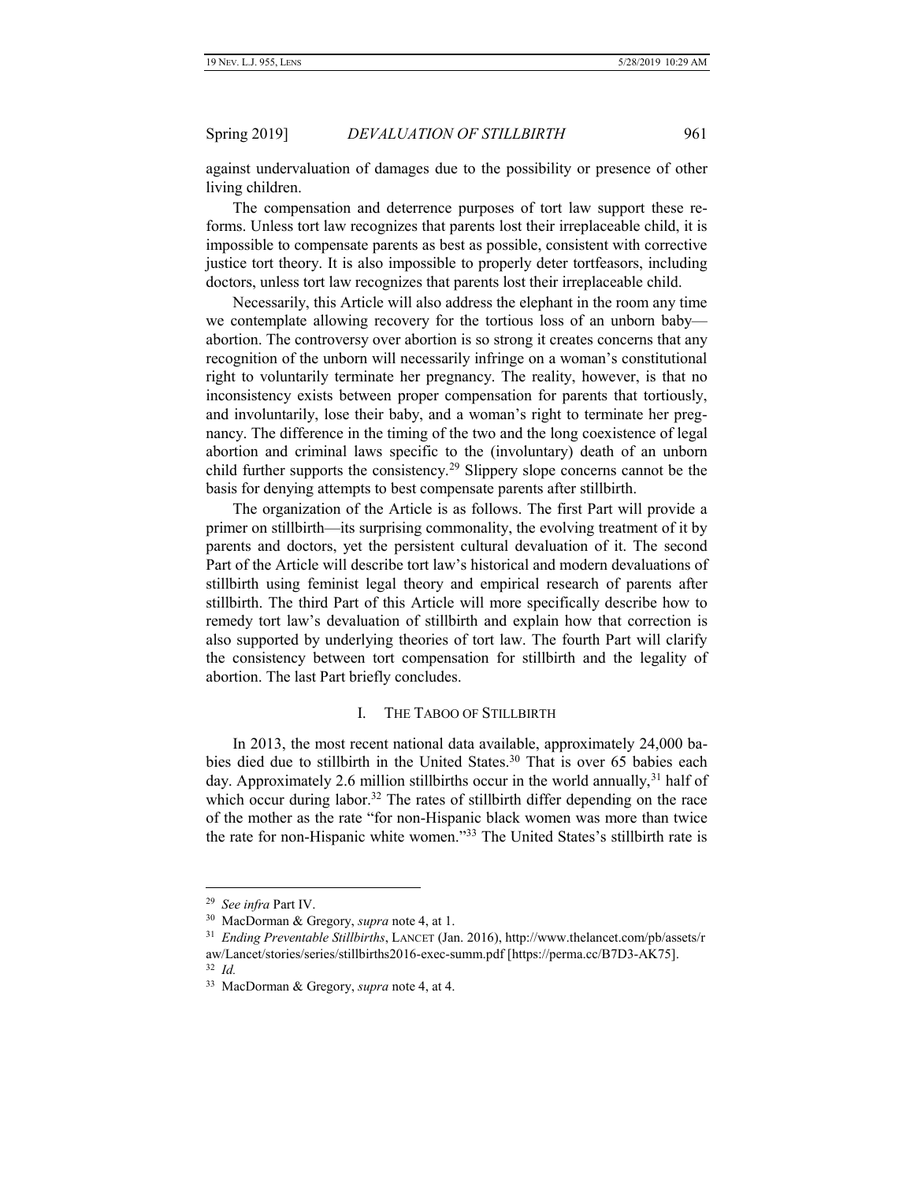against undervaluation of damages due to the possibility or presence of other living children.

The compensation and deterrence purposes of tort law support these reforms. Unless tort law recognizes that parents lost their irreplaceable child, it is impossible to compensate parents as best as possible, consistent with corrective justice tort theory. It is also impossible to properly deter tortfeasors, including doctors, unless tort law recognizes that parents lost their irreplaceable child.

Necessarily, this Article will also address the elephant in the room any time we contemplate allowing recovery for the tortious loss of an unborn baby—abortion. The controversy over abortion is so strong it creates concerns that any recognition of the unborn will necessarily infringe on a woman's constitutional right to voluntarily terminate her pregnancy. The reality, however, is that no inconsistency exists between proper compensation for parents that tortiously, and involuntarily, lose their baby, and a woman's right to terminate her pregnancy. The difference in the timing of the two and the long coexistence of legal abortion and criminal laws specific to the (involuntary) death of an unborn child further supports the consistency.[29] Slippery slope concerns cannot be the basis for denying attempts to best compensate parents after stillbirth.

The organization of the Article is as follows. The first Part will provide a primer on stillbirth—its surprising commonality, the evolving treatment of it by parents and doctors, yet the persistent cultural devaluation of it. The second Part of the Article will describe tort law's historical and modern devaluations of stillbirth using feminist legal theory and empirical research of parents after stillbirth. The third Part of this Article will more specifically describe how to remedy tort law's devaluation of stillbirth and explain how that correction is also supported by underlying theories of tort law. The fourth Part will clarify the consistency between tort compensation for stillbirth and the legality of abortion. The last Part briefly concludes.

## I. THE TABOO OF STILLBIRTH

In 2013, the most recent national data available, approximately 24,000 babies died due to stillbirth in the United States.[30] That is over 65 babies each day. Approximately 2.6 million stillbirths occur in the world annually,[31] half of which occur during labor.[32] The rates of stillbirth differ depending on the race of the mother as the rate "for non-Hispanic black women was more than twice the rate for non-Hispanic white women."[33] The United States's stillbirth rate is

---

[29] *See infra* Part IV.

[30] MacDorman & Gregory, *supra* note 4, at 1.

[31] *Ending Preventable Stillbirths*, LANCET (Jan. 2016), http://www.thelancet.com/pb/assets/raw/Lancet/stories/series/stillbirths2016-exec-summ.pdf [https://perma.cc/B7D3-AK75].

[32] *Id.*

[33] MacDorman & Gregory, *supra* note 4, at 4.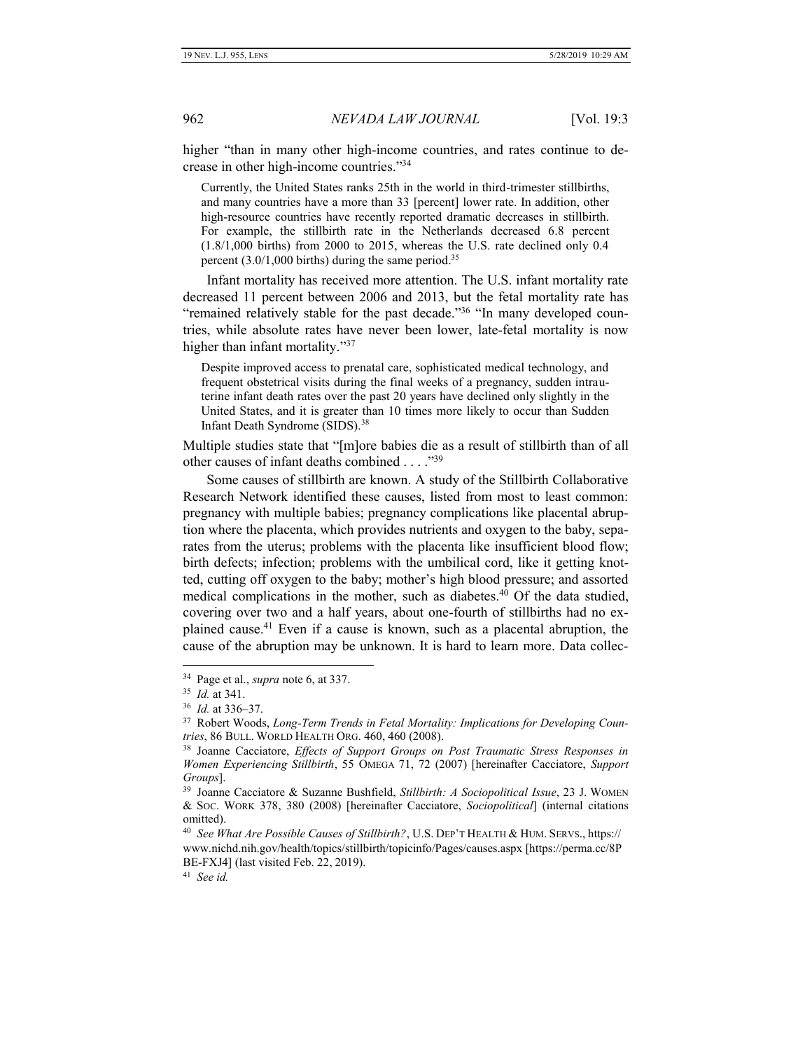higher "than in many other high-income countries, and rates continue to decrease in other high-income countries."[34]

> Currently, the United States ranks 25th in the world in third-trimester stillbirths, and many countries have a more than 33 [percent] lower rate. In addition, other high-resource countries have recently reported dramatic decreases in stillbirth. For example, the stillbirth rate in the Netherlands decreased 6.8 percent (1.8/1,000 births) from 2000 to 2015, whereas the U.S. rate declined only 0.4 percent (3.0/1,000 births) during the same period.[35]

Infant mortality has received more attention. The U.S. infant mortality rate decreased 11 percent between 2006 and 2013, but the fetal mortality rate has "remained relatively stable for the past decade."[36] "In many developed countries, while absolute rates have never been lower, late-fetal mortality is now higher than infant mortality."[37]

> Despite improved access to prenatal care, sophisticated medical technology, and frequent obstetrical visits during the final weeks of a pregnancy, sudden intrauterine infant death rates over the past 20 years have declined only slightly in the United States, and it is greater than 10 times more likely to occur than Sudden Infant Death Syndrome (SIDS).[38]

Multiple studies state that "[m]ore babies die as a result of stillbirth than of all other causes of infant deaths combined . . . ."[39]

Some causes of stillbirth are known. A study of the Stillbirth Collaborative Research Network identified these causes, listed from most to least common: pregnancy with multiple babies; pregnancy complications like placental abruption where the placenta, which provides nutrients and oxygen to the baby, separates from the uterus; problems with the placenta like insufficient blood flow; birth defects; infection; problems with the umbilical cord, like it getting knotted, cutting off oxygen to the baby; mother's high blood pressure; and assorted medical complications in the mother, such as diabetes.[40] Of the data studied, covering over two and a half years, about one-fourth of stillbirths had no explained cause.[41] Even if a cause is known, such as a placental abruption, the cause of the abruption may be unknown. It is hard to learn more. Data collec-

---

[34] Page et al., *supra* note 6, at 337.

[35] *Id.* at 341.

[36] *Id.* at 336–37.

[37] Robert Woods, *Long-Term Trends in Fetal Mortality: Implications for Developing Countries*, 86 BULL. WORLD HEALTH ORG. 460, 460 (2008).

[38] Joanne Cacciatore, *Effects of Support Groups on Post Traumatic Stress Responses in Women Experiencing Stillbirth*, 55 OMEGA 71, 72 (2007) [hereinafter Cacciatore, *Support Groups*].

[39] Joanne Cacciatore & Suzanne Bushfield, *Stillbirth: A Sociopolitical Issue*, 23 J. WOMEN & SOC. WORK 378, 380 (2008) [hereinafter Cacciatore, *Sociopolitical*] (internal citations omitted).

[40] *See What Are Possible Causes of Stillbirth?*, U.S. DEP'T HEALTH & HUM. SERVS., https://www.nichd.nih.gov/health/topics/stillbirth/topicinfo/Pages/causes.aspx [https://perma.cc/8PBE-FXJ4] (last visited Feb. 22, 2019).

[41] *See id.*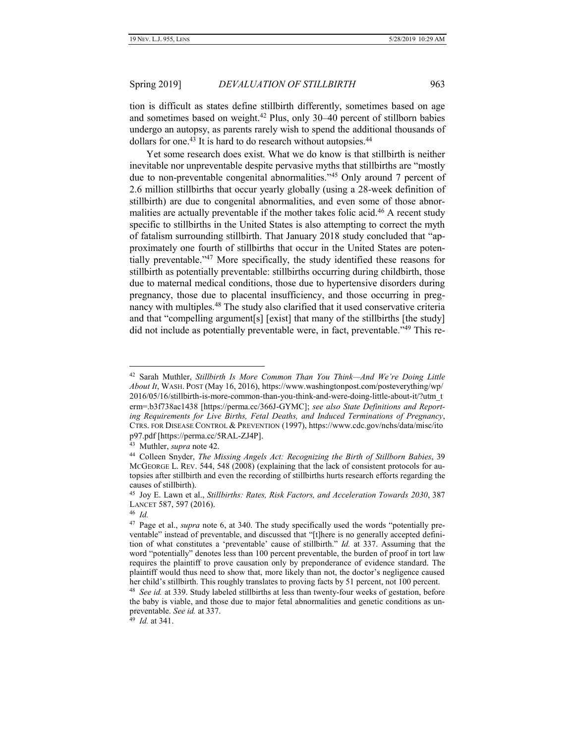tion is difficult as states define stillbirth differently, sometimes based on age and sometimes based on weight.[42] Plus, only 30–40 percent of stillborn babies undergo an autopsy, as parents rarely wish to spend the additional thousands of dollars for one.[43] It is hard to do research without autopsies.[44]

Yet some research does exist. What we do know is that stillbirth is neither inevitable nor unpreventable despite pervasive myths that stillbirths are "mostly due to non-preventable congenital abnormalities."[45] Only around 7 percent of 2.6 million stillbirths that occur yearly globally (using a 28-week definition of stillbirth) are due to congenital abnormalities, and even some of those abnormalities are actually preventable if the mother takes folic acid.[46] A recent study specific to stillbirths in the United States is also attempting to correct the myth of fatalism surrounding stillbirth. That January 2018 study concluded that "approximately one fourth of stillbirths that occur in the United States are potentially preventable."[47] More specifically, the study identified these reasons for stillbirth as potentially preventable: stillbirths occurring during childbirth, those due to maternal medical conditions, those due to hypertensive disorders during pregnancy, those due to placental insufficiency, and those occurring in pregnancy with multiples.[48] The study also clarified that it used conservative criteria and that "compelling argument[s] [exist] that many of the stillbirths [the study] did not include as potentially preventable were, in fact, preventable."[49] This re-

---

[42] Sarah Muthler, *Stillbirth Is More Common Than You Think—And We're Doing Little About It*, WASH. POST (May 16, 2016), https://www.washingtonpost.com/posteverything/wp/2016/05/16/stillbirth-is-more-common-than-you-think-and-were-doing-little-about-it/?utm_term=.b3f738ac1438 [https://perma.cc/366J-GYMC]; *see also State Definitions and Reporting Requirements for Live Births, Fetal Deaths, and Induced Terminations of Pregnancy*, CTRS. FOR DISEASE CONTROL & PREVENTION (1997), https://www.cdc.gov/nchs/data/misc/itop97.pdf [https://perma.cc/5RAL-ZJ4P].

[43] Muthler, *supra* note 42.

[44] Colleen Snyder, *The Missing Angels Act: Recognizing the Birth of Stillborn Babies*, 39 MCGEORGE L. REV. 544, 548 (2008) (explaining that the lack of consistent protocols for autopsies after stillbirth and even the recording of stillbirths hurts research efforts regarding the causes of stillbirth).

[45] Joy E. Lawn et al., *Stillbirths: Rates, Risk Factors, and Acceleration Towards 2030*, 387 LANCET 587, 597 (2016).

[46] *Id.*

[47] Page et al., *supra* note 6, at 340. The study specifically used the words "potentially preventable" instead of preventable, and discussed that "[t]here is no generally accepted definition of what constitutes a 'preventable' cause of stillbirth." *Id.* at 337. Assuming that the word "potentially" denotes less than 100 percent preventable, the burden of proof in tort law requires the plaintiff to prove causation only by preponderance of evidence standard. The plaintiff would thus need to show that, more likely than not, the doctor's negligence caused her child's stillbirth. This roughly translates to proving facts by 51 percent, not 100 percent.

[48] *See id.* at 339. Study labeled stillbirths at less than twenty-four weeks of gestation, before the baby is viable, and those due to major fetal abnormalities and genetic conditions as unpreventable. *See id.* at 337.

[49] *Id.* at 341.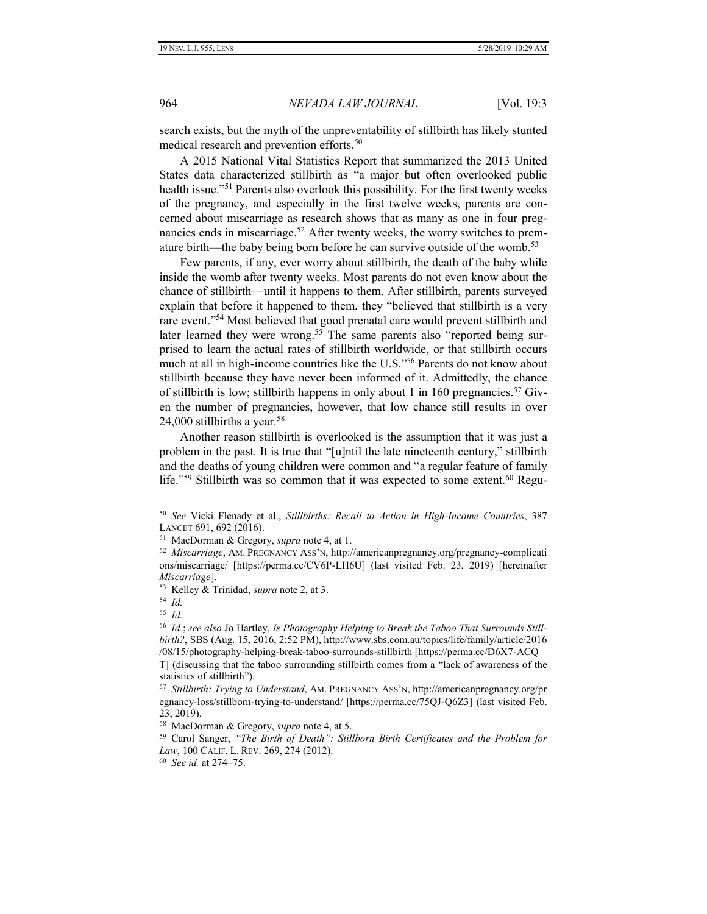search exists, but the myth of the unpreventability of stillbirth has likely stunted medical research and prevention efforts.[50]

A 2015 National Vital Statistics Report that summarized the 2013 United States data characterized stillbirth as "a major but often overlooked public health issue."[51] Parents also overlook this possibility. For the first twenty weeks of the pregnancy, and especially in the first twelve weeks, parents are concerned about miscarriage as research shows that as many as one in four pregnancies ends in miscarriage.[52] After twenty weeks, the worry switches to premature birth—the baby being born before he can survive outside of the womb.[53]

Few parents, if any, ever worry about stillbirth, the death of the baby while inside the womb after twenty weeks. Most parents do not even know about the chance of stillbirth—until it happens to them. After stillbirth, parents surveyed explain that before it happened to them, they "believed that stillbirth is a very rare event."[54] Most believed that good prenatal care would prevent stillbirth and later learned they were wrong.[55] The same parents also "reported being surprised to learn the actual rates of stillbirth worldwide, or that stillbirth occurs much at all in high-income countries like the U.S."[56] Parents do not know about stillbirth because they have never been informed of it. Admittedly, the chance of stillbirth is low; stillbirth happens in only about 1 in 160 pregnancies.[57] Given the number of pregnancies, however, that low chance still results in over 24,000 stillbirths a year.[58]

Another reason stillbirth is overlooked is the assumption that it was just a problem in the past. It is true that "[u]ntil the late nineteenth century," stillbirth and the deaths of young children were common and "a regular feature of family life."[59] Stillbirth was so common that it was expected to some extent.[60] Regu-

---

[50] *See* Vicki Flenady et al., *Stillbirths: Recall to Action in High-Income Countries*, 387 LANCET 691, 692 (2016).

[51] MacDorman & Gregory, *supra* note 4, at 1.

[52] *Miscarriage*, AM. PREGNANCY ASS'N, http://americanpregnancy.org/pregnancy-complications/miscarriage/ [https://perma.cc/CV6P-LH6U] (last visited Feb. 23, 2019) [hereinafter *Miscarriage*].

[53] Kelley & Trinidad, *supra* note 2, at 3.

[54] *Id.*

[55] *Id.*

[56] *Id.*; *see also* Jo Hartley, *Is Photography Helping to Break the Taboo That Surrounds Stillbirth?*, SBS (Aug. 15, 2016, 2:52 PM), http://www.sbs.com.au/topics/life/family/article/2016/08/15/photography-helping-break-taboo-surrounds-stillbirth [https://perma.cc/D6X7-ACQT] (discussing that the taboo surrounding stillbirth comes from a "lack of awareness of the statistics of stillbirth").

[57] *Stillbirth: Trying to Understand*, AM. PREGNANCY ASS'N, http://americanpregnancy.org/pregnancy-loss/stillborn-trying-to-understand/ [https://perma.cc/75QJ-Q6Z3] (last visited Feb. 23, 2019).

[58] MacDorman & Gregory, *supra* note 4, at 5.

[59] Carol Sanger, *"The Birth of Death": Stillborn Birth Certificates and the Problem for Law*, 100 CALIF. L. REV. 269, 274 (2012).

[60] *See id.* at 274–75.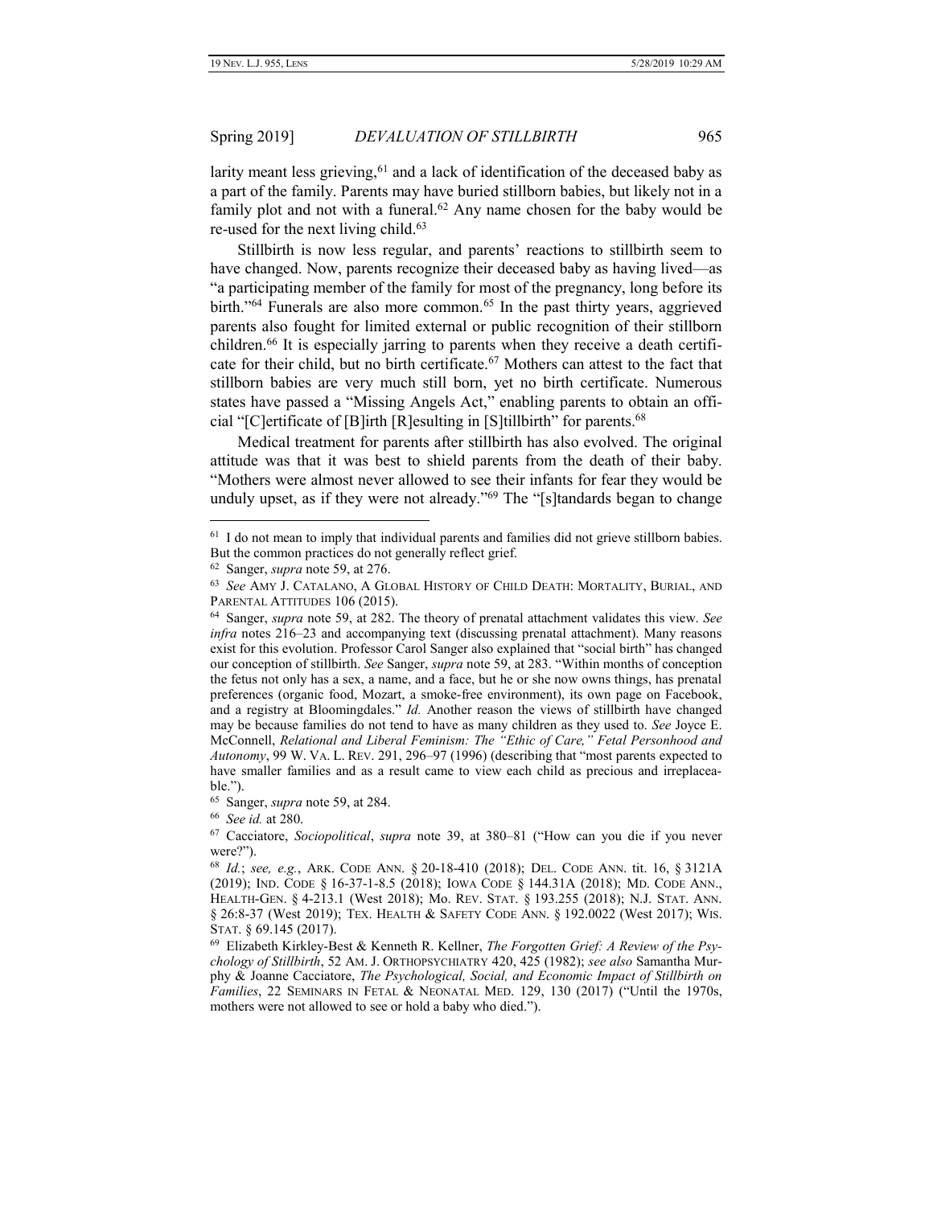larity meant less grieving,[61] and a lack of identification of the deceased baby as a part of the family. Parents may have buried stillborn babies, but likely not in a family plot and not with a funeral.[62] Any name chosen for the baby would be re-used for the next living child.[63]

Stillbirth is now less regular, and parents' reactions to stillbirth seem to have changed. Now, parents recognize their deceased baby as having lived—as "a participating member of the family for most of the pregnancy, long before its birth."[64] Funerals are also more common.[65] In the past thirty years, aggrieved parents also fought for limited external or public recognition of their stillborn children.[66] It is especially jarring to parents when they receive a death certificate for their child, but no birth certificate.[67] Mothers can attest to the fact that stillborn babies are very much still born, yet no birth certificate. Numerous states have passed a "Missing Angels Act," enabling parents to obtain an official "[C]ertificate of [B]irth [R]esulting in [S]tillbirth" for parents.[68]

Medical treatment for parents after stillbirth has also evolved. The original attitude was that it was best to shield parents from the death of their baby. "Mothers were almost never allowed to see their infants for fear they would be unduly upset, as if they were not already."[69] The "[s]tandards began to change

---

[61] I do not mean to imply that individual parents and families did not grieve stillborn babies. But the common practices do not generally reflect grief.

[62] Sanger, *supra* note 59, at 276.

[63] *See* AMY J. CATALANO, A GLOBAL HISTORY OF CHILD DEATH: MORTALITY, BURIAL, AND PARENTAL ATTITUDES 106 (2015).

[64] Sanger, *supra* note 59, at 282. The theory of prenatal attachment validates this view. *See infra* notes 216–23 and accompanying text (discussing prenatal attachment). Many reasons exist for this evolution. Professor Carol Sanger also explained that "social birth" has changed our conception of stillbirth. *See* Sanger, *supra* note 59, at 283. "Within months of conception the fetus not only has a sex, a name, and a face, but he or she now owns things, has prenatal preferences (organic food, Mozart, a smoke-free environment), its own page on Facebook, and a registry at Bloomingdales." *Id.* Another reason the views of stillbirth have changed may be because families do not tend to have as many children as they used to. *See* Joyce E. McConnell, *Relational and Liberal Feminism: The "Ethic of Care," Fetal Personhood and Autonomy*, 99 W. VA. L. REV. 291, 296–97 (1996) (describing that "most parents expected to have smaller families and as a result came to view each child as precious and irreplaceable.").

[65] Sanger, *supra* note 59, at 284.

[66] *See id.* at 280.

[67] Cacciatore, *Sociopolitical*, *supra* note 39, at 380–81 ("How can you die if you never were?").

[68] *Id.*; *see, e.g.*, ARK. CODE ANN. § 20-18-410 (2018); DEL. CODE ANN. tit. 16, § 3121A (2019); IND. CODE § 16-37-1-8.5 (2018); IOWA CODE § 144.31A (2018); MD. CODE ANN., HEALTH-GEN. § 4-213.1 (West 2018); MO. REV. STAT. § 193.255 (2018); N.J. STAT. ANN. § 26:8-37 (West 2019); TEX. HEALTH & SAFETY CODE ANN. § 192.0022 (West 2017); WIS. STAT. § 69.145 (2017).

[69] Elizabeth Kirkley-Best & Kenneth R. Kellner, *The Forgotten Grief: A Review of the Psychology of Stillbirth*, 52 AM. J. ORTHOPSYCHIATRY 420, 425 (1982); *see also* Samantha Murphy & Joanne Cacciatore, *The Psychological, Social, and Economic Impact of Stillbirth on Families*, 22 SEMINARS IN FETAL & NEONATAL MED. 129, 130 (2017) ("Until the 1970s, mothers were not allowed to see or hold a baby who died.").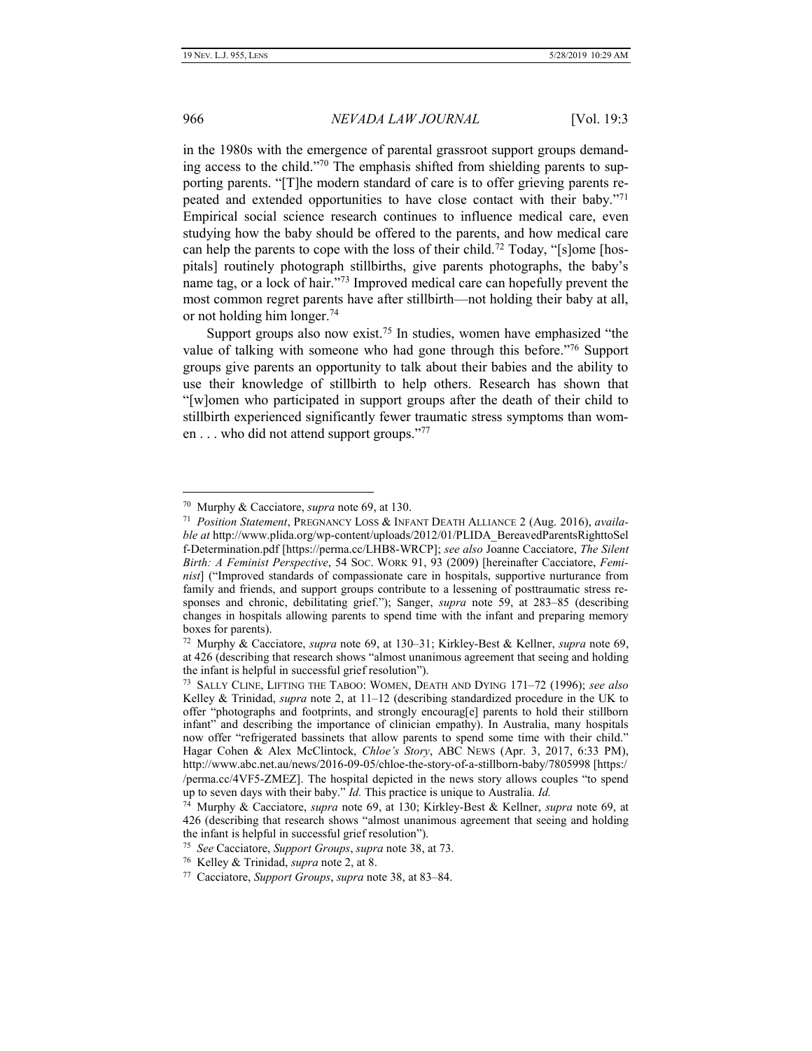in the 1980s with the emergence of parental grassroot support groups demanding access to the child."[70] The emphasis shifted from shielding parents to supporting parents. "[T]he modern standard of care is to offer grieving parents repeated and extended opportunities to have close contact with their baby."[71] Empirical social science research continues to influence medical care, even studying how the baby should be offered to the parents, and how medical care can help the parents to cope with the loss of their child.[72] Today, "[s]ome [hospitals] routinely photograph stillbirths, give parents photographs, the baby's name tag, or a lock of hair."[73] Improved medical care can hopefully prevent the most common regret parents have after stillbirth—not holding their baby at all, or not holding him longer.[74]

Support groups also now exist.[75] In studies, women have emphasized "the value of talking with someone who had gone through this before."[76] Support groups give parents an opportunity to talk about their babies and the ability to use their knowledge of stillbirth to help others. Research has shown that "[w]omen who participated in support groups after the death of their child to stillbirth experienced significantly fewer traumatic stress symptoms than women . . . who did not attend support groups."[77]

---

[70] Murphy & Cacciatore, *supra* note 69, at 130.

[71] *Position Statement*, PREGNANCY LOSS & INFANT DEATH ALLIANCE 2 (Aug. 2016), *available at* http://www.plida.org/wp-content/uploads/2012/01/PLIDA_BereavedParentsRighttoSelf-Determination.pdf [https://perma.cc/LHB8-WRCP]; *see also* Joanne Cacciatore, *The Silent Birth: A Feminist Perspective*, 54 SOC. WORK 91, 93 (2009) [hereinafter Cacciatore, *Feminist*] ("Improved standards of compassionate care in hospitals, supportive nurturance from family and friends, and support groups contribute to a lessening of posttraumatic stress responses and chronic, debilitating grief."); Sanger, *supra* note 59, at 283–85 (describing changes in hospitals allowing parents to spend time with the infant and preparing memory boxes for parents).

[72] Murphy & Cacciatore, *supra* note 69, at 130–31; Kirkley-Best & Kellner, *supra* note 69, at 426 (describing that research shows "almost unanimous agreement that seeing and holding the infant is helpful in successful grief resolution").

[73] SALLY CLINE, LIFTING THE TABOO: WOMEN, DEATH AND DYING 171–72 (1996); *see also* Kelley & Trinidad, *supra* note 2, at 11–12 (describing standardized procedure in the UK to offer "photographs and footprints, and strongly encourag[e] parents to hold their stillborn infant" and describing the importance of clinician empathy). In Australia, many hospitals now offer "refrigerated bassinets that allow parents to spend some time with their child." Hagar Cohen & Alex McClintock, *Chloe's Story*, ABC NEWS (Apr. 3, 2017, 6:33 PM), http://www.abc.net.au/news/2016-09-05/chloe-the-story-of-a-stillborn-baby/7805998 [https://perma.cc/4VF5-ZMEZ]. The hospital depicted in the news story allows couples "to spend up to seven days with their baby." *Id.* This practice is unique to Australia. *Id.*

[74] Murphy & Cacciatore, *supra* note 69, at 130; Kirkley-Best & Kellner, *supra* note 69, at 426 (describing that research shows "almost unanimous agreement that seeing and holding the infant is helpful in successful grief resolution").

[75] *See* Cacciatore, *Support Groups*, *supra* note 38, at 73.

[76] Kelley & Trinidad, *supra* note 2, at 8.

[77] Cacciatore, *Support Groups*, *supra* note 38, at 83–84.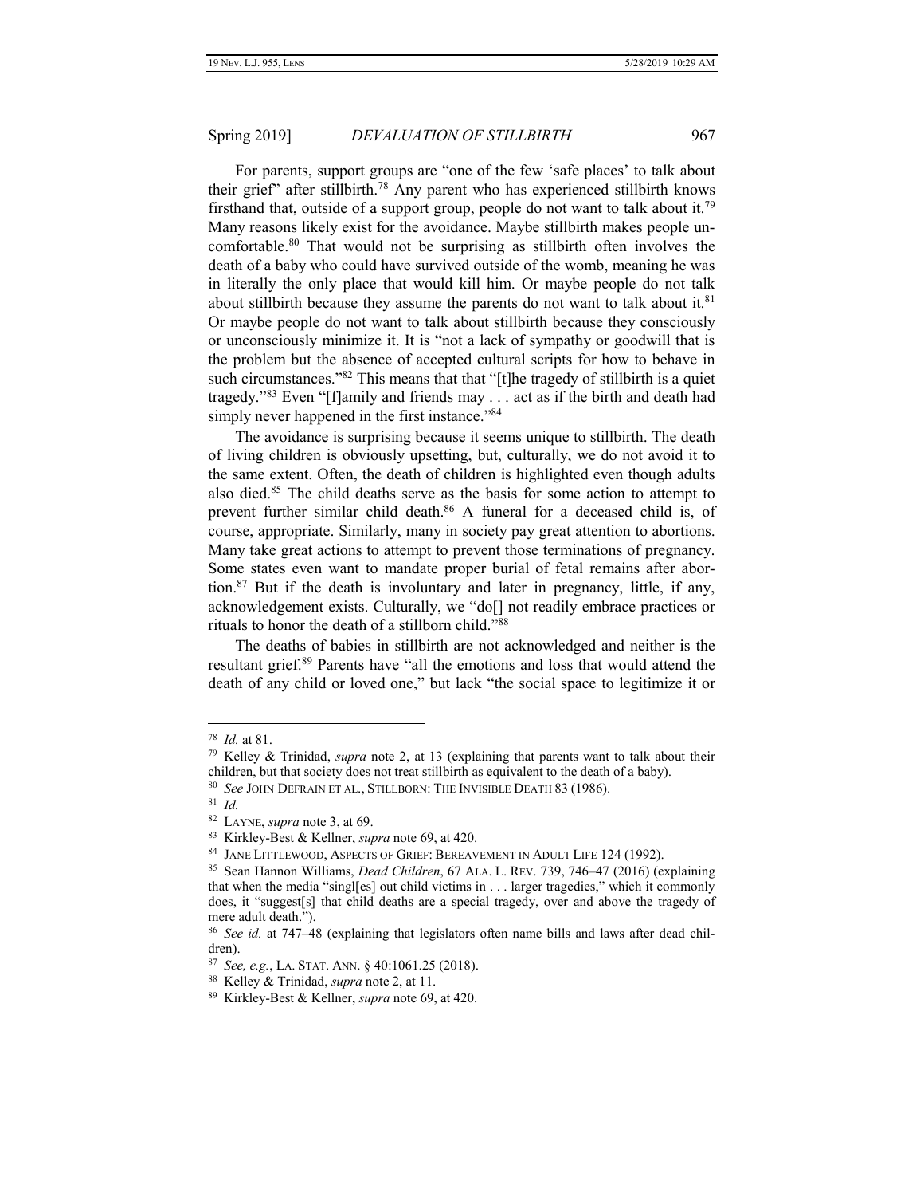For parents, support groups are "one of the few 'safe places' to talk about their grief" after stillbirth.[78] Any parent who has experienced stillbirth knows firsthand that, outside of a support group, people do not want to talk about it.[79] Many reasons likely exist for the avoidance. Maybe stillbirth makes people uncomfortable.[80] That would not be surprising as stillbirth often involves the death of a baby who could have survived outside of the womb, meaning he was in literally the only place that would kill him. Or maybe people do not talk about stillbirth because they assume the parents do not want to talk about it.[81] Or maybe people do not want to talk about stillbirth because they consciously or unconsciously minimize it. It is "not a lack of sympathy or goodwill that is the problem but the absence of accepted cultural scripts for how to behave in such circumstances."[82] This means that that "[t]he tragedy of stillbirth is a quiet tragedy."[83] Even "[f]amily and friends may . . . act as if the birth and death had simply never happened in the first instance."[84]

The avoidance is surprising because it seems unique to stillbirth. The death of living children is obviously upsetting, but, culturally, we do not avoid it to the same extent. Often, the death of children is highlighted even though adults also died.[85] The child deaths serve as the basis for some action to attempt to prevent further similar child death.[86] A funeral for a deceased child is, of course, appropriate. Similarly, many in society pay great attention to abortions. Many take great actions to attempt to prevent those terminations of pregnancy. Some states even want to mandate proper burial of fetal remains after abortion.[87] But if the death is involuntary and later in pregnancy, little, if any, acknowledgement exists. Culturally, we "do[] not readily embrace practices or rituals to honor the death of a stillborn child."[88]

The deaths of babies in stillbirth are not acknowledged and neither is the resultant grief.[89] Parents have "all the emotions and loss that would attend the death of any child or loved one," but lack "the social space to legitimize it or

---

[78] *Id.* at 81.

[79] Kelley & Trinidad, *supra* note 2, at 13 (explaining that parents want to talk about their children, but that society does not treat stillbirth as equivalent to the death of a baby).

[80] *See* JOHN DEFRAIN ET AL., STILLBORN: THE INVISIBLE DEATH 83 (1986).

[81] *Id.*

[82] LAYNE, *supra* note 3, at 69.

[83] Kirkley-Best & Kellner, *supra* note 69, at 420.

[84] JANE LITTLEWOOD, ASPECTS OF GRIEF: BEREAVEMENT IN ADULT LIFE 124 (1992).

[85] Sean Hannon Williams, *Dead Children*, 67 ALA. L. REV. 739, 746–47 (2016) (explaining that when the media "singl[es] out child victims in . . . larger tragedies," which it commonly does, it "suggest[s] that child deaths are a special tragedy, over and above the tragedy of mere adult death.").

[86] *See id.* at 747–48 (explaining that legislators often name bills and laws after dead children).

[87] *See, e.g.*, LA. STAT. ANN. § 40:1061.25 (2018).

[88] Kelley & Trinidad, *supra* note 2, at 11.

[89] Kirkley-Best & Kellner, *supra* note 69, at 420.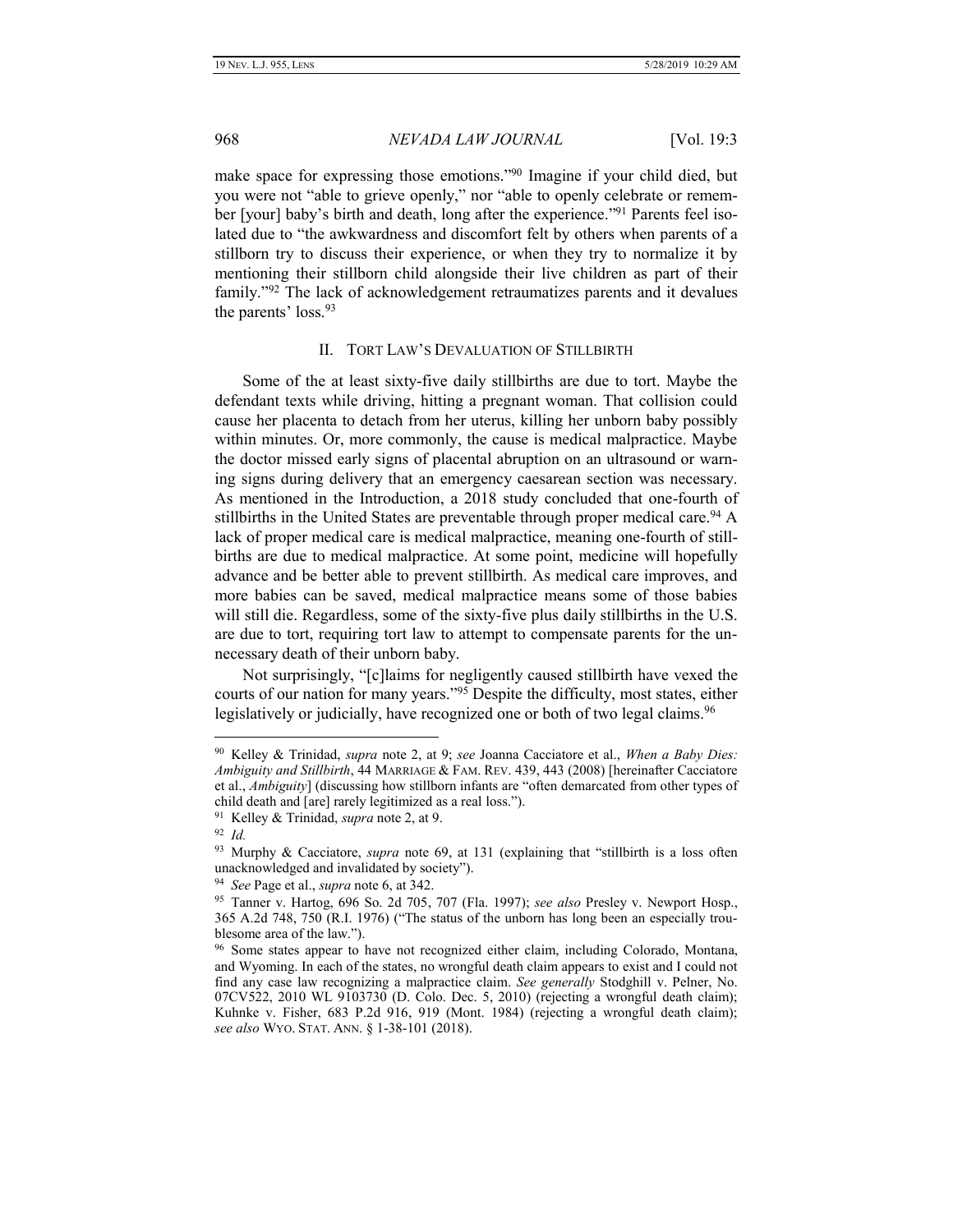make space for expressing those emotions."[90] Imagine if your child died, but you were not "able to grieve openly," nor "able to openly celebrate or remember [your] baby's birth and death, long after the experience."[91] Parents feel isolated due to "the awkwardness and discomfort felt by others when parents of a stillborn try to discuss their experience, or when they try to normalize it by mentioning their stillborn child alongside their live children as part of their family."[92] The lack of acknowledgement retraumatizes parents and it devalues the parents' loss.[93]

## II. TORT LAW'S DEVALUATION OF STILLBIRTH

Some of the at least sixty-five daily stillbirths are due to tort. Maybe the defendant texts while driving, hitting a pregnant woman. That collision could cause her placenta to detach from her uterus, killing her unborn baby possibly within minutes. Or, more commonly, the cause is medical malpractice. Maybe the doctor missed early signs of placental abruption on an ultrasound or warning signs during delivery that an emergency caesarean section was necessary. As mentioned in the Introduction, a 2018 study concluded that one-fourth of stillbirths in the United States are preventable through proper medical care.[94] A lack of proper medical care is medical malpractice, meaning one-fourth of stillbirths are due to medical malpractice. At some point, medicine will hopefully advance and be better able to prevent stillbirth. As medical care improves, and more babies can be saved, medical malpractice means some of those babies will still die. Regardless, some of the sixty-five plus daily stillbirths in the U.S. are due to tort, requiring tort law to attempt to compensate parents for the unnecessary death of their unborn baby.

Not surprisingly, "[c]laims for negligently caused stillbirth have vexed the courts of our nation for many years."[95] Despite the difficulty, most states, either legislatively or judicially, have recognized one or both of two legal claims.[96]

---

[90] Kelley & Trinidad, *supra* note 2, at 9; *see* Joanna Cacciatore et al., *When a Baby Dies: Ambiguity and Stillbirth*, 44 MARRIAGE & FAM. REV. 439, 443 (2008) [hereinafter Cacciatore et al., *Ambiguity*] (discussing how stillborn infants are "often demarcated from other types of child death and [are] rarely legitimized as a real loss.").

[91] Kelley & Trinidad, *supra* note 2, at 9.

[92] *Id.*

[93] Murphy & Cacciatore, *supra* note 69, at 131 (explaining that "stillbirth is a loss often unacknowledged and invalidated by society").

[94] *See* Page et al., *supra* note 6, at 342.

[95] Tanner v. Hartog, 696 So. 2d 705, 707 (Fla. 1997); *see also* Presley v. Newport Hosp., 365 A.2d 748, 750 (R.I. 1976) ("The status of the unborn has long been an especially troublesome area of the law.").

[96] Some states appear to have not recognized either claim, including Colorado, Montana, and Wyoming. In each of the states, no wrongful death claim appears to exist and I could not find any case law recognizing a malpractice claim. *See generally* Stodghill v. Pelner, No. 07CV522, 2010 WL 9103730 (D. Colo. Dec. 5, 2010) (rejecting a wrongful death claim); Kuhnke v. Fisher, 683 P.2d 916, 919 (Mont. 1984) (rejecting a wrongful death claim); *see also* WYO. STAT. ANN. § 1-38-101 (2018).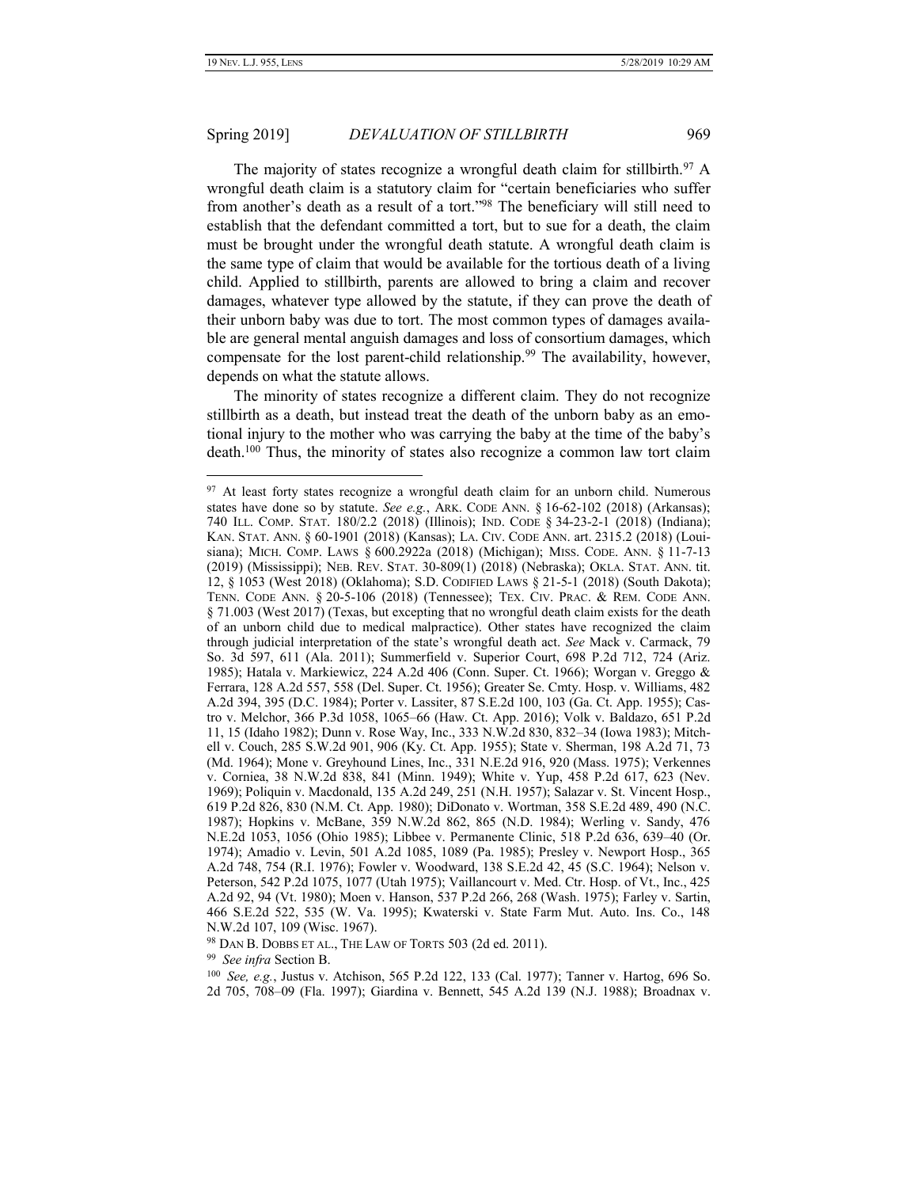The majority of states recognize a wrongful death claim for stillbirth.[97] A wrongful death claim is a statutory claim for "certain beneficiaries who suffer from another's death as a result of a tort."[98] The beneficiary will still need to establish that the defendant committed a tort, but to sue for a death, the claim must be brought under the wrongful death statute. A wrongful death claim is the same type of claim that would be available for the tortious death of a living child. Applied to stillbirth, parents are allowed to bring a claim and recover damages, whatever type allowed by the statute, if they can prove the death of their unborn baby was due to tort. The most common types of damages available are general mental anguish damages and loss of consortium damages, which compensate for the lost parent-child relationship.[99] The availability, however, depends on what the statute allows.

The minority of states recognize a different claim. They do not recognize stillbirth as a death, but instead treat the death of the unborn baby as an emotional injury to the mother who was carrying the baby at the time of the baby's death.[100] Thus, the minority of states also recognize a common law tort claim

---

[97] At least forty states recognize a wrongful death claim for an unborn child. Numerous states have done so by statute. *See e.g.*, ARK. CODE ANN. § 16-62-102 (2018) (Arkansas); 740 ILL. COMP. STAT. 180/2.2 (2018) (Illinois); IND. CODE § 34-23-2-1 (2018) (Indiana); KAN. STAT. ANN. § 60-1901 (2018) (Kansas); LA. CIV. CODE ANN. art. 2315.2 (2018) (Louisiana); MICH. COMP. LAWS § 600.2922a (2018) (Michigan); MISS. CODE. ANN. § 11-7-13 (2019) (Mississippi); NEB. REV. STAT. 30-809(1) (2018) (Nebraska); OKLA. STAT. ANN. tit. 12, § 1053 (West 2018) (Oklahoma); S.D. CODIFIED LAWS § 21-5-1 (2018) (South Dakota); TENN. CODE ANN. § 20-5-106 (2018) (Tennessee); TEX. CIV. PRAC. & REM. CODE ANN. § 71.003 (West 2017) (Texas, but excepting that no wrongful death claim exists for the death of an unborn child due to medical malpractice). Other states have recognized the claim through judicial interpretation of the state's wrongful death act. *See* Mack v. Carmack, 79 So. 3d 597, 611 (Ala. 2011); Summerfield v. Superior Court, 698 P.2d 712, 724 (Ariz. 1985); Hatala v. Markiewicz, 224 A.2d 406 (Conn. Super. Ct. 1966); Worgan v. Greggo & Ferrara, 128 A.2d 557, 558 (Del. Super. Ct. 1956); Greater Se. Cmty. Hosp. v. Williams, 482 A.2d 394, 395 (D.C. 1984); Porter v. Lassiter, 87 S.E.2d 100, 103 (Ga. Ct. App. 1955); Castro v. Melchor, 366 P.3d 1058, 1065–66 (Haw. Ct. App. 2016); Volk v. Baldazo, 651 P.2d 11, 15 (Idaho 1982); Dunn v. Rose Way, Inc., 333 N.W.2d 830, 832–34 (Iowa 1983); Mitchell v. Couch, 285 S.W.2d 901, 906 (Ky. Ct. App. 1955); State v. Sherman, 198 A.2d 71, 73 (Md. 1964); Mone v. Greyhound Lines, Inc., 331 N.E.2d 916, 920 (Mass. 1975); Verkennes v. Corniea, 38 N.W.2d 838, 841 (Minn. 1949); White v. Yup, 458 P.2d 617, 623 (Nev. 1969); Poliquin v. Macdonald, 135 A.2d 249, 251 (N.H. 1957); Salazar v. St. Vincent Hosp., 619 P.2d 826, 830 (N.M. Ct. App. 1980); DiDonato v. Wortman, 358 S.E.2d 489, 490 (N.C. 1987); Hopkins v. McBane, 359 N.W.2d 862, 865 (N.D. 1984); Werling v. Sandy, 476 N.E.2d 1053, 1056 (Ohio 1985); Libbee v. Permanente Clinic, 518 P.2d 636, 639–40 (Or. 1974); Amadio v. Levin, 501 A.2d 1085, 1089 (Pa. 1985); Presley v. Newport Hosp., 365 A.2d 748, 754 (R.I. 1976); Fowler v. Woodward, 138 S.E.2d 42, 45 (S.C. 1964); Nelson v. Peterson, 542 P.2d 1075, 1077 (Utah 1975); Vaillancourt v. Med. Ctr. Hosp. of Vt., Inc., 425 A.2d 92, 94 (Vt. 1980); Moen v. Hanson, 537 P.2d 266, 268 (Wash. 1975); Farley v. Sartin, 466 S.E.2d 522, 535 (W. Va. 1995); Kwaterski v. State Farm Mut. Auto. Ins. Co., 148 N.W.2d 107, 109 (Wisc. 1967).

[98] DAN B. DOBBS ET AL., THE LAW OF TORTS 503 (2d ed. 2011).

[99] *See infra* Section B.

[100] *See, e.g.*, Justus v. Atchison, 565 P.2d 122, 133 (Cal. 1977); Tanner v. Hartog, 696 So. 2d 705, 708–09 (Fla. 1997); Giardina v. Bennett, 545 A.2d 139 (N.J. 1988); Broadnax v.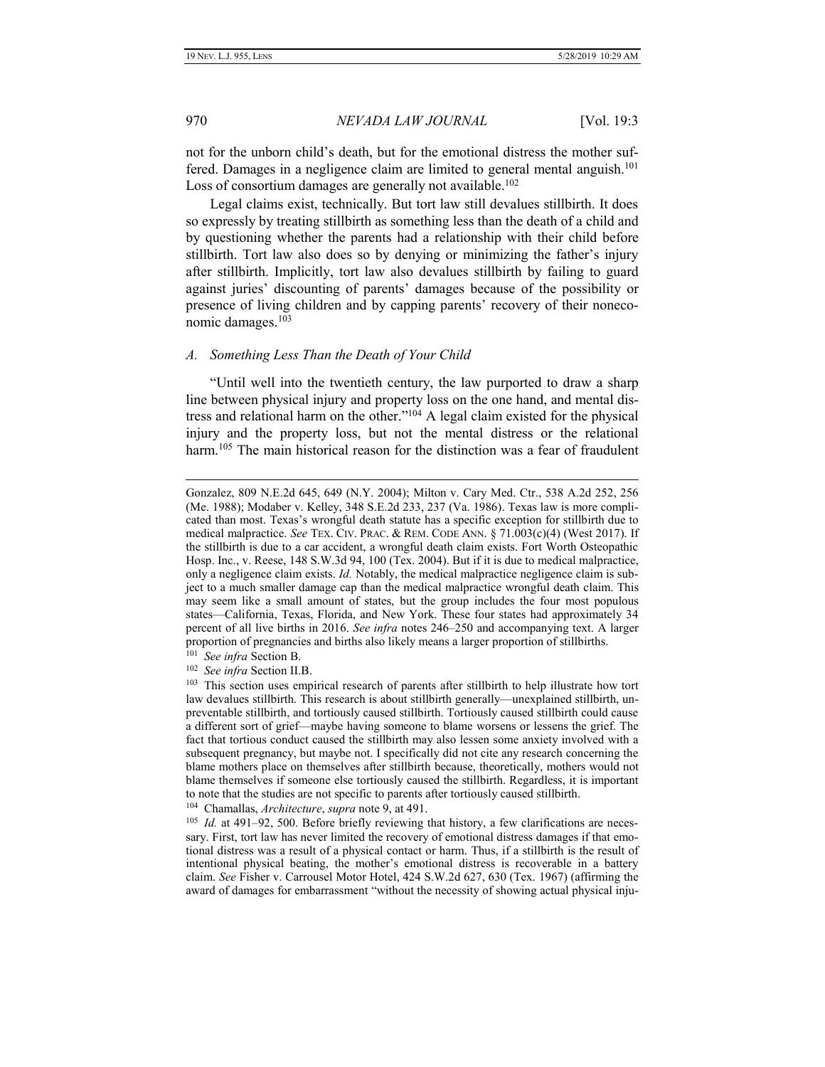not for the unborn child's death, but for the emotional distress the mother suffered. Damages in a negligence claim are limited to general mental anguish.[101] Loss of consortium damages are generally not available.[102]

Legal claims exist, technically. But tort law still devalues stillbirth. It does so expressly by treating stillbirth as something less than the death of a child and by questioning whether the parents had a relationship with their child before stillbirth. Tort law also does so by denying or minimizing the father's injury after stillbirth. Implicitly, tort law also devalues stillbirth by failing to guard against juries' discounting of parents' damages because of the possibility or presence of living children and by capping parents' recovery of their noneconomic damages.[103]

### A. *Something Less Than the Death of Your Child*

"Until well into the twentieth century, the law purported to draw a sharp line between physical injury and property loss on the one hand, and mental distress and relational harm on the other."[104] A legal claim existed for the physical injury and the property loss, but not the mental distress or the relational harm.[105] The main historical reason for the distinction was a fear of fraudulent

---

Gonzalez, 809 N.E.2d 645, 649 (N.Y. 2004); Milton v. Cary Med. Ctr., 538 A.2d 252, 256 (Me. 1988); Modaber v. Kelley, 348 S.E.2d 233, 237 (Va. 1986). Texas law is more complicated than most. Texas's wrongful death statute has a specific exception for stillbirth due to medical malpractice. *See* TEX. CIV. PRAC. & REM. CODE ANN. § 71.003(c)(4) (West 2017). If the stillbirth is due to a car accident, a wrongful death claim exists. Fort Worth Osteopathic Hosp. Inc., v. Reese, 148 S.W.3d 94, 100 (Tex. 2004). But if it is due to medical malpractice, only a negligence claim exists. *Id.* Notably, the medical malpractice negligence claim is subject to a much smaller damage cap than the medical malpractice wrongful death claim. This may seem like a small amount of states, but the group includes the four most populous states—California, Texas, Florida, and New York. These four states had approximately 34 percent of all live births in 2016. *See infra* notes 246–250 and accompanying text. A larger proportion of pregnancies and births also likely means a larger proportion of stillbirths.

[101] *See infra* Section B.

[102] *See infra* Section II.B.

[103] This section uses empirical research of parents after stillbirth to help illustrate how tort law devalues stillbirth. This research is about stillbirth generally—unexplained stillbirth, unpreventable stillbirth, and tortiously caused stillbirth. Tortiously caused stillbirth could cause a different sort of grief—maybe having someone to blame worsens or lessens the grief. The fact that tortious conduct caused the stillbirth may also lessen some anxiety involved with a subsequent pregnancy, but maybe not. I specifically did not cite any research concerning the blame mothers place on themselves after stillbirth because, theoretically, mothers would not blame themselves if someone else tortiously caused the stillbirth. Regardless, it is important to note that the studies are not specific to parents after tortiously caused stillbirth.

[104] Chamallas, *Architecture*, *supra* note 9, at 491.

[105] *Id.* at 491–92, 500. Before briefly reviewing that history, a few clarifications are necessary. First, tort law has never limited the recovery of emotional distress damages if that emotional distress was a result of a physical contact or harm. Thus, if a stillbirth is the result of intentional physical beating, the mother's emotional distress is recoverable in a battery claim. *See* Fisher v. Carrousel Motor Hotel, 424 S.W.2d 627, 630 (Tex. 1967) (affirming the award of damages for embarrassment "without the necessity of showing actual physical inju-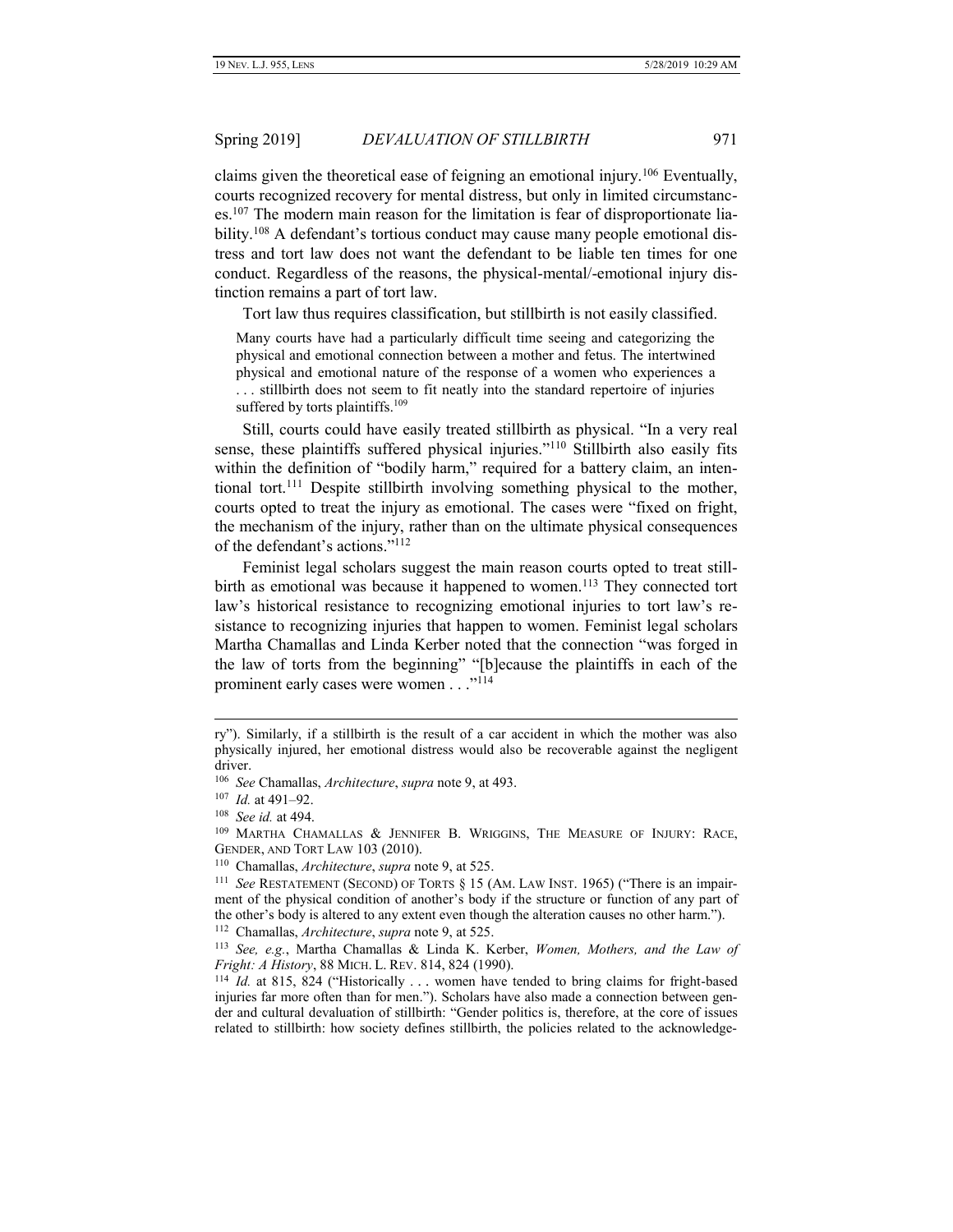claims given the theoretical ease of feigning an emotional injury.[106] Eventually, courts recognized recovery for mental distress, but only in limited circumstances.[107] The modern main reason for the limitation is fear of disproportionate liability.[108] A defendant's tortious conduct may cause many people emotional distress and tort law does not want the defendant to be liable ten times for one conduct. Regardless of the reasons, the physical-mental/-emotional injury distinction remains a part of tort law.

Tort law thus requires classification, but stillbirth is not easily classified.

> Many courts have had a particularly difficult time seeing and categorizing the physical and emotional connection between a mother and fetus. The intertwined physical and emotional nature of the response of a women who experiences a . . . stillbirth does not seem to fit neatly into the standard repertoire of injuries suffered by torts plaintiffs.[109]

Still, courts could have easily treated stillbirth as physical. "In a very real sense, these plaintiffs suffered physical injuries."[110] Stillbirth also easily fits within the definition of "bodily harm," required for a battery claim, an intentional tort.[111] Despite stillbirth involving something physical to the mother, courts opted to treat the injury as emotional. The cases were "fixed on fright, the mechanism of the injury, rather than on the ultimate physical consequences of the defendant's actions."[112]

Feminist legal scholars suggest the main reason courts opted to treat stillbirth as emotional was because it happened to women.[113] They connected tort law's historical resistance to recognizing emotional injuries to tort law's resistance to recognizing injuries that happen to women. Feminist legal scholars Martha Chamallas and Linda Kerber noted that the connection "was forged in the law of torts from the beginning" "[b]ecause the plaintiffs in each of the prominent early cases were women . . ."[114]

---

ry"). Similarly, if a stillbirth is the result of a car accident in which the mother was also physically injured, her emotional distress would also be recoverable against the negligent driver.

[106] *See* Chamallas, *Architecture*, *supra* note 9, at 493.

[107] *Id.* at 491–92.

[108] *See id.* at 494.

[109] MARTHA CHAMALLAS & JENNIFER B. WRIGGINS, THE MEASURE OF INJURY: RACE, GENDER, AND TORT LAW 103 (2010).

[110] Chamallas, *Architecture*, *supra* note 9, at 525.

[111] *See* RESTATEMENT (SECOND) OF TORTS § 15 (AM. LAW INST. 1965) ("There is an impairment of the physical condition of another's body if the structure or function of any part of the other's body is altered to any extent even though the alteration causes no other harm.").

[112] Chamallas, *Architecture*, *supra* note 9, at 525.

[113] *See, e.g.*, Martha Chamallas & Linda K. Kerber, *Women, Mothers, and the Law of Fright: A History*, 88 MICH. L. REV. 814, 824 (1990).

[114] *Id.* at 815, 824 ("Historically . . . women have tended to bring claims for fright-based injuries far more often than for men."). Scholars have also made a connection between gender and cultural devaluation of stillbirth: "Gender politics is, therefore, at the core of issues related to stillbirth: how society defines stillbirth, the policies related to the acknowledge-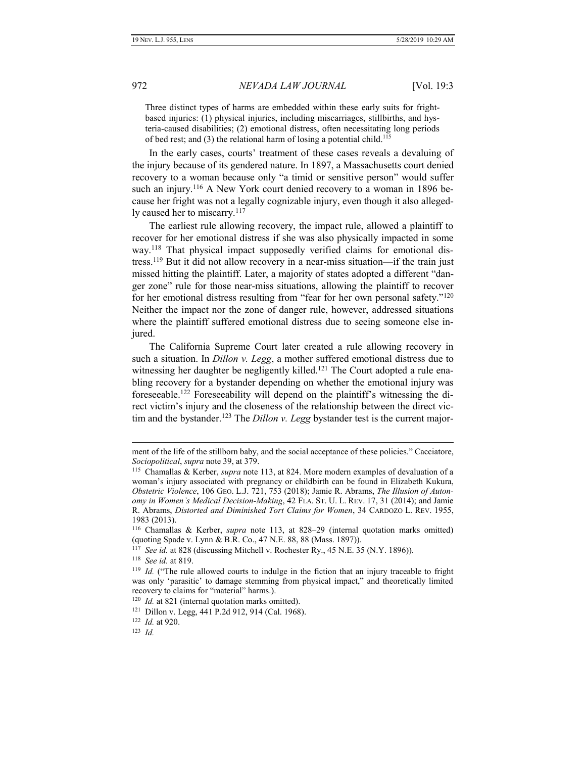> Three distinct types of harms are embedded within these early suits for fright-based injuries: (1) physical injuries, including miscarriages, stillbirths, and hysteria-caused disabilities; (2) emotional distress, often necessitating long periods of bed rest; and (3) the relational harm of losing a potential child.[115]

In the early cases, courts' treatment of these cases reveals a devaluing of the injury because of its gendered nature. In 1897, a Massachusetts court denied recovery to a woman because only "a timid or sensitive person" would suffer such an injury.[116] A New York court denied recovery to a woman in 1896 because her fright was not a legally cognizable injury, even though it also allegedly caused her to miscarry.[117]

The earliest rule allowing recovery, the impact rule, allowed a plaintiff to recover for her emotional distress if she was also physically impacted in some way.[118] That physical impact supposedly verified claims for emotional distress.[119] But it did not allow recovery in a near-miss situation—if the train just missed hitting the plaintiff. Later, a majority of states adopted a different "danger zone" rule for those near-miss situations, allowing the plaintiff to recover for her emotional distress resulting from "fear for her own personal safety."[120] Neither the impact nor the zone of danger rule, however, addressed situations where the plaintiff suffered emotional distress due to seeing someone else injured.

The California Supreme Court later created a rule allowing recovery in such a situation. In *Dillon v. Legg*, a mother suffered emotional distress due to witnessing her daughter be negligently killed.[121] The Court adopted a rule enabling recovery for a bystander depending on whether the emotional injury was foreseeable.[122] Foreseeability will depend on the plaintiff's witnessing the direct victim's injury and the closeness of the relationship between the direct victim and the bystander.[123] The *Dillon v. Legg* bystander test is the current major-

---

ment of the life of the stillborn baby, and the social acceptance of these policies." Cacciatore, *Sociopolitical*, *supra* note 39, at 379.

[115] Chamallas & Kerber, *supra* note 113, at 824. More modern examples of devaluation of a woman's injury associated with pregnancy or childbirth can be found in Elizabeth Kukura, *Obstetric Violence*, 106 GEO. L.J. 721, 753 (2018); Jamie R. Abrams, *The Illusion of Autonomy in Women's Medical Decision-Making*, 42 FLA. ST. U. L. REV. 17, 31 (2014); and Jamie R. Abrams, *Distorted and Diminished Tort Claims for Women*, 34 CARDOZO L. REV. 1955, 1983 (2013).

[116] Chamallas & Kerber, *supra* note 113, at 828–29 (internal quotation marks omitted) (quoting Spade v. Lynn & B.R. Co., 47 N.E. 88, 88 (Mass. 1897)).

[117] *See id.* at 828 (discussing Mitchell v. Rochester Ry., 45 N.E. 35 (N.Y. 1896)).

[118] *See id.* at 819.

[119] *Id.* ("The rule allowed courts to indulge in the fiction that an injury traceable to fright was only 'parasitic' to damage stemming from physical impact," and theoretically limited recovery to claims for "material" harms.).

[120] *Id.* at 821 (internal quotation marks omitted).

[121] Dillon v. Legg, 441 P.2d 912, 914 (Cal. 1968).

[122] *Id.* at 920.

[123] *Id.*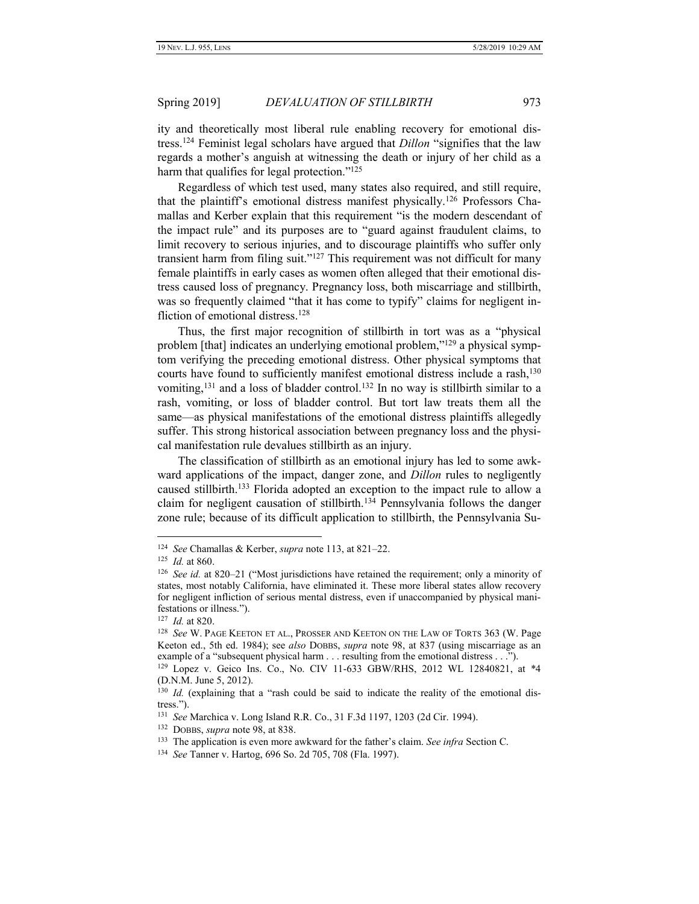ity and theoretically most liberal rule enabling recovery for emotional distress.[124] Feminist legal scholars have argued that *Dillon* "signifies that the law regards a mother's anguish at witnessing the death or injury of her child as a harm that qualifies for legal protection."[125]

Regardless of which test used, many states also required, and still require, that the plaintiff's emotional distress manifest physically.[126] Professors Chamallas and Kerber explain that this requirement "is the modern descendant of the impact rule" and its purposes are to "guard against fraudulent claims, to limit recovery to serious injuries, and to discourage plaintiffs who suffer only transient harm from filing suit."[127] This requirement was not difficult for many female plaintiffs in early cases as women often alleged that their emotional distress caused loss of pregnancy. Pregnancy loss, both miscarriage and stillbirth, was so frequently claimed "that it has come to typify" claims for negligent infliction of emotional distress.[128]

Thus, the first major recognition of stillbirth in tort was as a "physical problem [that] indicates an underlying emotional problem,"[129] a physical symptom verifying the preceding emotional distress. Other physical symptoms that courts have found to sufficiently manifest emotional distress include a rash,[130] vomiting,[131] and a loss of bladder control.[132] In no way is stillbirth similar to a rash, vomiting, or loss of bladder control. But tort law treats them all the same—as physical manifestations of the emotional distress plaintiffs allegedly suffer. This strong historical association between pregnancy loss and the physical manifestation rule devalues stillbirth as an injury.

The classification of stillbirth as an emotional injury has led to some awkward applications of the impact, danger zone, and *Dillon* rules to negligently caused stillbirth.[133] Florida adopted an exception to the impact rule to allow a claim for negligent causation of stillbirth.[134] Pennsylvania follows the danger zone rule; because of its difficult application to stillbirth, the Pennsylvania Su-

---

[124] *See* Chamallas & Kerber, *supra* note 113, at 821–22.

[125] *Id.* at 860.

[126] *See id.* at 820–21 ("Most jurisdictions have retained the requirement; only a minority of states, most notably California, have eliminated it. These more liberal states allow recovery for negligent infliction of serious mental distress, even if unaccompanied by physical manifestations or illness.").

[127] *Id.* at 820.

[128] *See* W. PAGE KEETON ET AL., PROSSER AND KEETON ON THE LAW OF TORTS 363 (W. Page Keeton ed., 5th ed. 1984); see *also* DOBBS, *supra* note 98, at 837 (using miscarriage as an example of a "subsequent physical harm . . . resulting from the emotional distress . . .").

[129] Lopez v. Geico Ins. Co., No. CIV 11-633 GBW/RHS, 2012 WL 12840821, at *4 (D.N.M. June 5, 2012).

[130] *Id.* (explaining that a "rash could be said to indicate the reality of the emotional distress.").

[131] *See* Marchica v. Long Island R.R. Co., 31 F.3d 1197, 1203 (2d Cir. 1994).

[132] DOBBS, *supra* note 98, at 838.

[133] The application is even more awkward for the father's claim. *See infra* Section C.

[134] *See* Tanner v. Hartog, 696 So. 2d 705, 708 (Fla. 1997).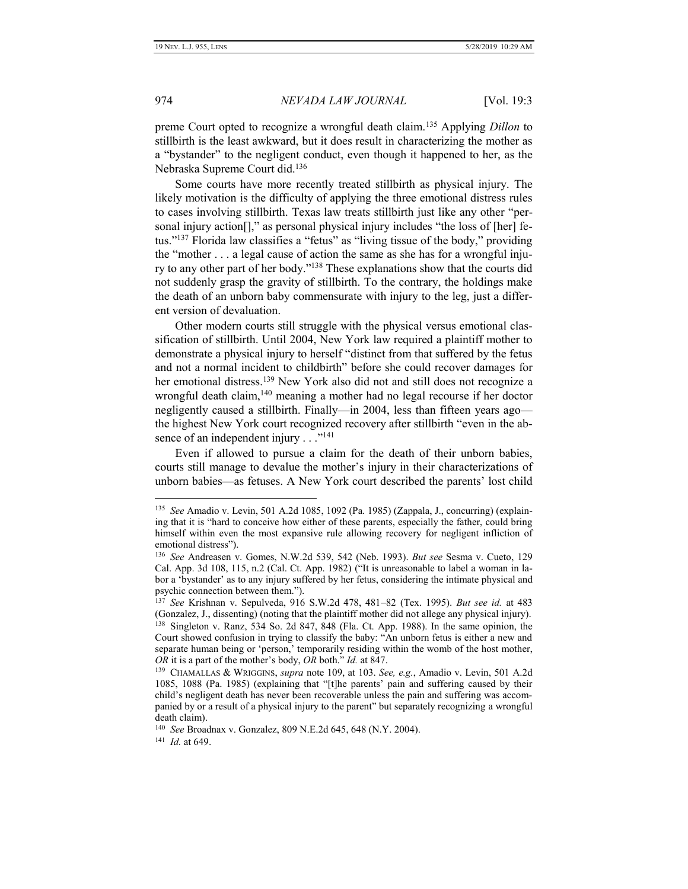preme Court opted to recognize a wrongful death claim.[135] Applying *Dillon* to stillbirth is the least awkward, but it does result in characterizing the mother as a "bystander" to the negligent conduct, even though it happened to her, as the Nebraska Supreme Court did.[136]

Some courts have more recently treated stillbirth as physical injury. The likely motivation is the difficulty of applying the three emotional distress rules to cases involving stillbirth. Texas law treats stillbirth just like any other "personal injury action[]," as personal physical injury includes "the loss of [her] fetus."[137] Florida law classifies a "fetus" as "living tissue of the body," providing the "mother . . . a legal cause of action the same as she has for a wrongful injury to any other part of her body."[138] These explanations show that the courts did not suddenly grasp the gravity of stillbirth. To the contrary, the holdings make the death of an unborn baby commensurate with injury to the leg, just a different version of devaluation.

Other modern courts still struggle with the physical versus emotional classification of stillbirth. Until 2004, New York law required a plaintiff mother to demonstrate a physical injury to herself "distinct from that suffered by the fetus and not a normal incident to childbirth" before she could recover damages for her emotional distress.[139] New York also did not and still does not recognize a wrongful death claim,[140] meaning a mother had no legal recourse if her doctor negligently caused a stillbirth. Finally—in 2004, less than fifteen years ago—the highest New York court recognized recovery after stillbirth "even in the absence of an independent injury . . . ."[141]

Even if allowed to pursue a claim for the death of their unborn babies, courts still manage to devalue the mother's injury in their characterizations of unborn babies—as fetuses. A New York court described the parents' lost child

---

[135] *See* Amadio v. Levin, 501 A.2d 1085, 1092 (Pa. 1985) (Zappala, J., concurring) (explaining that it is "hard to conceive how either of these parents, especially the father, could bring himself within even the most expansive rule allowing recovery for negligent infliction of emotional distress").

[136] *See* Andreasen v. Gomes, N.W.2d 539, 542 (Neb. 1993). *But see* Sesma v. Cueto, 129 Cal. App. 3d 108, 115, n.2 (Cal. Ct. App. 1982) ("It is unreasonable to label a woman in labor a 'bystander' as to any injury suffered by her fetus, considering the intimate physical and psychic connection between them.").

[137] *See* Krishnan v. Sepulveda, 916 S.W.2d 478, 481–82 (Tex. 1995). *But see id.* at 483 (Gonzalez, J., dissenting) (noting that the plaintiff mother did not allege any physical injury).

[138] Singleton v. Ranz, 534 So. 2d 847, 848 (Fla. Ct. App. 1988). In the same opinion, the Court showed confusion in trying to classify the baby: "An unborn fetus is either a new and separate human being or 'person,' temporarily residing within the womb of the host mother, *OR* it is a part of the mother's body, *OR* both." *Id.* at 847.

[139] CHAMALLAS & WRIGGINS, *supra* note 109, at 103. *See, e.g.*, Amadio v. Levin, 501 A.2d 1085, 1088 (Pa. 1985) (explaining that "[t]he parents' pain and suffering caused by their child's negligent death has never been recoverable unless the pain and suffering was accompanied by or a result of a physical injury to the parent" but separately recognizing a wrongful death claim).

[140] *See* Broadnax v. Gonzalez, 809 N.E.2d 645, 648 (N.Y. 2004).

[141] *Id.* at 649.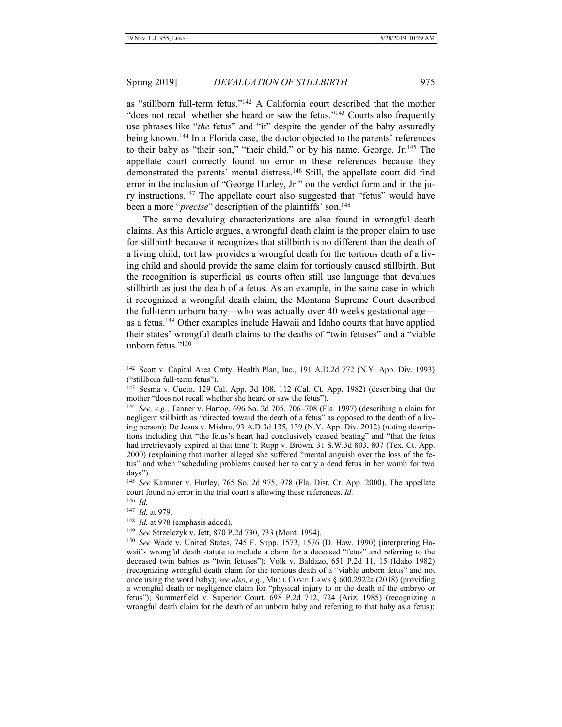as "stillborn full-term fetus."[142] A California court described that the mother "does not recall whether she heard or saw the fetus."[143] Courts also frequently use phrases like "*the* fetus" and "it" despite the gender of the baby assuredly being known.[144] In a Florida case, the doctor objected to the parents' references to their baby as "their son," "their child," or by his name, George, Jr.[145] The appellate court correctly found no error in these references because they demonstrated the parents' mental distress.[146] Still, the appellate court did find error in the inclusion of "George Hurley, Jr." on the verdict form and in the jury instructions.[147] The appellate court also suggested that "fetus" would have been a more "*precise*" description of the plaintiffs' son.[148]

The same devaluing characterizations are also found in wrongful death claims. As this Article argues, a wrongful death claim is the proper claim to use for stillbirth because it recognizes that stillbirth is no different than the death of a living child; tort law provides a wrongful death for the tortious death of a living child and should provide the same claim for tortiously caused stillbirth. But the recognition is superficial as courts often still use language that devalues stillbirth as just the death of a fetus. As an example, in the same case in which it recognized a wrongful death claim, the Montana Supreme Court described the full-term unborn baby—who was actually over 40 weeks gestational age—as a fetus.[149] Other examples include Hawaii and Idaho courts that have applied their states' wrongful death claims to the deaths of "twin fetuses" and a "viable unborn fetus."[150]

---

[142] Scott v. Capital Area Cmty. Health Plan, Inc., 191 A.D.2d 772 (N.Y. App. Div. 1993) ("stillborn full-term fetus").

[143] Sesma v. Cueto, 129 Cal. App. 3d 108, 112 (Cal. Ct. App. 1982) (describing that the mother "does not recall whether she heard or saw the fetus").

[144] *See, e.g.*, Tanner v. Hartog, 696 So. 2d 705, 706–708 (Fla. 1997) (describing a claim for negligent stillbirth as "directed toward the death of a fetus" as opposed to the death of a living person); De Jesus v. Mishra, 93 A.D.3d 135, 139 (N.Y. App. Div. 2012) (noting descriptions including that "the fetus's heart had conclusively ceased beating" and "that the fetus had irretrievably expired at that time"); Rupp v. Brown, 31 S.W.3d 803, 807 (Tex. Ct. App. 2000) (explaining that mother alleged she suffered "mental anguish over the loss of the fetus" and when "scheduling problems caused her to carry a dead fetus in her womb for two days").

[145] *See* Kammer v. Hurley, 765 So. 2d 975, 978 (Fla. Dist. Ct. App. 2000). The appellate court found no error in the trial court's allowing these references. *Id.*

[146] *Id.*

[147] *Id.* at 979.

[148] *Id.* at 978 (emphasis added).

[149] *See* Strzelczyk v. Jett, 870 P.2d 730, 733 (Mont. 1994).

[150] *See* Wade v. United States, 745 F. Supp. 1573, 1576 (D. Haw. 1990) (interpreting Hawaii's wrongful death statute to include a claim for a deceased "fetus" and referring to the deceased twin babies as "twin fetuses"); Volk v. Baldazo, 651 P.2d 11, 15 (Idaho 1982) (recognizing wrongful death claim for the tortious death of a "viable unborn fetus" and not once using the word baby); *see also, e.g.*, MICH. COMP. LAWS § 600.2922a (2018) (providing a wrongful death or negligence claim for "physical injury to or the death of the embryo or fetus"); Summerfield v. Superior Court, 698 P.2d 712, 724 (Ariz. 1985) (recognizing a wrongful death claim for the death of an unborn baby and referring to that baby as a fetus);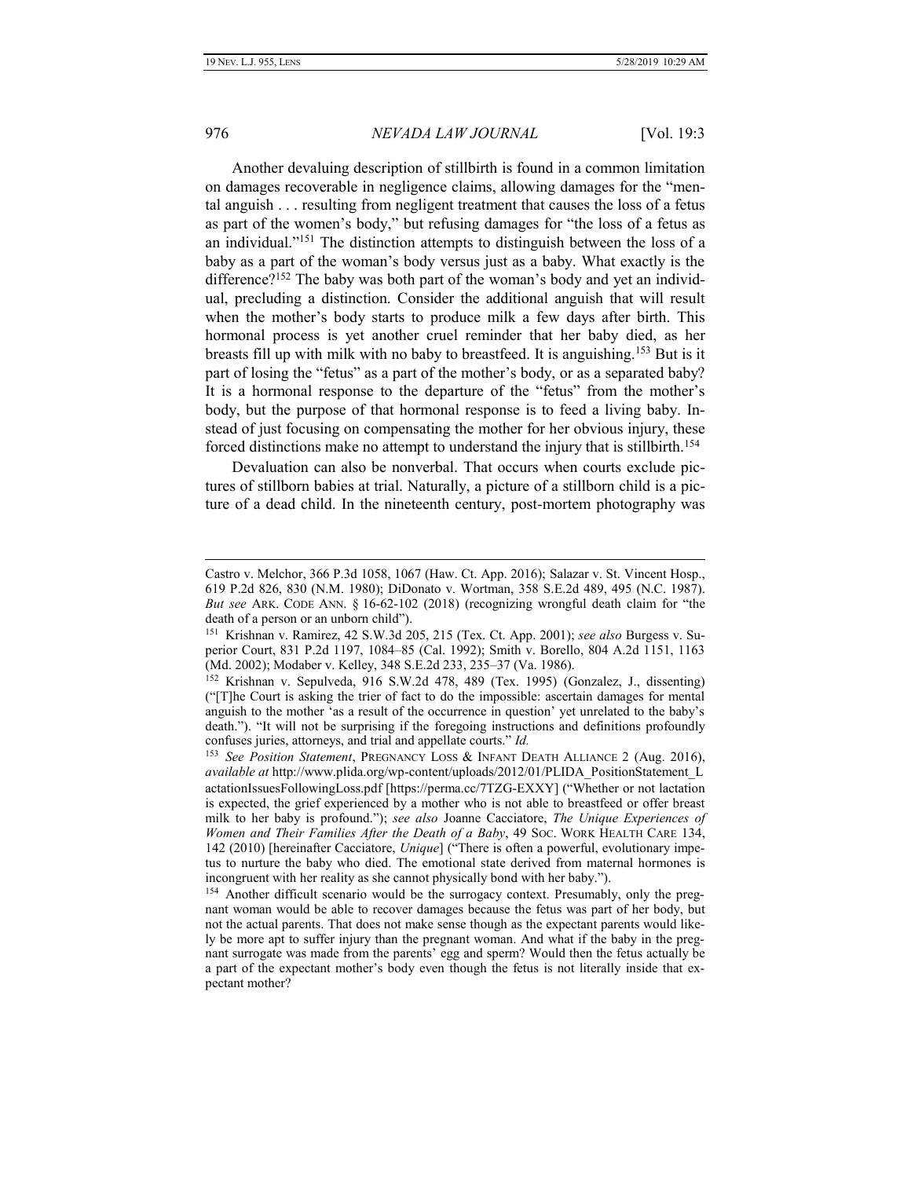Another devaluing description of stillbirth is found in a common limitation on damages recoverable in negligence claims, allowing damages for the "mental anguish . . . resulting from negligent treatment that causes the loss of a fetus as part of the women's body," but refusing damages for "the loss of a fetus as an individual."[151] The distinction attempts to distinguish between the loss of a baby as a part of the woman's body versus just as a baby. What exactly is the difference?[152] The baby was both part of the woman's body and yet an individual, precluding a distinction. Consider the additional anguish that will result when the mother's body starts to produce milk a few days after birth. This hormonal process is yet another cruel reminder that her baby died, as her breasts fill up with milk with no baby to breastfeed. It is anguishing.[153] But is it part of losing the "fetus" as a part of the mother's body, or as a separated baby? It is a hormonal response to the departure of the "fetus" from the mother's body, but the purpose of that hormonal response is to feed a living baby. Instead of just focusing on compensating the mother for her obvious injury, these forced distinctions make no attempt to understand the injury that is stillbirth.[154]

Devaluation can also be nonverbal. That occurs when courts exclude pictures of stillborn babies at trial. Naturally, a picture of a stillborn child is a picture of a dead child. In the nineteenth century, post-mortem photography was

---

Castro v. Melchor, 366 P.3d 1058, 1067 (Haw. Ct. App. 2016); Salazar v. St. Vincent Hosp., 619 P.2d 826, 830 (N.M. 1980); DiDonato v. Wortman, 358 S.E.2d 489, 495 (N.C. 1987). *But see* ARK. CODE ANN. § 16-62-102 (2018) (recognizing wrongful death claim for "the death of a person or an unborn child").

[151] Krishnan v. Ramirez, 42 S.W.3d 205, 215 (Tex. Ct. App. 2001); *see also* Burgess v. Superior Court, 831 P.2d 1197, 1084–85 (Cal. 1992); Smith v. Borello, 804 A.2d 1151, 1163 (Md. 2002); Modaber v. Kelley, 348 S.E.2d 233, 235–37 (Va. 1986).

[152] Krishnan v. Sepulveda, 916 S.W.2d 478, 489 (Tex. 1995) (Gonzalez, J., dissenting) ("[T]he Court is asking the trier of fact to do the impossible: ascertain damages for mental anguish to the mother 'as a result of the occurrence in question' yet unrelated to the baby's death."). "It will not be surprising if the foregoing instructions and definitions profoundly confuses juries, attorneys, and trial and appellate courts." *Id.*

[153] *See Position Statement*, PREGNANCY LOSS & INFANT DEATH ALLIANCE 2 (Aug. 2016), *available at* http://www.plida.org/wp-content/uploads/2012/01/PLIDA_PositionStatement_LactationIssuesFollowingLoss.pdf [https://perma.cc/7TZG-EXXY] ("Whether or not lactation is expected, the grief experienced by a mother who is not able to breastfeed or offer breast milk to her baby is profound."); *see also* Joanne Cacciatore, *The Unique Experiences of Women and Their Families After the Death of a Baby*, 49 SOC. WORK HEALTH CARE 134, 142 (2010) [hereinafter Cacciatore, *Unique*] ("There is often a powerful, evolutionary impetus to nurture the baby who died. The emotional state derived from maternal hormones is incongruent with her reality as she cannot physically bond with her baby.").

[154] Another difficult scenario would be the surrogacy context. Presumably, only the pregnant woman would be able to recover damages because the fetus was part of her body, but not the actual parents. That does not make sense though as the expectant parents would likely be more apt to suffer injury than the pregnant woman. And what if the baby in the pregnant surrogate was made from the parents' egg and sperm? Would then the fetus actually be a part of the expectant mother's body even though the fetus is not literally inside that expectant mother?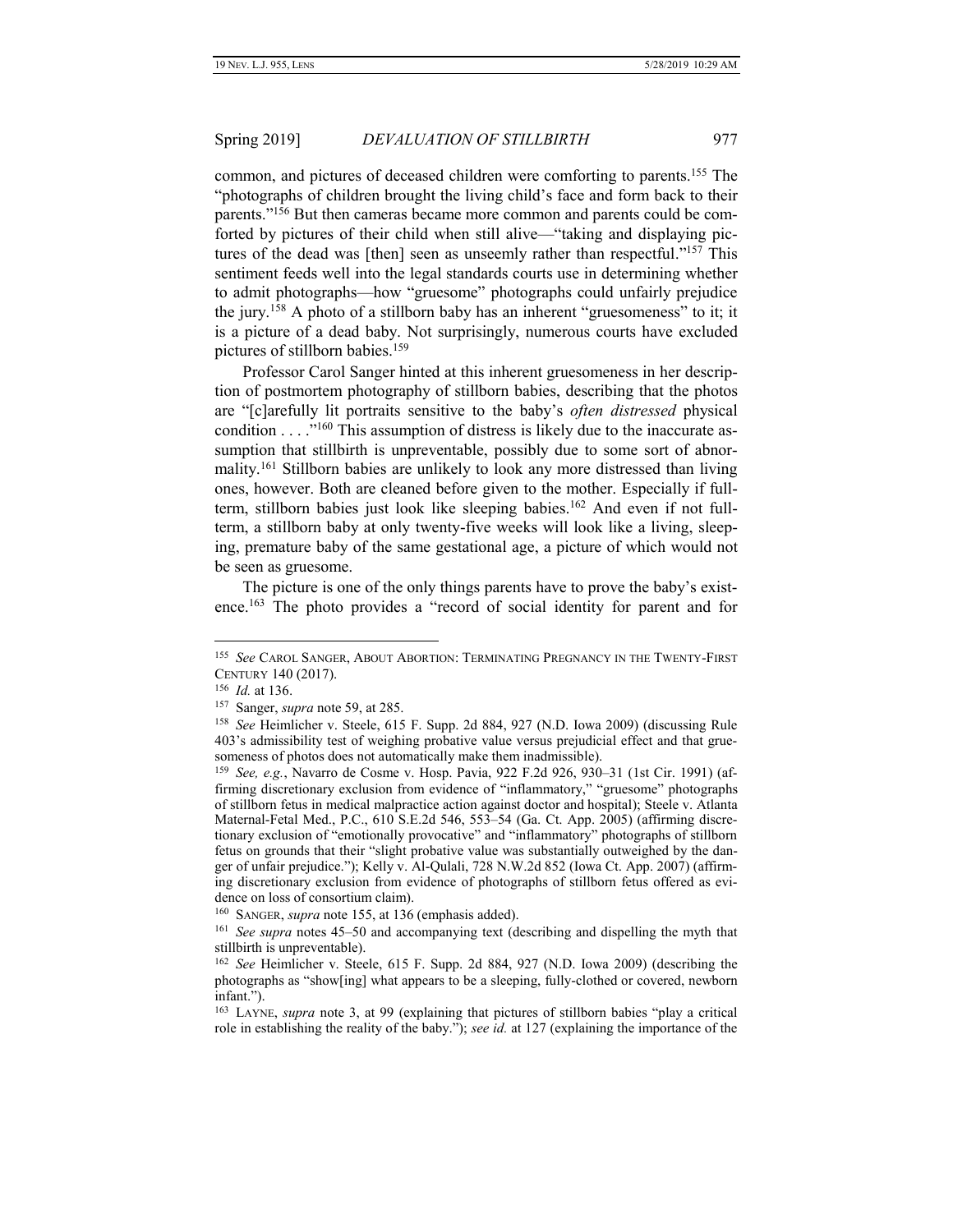common, and pictures of deceased children were comforting to parents.[155] The "photographs of children brought the living child's face and form back to their parents."[156] But then cameras became more common and parents could be comforted by pictures of their child when still alive—"taking and displaying pictures of the dead was [then] seen as unseemly rather than respectful."[157] This sentiment feeds well into the legal standards courts use in determining whether to admit photographs—how "gruesome" photographs could unfairly prejudice the jury.[158] A photo of a stillborn baby has an inherent "gruesomeness" to it; it is a picture of a dead baby. Not surprisingly, numerous courts have excluded pictures of stillborn babies.[159]

Professor Carol Sanger hinted at this inherent gruesomeness in her description of postmortem photography of stillborn babies, describing that the photos are "[c]arefully lit portraits sensitive to the baby's *often distressed* physical condition . . . ."[160] This assumption of distress is likely due to the inaccurate assumption that stillbirth is unpreventable, possibly due to some sort of abnormality.[161] Stillborn babies are unlikely to look any more distressed than living ones, however. Both are cleaned before given to the mother. Especially if full-term, stillborn babies just look like sleeping babies.[162] And even if not full-term, a stillborn baby at only twenty-five weeks will look like a living, sleeping, premature baby of the same gestational age, a picture of which would not be seen as gruesome.

The picture is one of the only things parents have to prove the baby's existence.[163] The photo provides a "record of social identity for parent and for

---

[155] *See* CAROL SANGER, ABOUT ABORTION: TERMINATING PREGNANCY IN THE TWENTY-FIRST CENTURY 140 (2017).

[156] *Id.* at 136.

[157] Sanger, *supra* note 59, at 285.

[158] *See* Heimlicher v. Steele, 615 F. Supp. 2d 884, 927 (N.D. Iowa 2009) (discussing Rule 403's admissibility test of weighing probative value versus prejudicial effect and that gruesomeness of photos does not automatically make them inadmissible).

[159] *See, e.g.*, Navarro de Cosme v. Hosp. Pavia, 922 F.2d 926, 930–31 (1st Cir. 1991) (affirming discretionary exclusion from evidence of "inflammatory," "gruesome" photographs of stillborn fetus in medical malpractice action against doctor and hospital); Steele v. Atlanta Maternal-Fetal Med., P.C., 610 S.E.2d 546, 553–54 (Ga. Ct. App. 2005) (affirming discretionary exclusion of "emotionally provocative" and "inflammatory" photographs of stillborn fetus on grounds that their "slight probative value was substantially outweighed by the danger of unfair prejudice."); Kelly v. Al-Qulali, 728 N.W.2d 852 (Iowa Ct. App. 2007) (affirming discretionary exclusion from evidence of photographs of stillborn fetus offered as evidence on loss of consortium claim).

[160] SANGER, *supra* note 155, at 136 (emphasis added).

[161] *See supra* notes 45–50 and accompanying text (describing and dispelling the myth that stillbirth is unpreventable).

[162] *See* Heimlicher v. Steele, 615 F. Supp. 2d 884, 927 (N.D. Iowa 2009) (describing the photographs as "show[ing] what appears to be a sleeping, fully-clothed or covered, newborn infant.").

[163] LAYNE, *supra* note 3, at 99 (explaining that pictures of stillborn babies "play a critical role in establishing the reality of the baby."); *see id.* at 127 (explaining the importance of the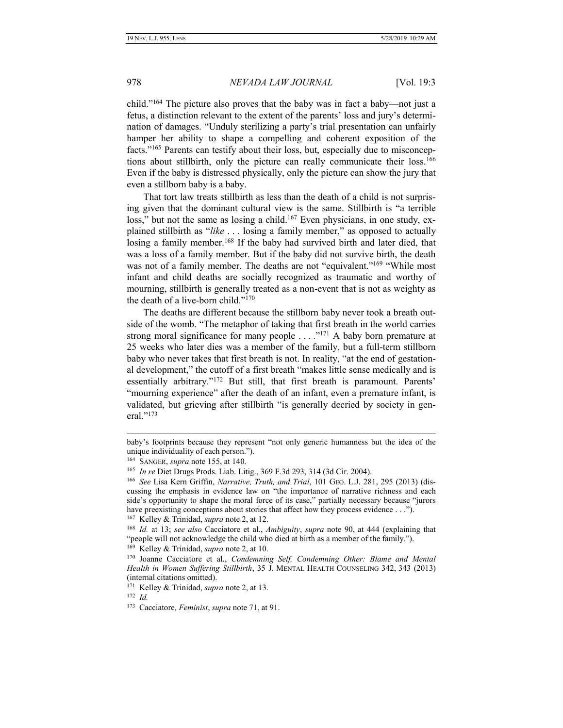child."[164] The picture also proves that the baby was in fact a baby—not just a fetus, a distinction relevant to the extent of the parents' loss and jury's determination of damages. "Unduly sterilizing a party's trial presentation can unfairly hamper her ability to shape a compelling and coherent exposition of the facts."[165] Parents can testify about their loss, but, especially due to misconceptions about stillbirth, only the picture can really communicate their loss.[166] Even if the baby is distressed physically, only the picture can show the jury that even a stillborn baby is a baby.

That tort law treats stillbirth as less than the death of a child is not surprising given that the dominant cultural view is the same. Stillbirth is "a terrible loss," but not the same as losing a child.[167] Even physicians, in one study, explained stillbirth as "*like* . . . losing a family member," as opposed to actually losing a family member.[168] If the baby had survived birth and later died, that was a loss of a family member. But if the baby did not survive birth, the death was not of a family member. The deaths are not "equivalent."[169] "While most infant and child deaths are socially recognized as traumatic and worthy of mourning, stillbirth is generally treated as a non-event that is not as weighty as the death of a live-born child."[170]

The deaths are different because the stillborn baby never took a breath outside of the womb. "The metaphor of taking that first breath in the world carries strong moral significance for many people . . . ."[171] A baby born premature at 25 weeks who later dies was a member of the family, but a full-term stillborn baby who never takes that first breath is not. In reality, "at the end of gestational development," the cutoff of a first breath "makes little sense medically and is essentially arbitrary."[172] But still, that first breath is paramount. Parents' "mourning experience" after the death of an infant, even a premature infant, is validated, but grieving after stillbirth "is generally decried by society in general."[173]

---

baby's footprints because they represent "not only generic humanness but the idea of the unique individuality of each person.").

[164] SANGER, *supra* note 155, at 140.

[165] *In re* Diet Drugs Prods. Liab. Litig., 369 F.3d 293, 314 (3d Cir. 2004).

[166] *See* Lisa Kern Griffin, *Narrative, Truth, and Trial*, 101 GEO. L.J. 281, 295 (2013) (discussing the emphasis in evidence law on "the importance of narrative richness and each side's opportunity to shape the moral force of its case," partially necessary because "jurors have preexisting conceptions about stories that affect how they process evidence . . .").

[167] Kelley & Trinidad, *supra* note 2, at 12.

[168] *Id.* at 13; *see also* Cacciatore et al., *Ambiguity*, *supra* note 90, at 444 (explaining that "people will not acknowledge the child who died at birth as a member of the family.").

[169] Kelley & Trinidad, *supra* note 2, at 10.

[170] Joanne Cacciatore et al., *Condemning Self, Condemning Other: Blame and Mental Health in Women Suffering Stillbirth*, 35 J. MENTAL HEALTH COUNSELING 342, 343 (2013) (internal citations omitted).

[171] Kelley & Trinidad, *supra* note 2, at 13.

[172] *Id.*

[173] Cacciatore, *Feminist*, *supra* note 71, at 91.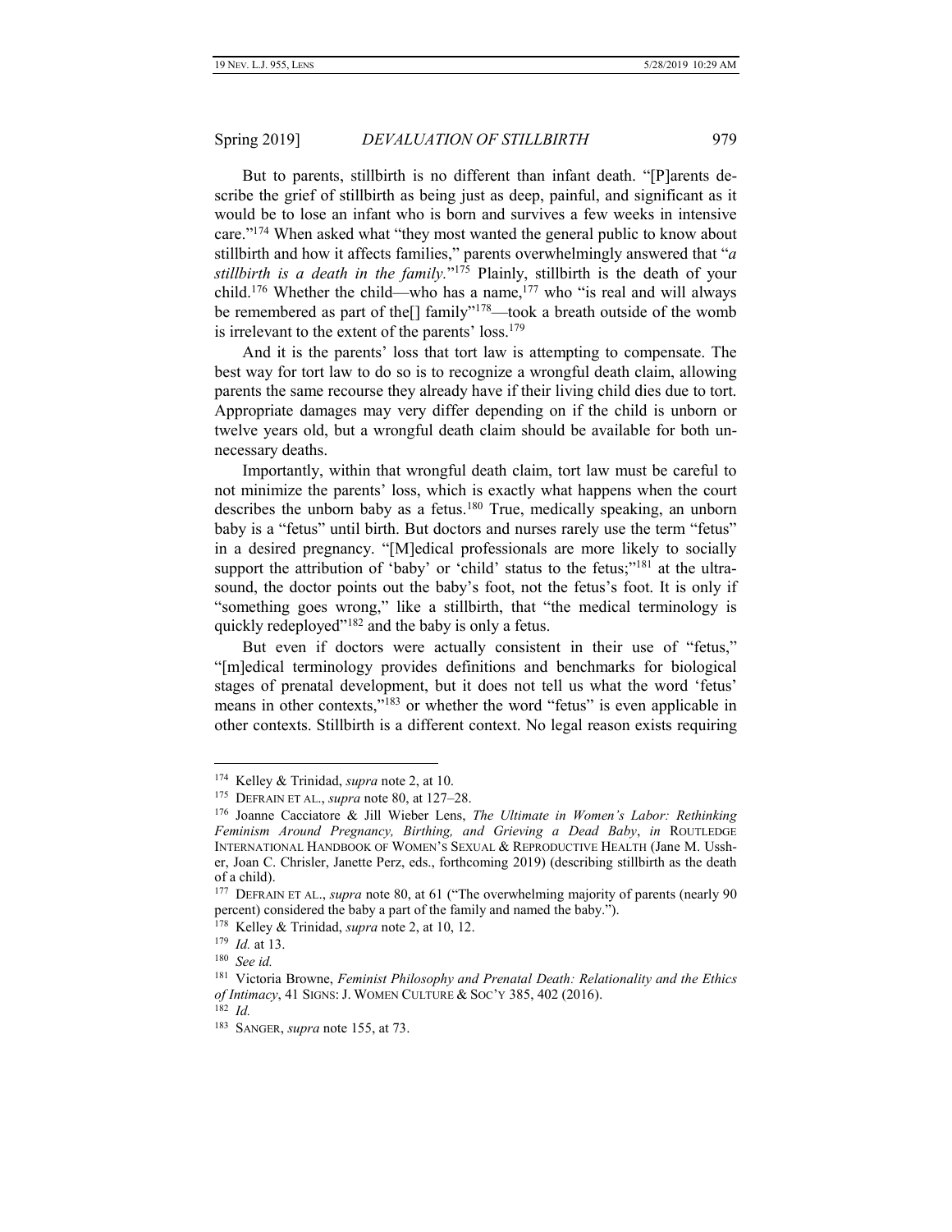But to parents, stillbirth is no different than infant death. "[P]arents describe the grief of stillbirth as being just as deep, painful, and significant as it would be to lose an infant who is born and survives a few weeks in intensive care."[174] When asked what "they most wanted the general public to know about stillbirth and how it affects families," parents overwhelmingly answered that "*a stillbirth is a death in the family.*"[175] Plainly, stillbirth is the death of your child.[176] Whether the child—who has a name,[177] who "is real and will always be remembered as part of the[] family"[178]—took a breath outside of the womb is irrelevant to the extent of the parents' loss.[179]

And it is the parents' loss that tort law is attempting to compensate. The best way for tort law to do so is to recognize a wrongful death claim, allowing parents the same recourse they already have if their living child dies due to tort. Appropriate damages may very differ depending on if the child is unborn or twelve years old, but a wrongful death claim should be available for both unnecessary deaths.

Importantly, within that wrongful death claim, tort law must be careful to not minimize the parents' loss, which is exactly what happens when the court describes the unborn baby as a fetus.[180] True, medically speaking, an unborn baby is a "fetus" until birth. But doctors and nurses rarely use the term "fetus" in a desired pregnancy. "[M]edical professionals are more likely to socially support the attribution of 'baby' or 'child' status to the fetus;"[181] at the ultrasound, the doctor points out the baby's foot, not the fetus's foot. It is only if "something goes wrong," like a stillbirth, that "the medical terminology is quickly redeployed"[182] and the baby is only a fetus.

But even if doctors were actually consistent in their use of "fetus," "[m]edical terminology provides definitions and benchmarks for biological stages of prenatal development, but it does not tell us what the word 'fetus' means in other contexts,"[183] or whether the word "fetus" is even applicable in other contexts. Stillbirth is a different context. No legal reason exists requiring

---

[174] Kelley & Trinidad, *supra* note 2, at 10.

[175] DEFRAIN ET AL., *supra* note 80, at 127–28.

[176] Joanne Cacciatore & Jill Wieber Lens, *The Ultimate in Women's Labor: Rethinking Feminism Around Pregnancy, Birthing, and Grieving a Dead Baby*, *in* ROUTLEDGE INTERNATIONAL HANDBOOK OF WOMEN'S SEXUAL & REPRODUCTIVE HEALTH (Jane M. Ussher, Joan C. Chrisler, Janette Perz, eds., forthcoming 2019) (describing stillbirth as the death of a child).

[177] DEFRAIN ET AL., *supra* note 80, at 61 ("The overwhelming majority of parents (nearly 90 percent) considered the baby a part of the family and named the baby.").

[178] Kelley & Trinidad, *supra* note 2, at 10, 12.

[179] *Id.* at 13.

[180] *See id.*

[181] Victoria Browne, *Feminist Philosophy and Prenatal Death: Relationality and the Ethics of Intimacy*, 41 SIGNS: J. WOMEN CULTURE & SOC'Y 385, 402 (2016).

[182] *Id.*

[183] SANGER, *supra* note 155, at 73.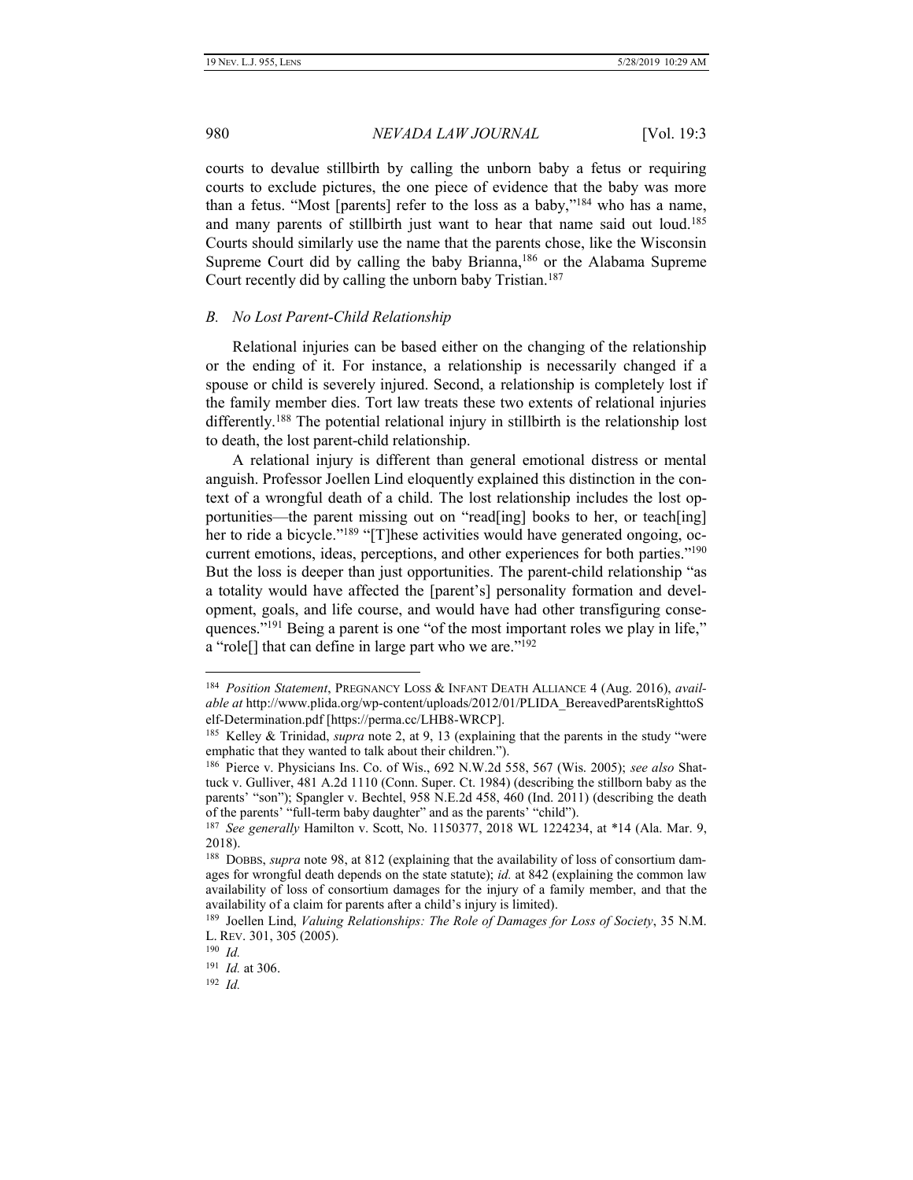courts to devalue stillbirth by calling the unborn baby a fetus or requiring courts to exclude pictures, the one piece of evidence that the baby was more than a fetus. "Most [parents] refer to the loss as a baby,"[184] who has a name, and many parents of stillbirth just want to hear that name said out loud.[185] Courts should similarly use the name that the parents chose, like the Wisconsin Supreme Court did by calling the baby Brianna,[186] or the Alabama Supreme Court recently did by calling the unborn baby Tristian.[187]

### *B. No Lost Parent-Child Relationship*

Relational injuries can be based either on the changing of the relationship or the ending of it. For instance, a relationship is necessarily changed if a spouse or child is severely injured. Second, a relationship is completely lost if the family member dies. Tort law treats these two extents of relational injuries differently.[188] The potential relational injury in stillbirth is the relationship lost to death, the lost parent-child relationship.

A relational injury is different than general emotional distress or mental anguish. Professor Joellen Lind eloquently explained this distinction in the context of a wrongful death of a child. The lost relationship includes the lost opportunities—the parent missing out on "read[ing] books to her, or teach[ing] her to ride a bicycle."[189] "[T]hese activities would have generated ongoing, occurrent emotions, ideas, perceptions, and other experiences for both parties."[190] But the loss is deeper than just opportunities. The parent-child relationship "as a totality would have affected the [parent's] personality formation and development, goals, and life course, and would have had other transfiguring consequences."[191] Being a parent is one "of the most important roles we play in life," a "role[] that can define in large part who we are."[192]

---

[184] *Position Statement*, PREGNANCY LOSS & INFANT DEATH ALLIANCE 4 (Aug. 2016), *available at* http://www.plida.org/wp-content/uploads/2012/01/PLIDA_BereavedParentsRighttoSelf-Determination.pdf [https://perma.cc/LHB8-WRCP].

[185] Kelley & Trinidad, *supra* note 2, at 9, 13 (explaining that the parents in the study "were emphatic that they wanted to talk about their children.").

[186] Pierce v. Physicians Ins. Co. of Wis., 692 N.W.2d 558, 567 (Wis. 2005); *see also* Shattuck v. Gulliver, 481 A.2d 1110 (Conn. Super. Ct. 1984) (describing the stillborn baby as the parents' "son"); Spangler v. Bechtel, 958 N.E.2d 458, 460 (Ind. 2011) (describing the death of the parents' "full-term baby daughter" and as the parents' "child").

[187] *See generally* Hamilton v. Scott, No. 1150377, 2018 WL 1224234, at *14 (Ala. Mar. 9, 2018).

[188] DOBBS, *supra* note 98, at 812 (explaining that the availability of loss of consortium damages for wrongful death depends on the state statute); *id.* at 842 (explaining the common law availability of loss of consortium damages for the injury of a family member, and that the availability of a claim for parents after a child's injury is limited).

[189] Joellen Lind, *Valuing Relationships: The Role of Damages for Loss of Society*, 35 N.M. L. REV. 301, 305 (2005).

[190] *Id.*

[191] *Id.* at 306.

[192] *Id.*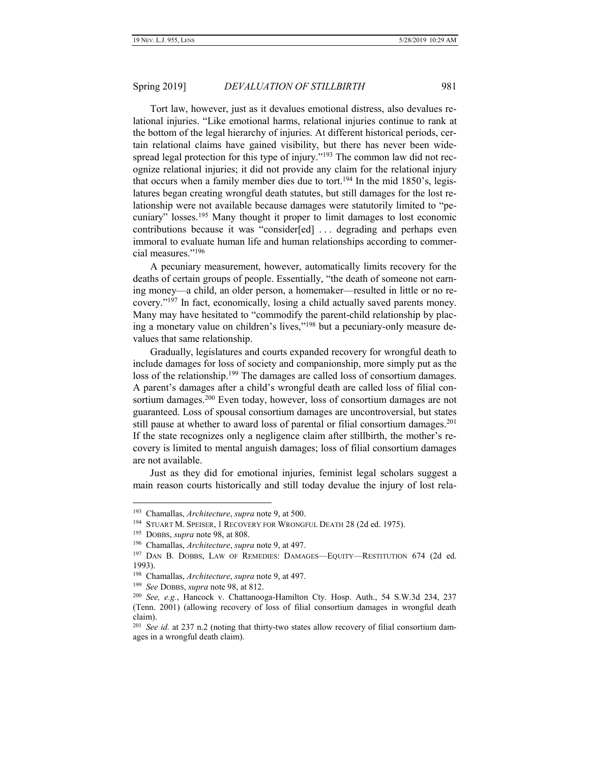Tort law, however, just as it devalues emotional distress, also devalues relational injuries. "Like emotional harms, relational injuries continue to rank at the bottom of the legal hierarchy of injuries. At different historical periods, certain relational claims have gained visibility, but there has never been widespread legal protection for this type of injury."[193] The common law did not recognize relational injuries; it did not provide any claim for the relational injury that occurs when a family member dies due to tort.[194] In the mid 1850's, legislatures began creating wrongful death statutes, but still damages for the lost relationship were not available because damages were statutorily limited to "pecuniary" losses.[195] Many thought it proper to limit damages to lost economic contributions because it was "consider[ed] . . . degrading and perhaps even immoral to evaluate human life and human relationships according to commercial measures."[196]

A pecuniary measurement, however, automatically limits recovery for the deaths of certain groups of people. Essentially, "the death of someone not earning money—a child, an older person, a homemaker—resulted in little or no recovery."[197] In fact, economically, losing a child actually saved parents money. Many may have hesitated to "commodify the parent-child relationship by placing a monetary value on children's lives,"[198] but a pecuniary-only measure devalues that same relationship.

Gradually, legislatures and courts expanded recovery for wrongful death to include damages for loss of society and companionship, more simply put as the loss of the relationship.[199] The damages are called loss of consortium damages. A parent's damages after a child's wrongful death are called loss of filial consortium damages.[200] Even today, however, loss of consortium damages are not guaranteed. Loss of spousal consortium damages are uncontroversial, but states still pause at whether to award loss of parental or filial consortium damages.[201] If the state recognizes only a negligence claim after stillbirth, the mother's recovery is limited to mental anguish damages; loss of filial consortium damages are not available.

Just as they did for emotional injuries, feminist legal scholars suggest a main reason courts historically and still today devalue the injury of lost rela-

---

[193] Chamallas, *Architecture*, *supra* note 9, at 500.

[194] STUART M. SPEISER, 1 RECOVERY FOR WRONGFUL DEATH 28 (2d ed. 1975).

[195] DOBBS, *supra* note 98, at 808.

[196] Chamallas, *Architecture*, *supra* note 9, at 497.

[197] DAN B. DOBBS, LAW OF REMEDIES: DAMAGES—EQUITY—RESTITUTION 674 (2d ed. 1993).

[198] Chamallas, *Architecture*, *supra* note 9, at 497.

[199] *See* DOBBS, *supra* note 98, at 812.

[200] *See, e.g.*, Hancock v. Chattanooga-Hamilton Cty. Hosp. Auth., 54 S.W.3d 234, 237 (Tenn. 2001) (allowing recovery of loss of filial consortium damages in wrongful death claim).

[201] *See id.* at 237 n.2 (noting that thirty-two states allow recovery of filial consortium damages in a wrongful death claim).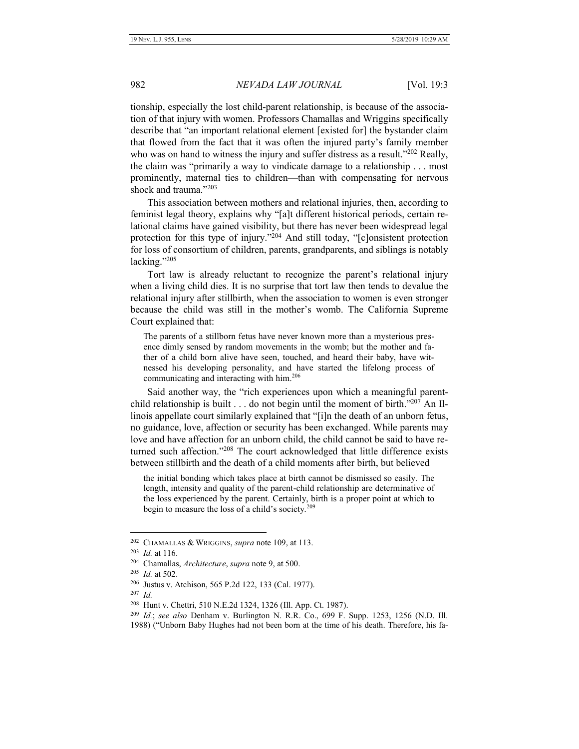tionship, especially the lost child-parent relationship, is because of the association of that injury with women. Professors Chamallas and Wriggins specifically describe that "an important relational element [existed for] the bystander claim that flowed from the fact that it was often the injured party's family member who was on hand to witness the injury and suffer distress as a result."[202] Really, the claim was "primarily a way to vindicate damage to a relationship . . . most prominently, maternal ties to children—than with compensating for nervous shock and trauma."[203]

This association between mothers and relational injuries, then, according to feminist legal theory, explains why "[a]t different historical periods, certain relational claims have gained visibility, but there has never been widespread legal protection for this type of injury."[204] And still today, "[c]onsistent protection for loss of consortium of children, parents, grandparents, and siblings is notably lacking."[205]

Tort law is already reluctant to recognize the parent's relational injury when a living child dies. It is no surprise that tort law then tends to devalue the relational injury after stillbirth, when the association to women is even stronger because the child was still in the mother's womb. The California Supreme Court explained that:

> The parents of a stillborn fetus have never known more than a mysterious presence dimly sensed by random movements in the womb; but the mother and father of a child born alive have seen, touched, and heard their baby, have witnessed his developing personality, and have started the lifelong process of communicating and interacting with him.[206]

Said another way, the "rich experiences upon which a meaningful parent-child relationship is built . . . do not begin until the moment of birth."[207] An Illinois appellate court similarly explained that "[i]n the death of an unborn fetus, no guidance, love, affection or security has been exchanged. While parents may love and have affection for an unborn child, the child cannot be said to have returned such affection."[208] The court acknowledged that little difference exists between stillbirth and the death of a child moments after birth, but believed

> the initial bonding which takes place at birth cannot be dismissed so easily. The length, intensity and quality of the parent-child relationship are determinative of the loss experienced by the parent. Certainly, birth is a proper point at which to begin to measure the loss of a child's society.[209]

---

[202] CHAMALLAS & WRIGGINS, *supra* note 109, at 113.

[203] *Id.* at 116.

[204] Chamallas, *Architecture*, *supra* note 9, at 500.

[205] *Id.* at 502.

[206] Justus v. Atchison, 565 P.2d 122, 133 (Cal. 1977).

[207] *Id.*

[208] Hunt v. Chettri, 510 N.E.2d 1324, 1326 (Ill. App. Ct. 1987).

[209] *Id.*; *see also* Denham v. Burlington N. R.R. Co., 699 F. Supp. 1253, 1256 (N.D. Ill. 1988) ("Unborn Baby Hughes had not been born at the time of his death. Therefore, his fa-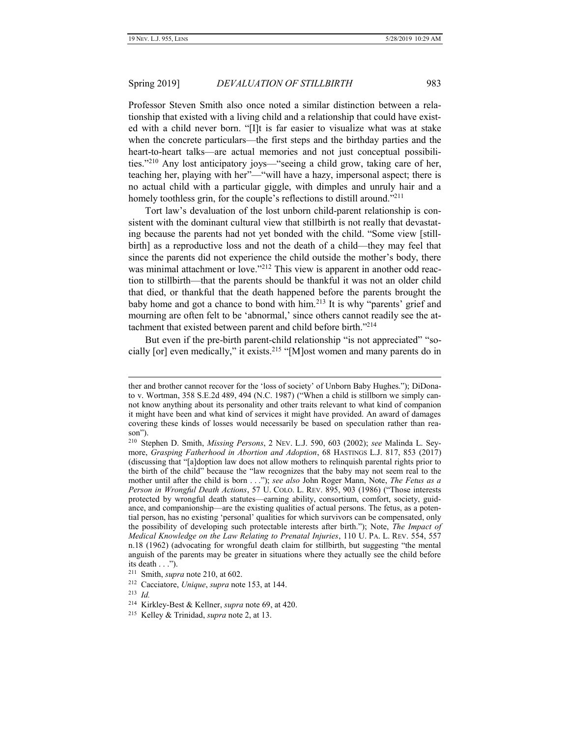Professor Steven Smith also once noted a similar distinction between a relationship that existed with a living child and a relationship that could have existed with a child never born. "[I]t is far easier to visualize what was at stake when the concrete particulars—the first steps and the birthday parties and the heart-to-heart talks—are actual memories and not just conceptual possibilities."[210] Any lost anticipatory joys—"seeing a child grow, taking care of her, teaching her, playing with her"—"will have a hazy, impersonal aspect; there is no actual child with a particular giggle, with dimples and unruly hair and a homely toothless grin, for the couple's reflections to distill around."[211]

Tort law's devaluation of the lost unborn child-parent relationship is consistent with the dominant cultural view that stillbirth is not really that devastating because the parents had not yet bonded with the child. "Some view [stillbirth] as a reproductive loss and not the death of a child—they may feel that since the parents did not experience the child outside the mother's body, there was minimal attachment or love."[212] This view is apparent in another odd reaction to stillbirth—that the parents should be thankful it was not an older child that died, or thankful that the death happened before the parents brought the baby home and got a chance to bond with him.[213] It is why "parents' grief and mourning are often felt to be 'abnormal,' since others cannot readily see the attachment that existed between parent and child before birth."[214]

But even if the pre-birth parent-child relationship "is not appreciated" "socially [or] even medically," it exists.[215] "[M]ost women and many parents do in

---

ther and brother cannot recover for the 'loss of society' of Unborn Baby Hughes."); DiDonato v. Wortman, 358 S.E.2d 489, 494 (N.C. 1987) ("When a child is stillborn we simply cannot know anything about its personality and other traits relevant to what kind of companion it might have been and what kind of services it might have provided. An award of damages covering these kinds of losses would necessarily be based on speculation rather than reason").

[210] Stephen D. Smith, *Missing Persons*, 2 NEV. L.J. 590, 603 (2002); *see* Malinda L. Seymore, *Grasping Fatherhood in Abortion and Adoption*, 68 HASTINGS L.J. 817, 853 (2017) (discussing that "[a]doption law does not allow mothers to relinquish parental rights prior to the birth of the child" because the "law recognizes that the baby may not seem real to the mother until after the child is born . . ."); *see also* John Roger Mann, Note, *The Fetus as a Person in Wrongful Death Actions*, 57 U. COLO. L. REV. 895, 903 (1986) ("Those interests protected by wrongful death statutes—earning ability, consortium, comfort, society, guidance, and companionship—are the existing qualities of actual persons. The fetus, as a potential person, has no existing 'personal' qualities for which survivors can be compensated, only the possibility of developing such protectable interests after birth."); Note, *The Impact of Medical Knowledge on the Law Relating to Prenatal Injuries*, 110 U. PA. L. REV. 554, 557 n.18 (1962) (advocating for wrongful death claim for stillbirth, but suggesting "the mental anguish of the parents may be greater in situations where they actually see the child before its death . . .").

[211] Smith, *supra* note 210, at 602.

[212] Cacciatore, *Unique*, *supra* note 153, at 144.

[213] *Id.*

[214] Kirkley-Best & Kellner, *supra* note 69, at 420.

[215] Kelley & Trinidad, *supra* note 2, at 13.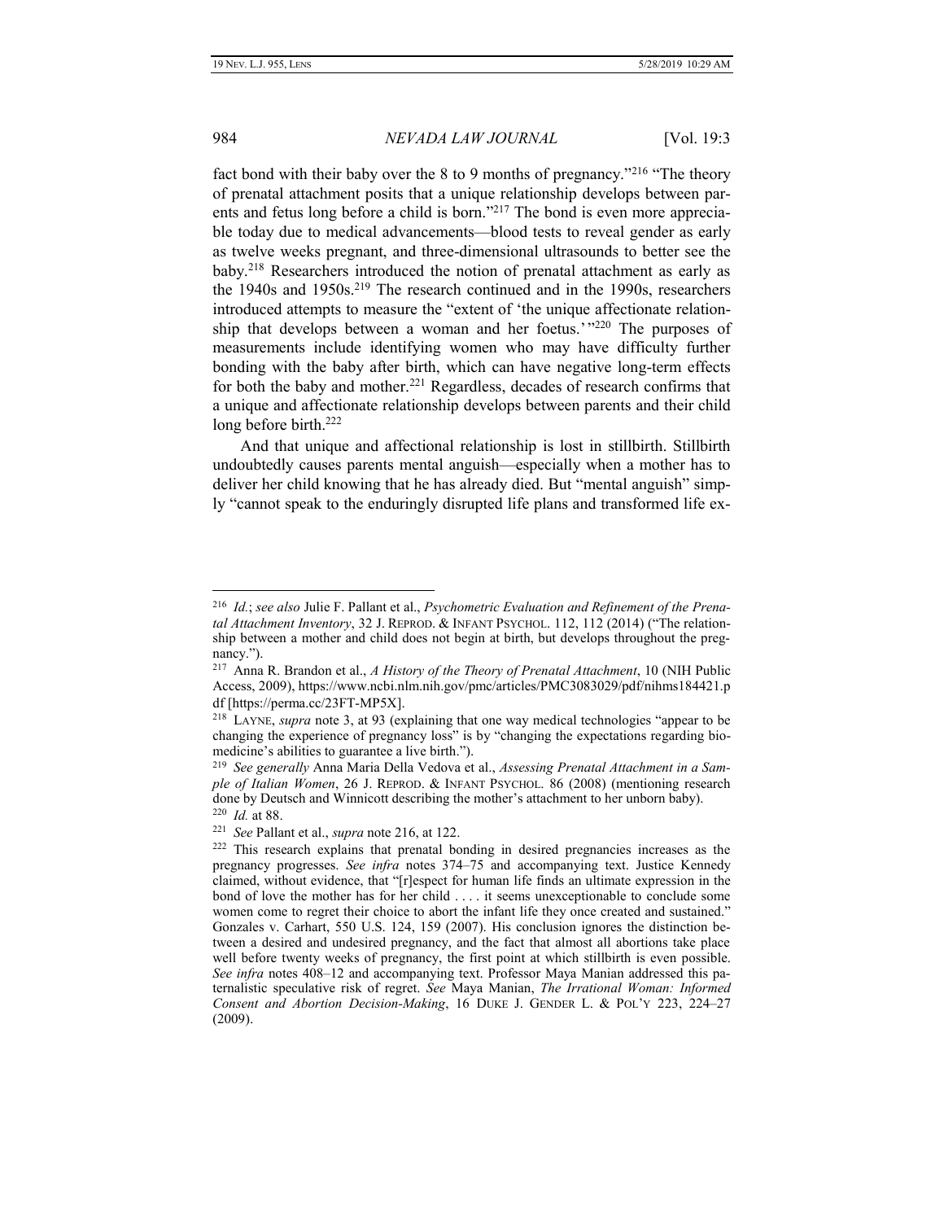fact bond with their baby over the 8 to 9 months of pregnancy."[216] "The theory of prenatal attachment posits that a unique relationship develops between parents and fetus long before a child is born."[217] The bond is even more appreciable today due to medical advancements—blood tests to reveal gender as early as twelve weeks pregnant, and three-dimensional ultrasounds to better see the baby.[218] Researchers introduced the notion of prenatal attachment as early as the 1940s and 1950s.[219] The research continued and in the 1990s, researchers introduced attempts to measure the "extent of 'the unique affectionate relationship that develops between a woman and her foetus.'"[220] The purposes of measurements include identifying women who may have difficulty further bonding with the baby after birth, which can have negative long-term effects for both the baby and mother.[221] Regardless, decades of research confirms that a unique and affectionate relationship develops between parents and their child long before birth.[222]

And that unique and affectional relationship is lost in stillbirth. Stillbirth undoubtedly causes parents mental anguish—especially when a mother has to deliver her child knowing that he has already died. But "mental anguish" simply "cannot speak to the enduringly disrupted life plans and transformed life ex-

---

[216] *Id.*; *see also* Julie F. Pallant et al., *Psychometric Evaluation and Refinement of the Prenatal Attachment Inventory*, 32 J. REPROD. & INFANT PSYCHOL. 112, 112 (2014) ("The relationship between a mother and child does not begin at birth, but develops throughout the pregnancy.").

[217] Anna R. Brandon et al., *A History of the Theory of Prenatal Attachment*, 10 (NIH Public Access, 2009), https://www.ncbi.nlm.nih.gov/pmc/articles/PMC3083029/pdf/nihms184421.pdf [https://perma.cc/23FT-MP5X].

[218] LAYNE, *supra* note 3, at 93 (explaining that one way medical technologies "appear to be changing the experience of pregnancy loss" is by "changing the expectations regarding biomedicine's abilities to guarantee a live birth.").

[219] *See generally* Anna Maria Della Vedova et al., *Assessing Prenatal Attachment in a Sample of Italian Women*, 26 J. REPROD. & INFANT PSYCHOL. 86 (2008) (mentioning research done by Deutsch and Winnicott describing the mother's attachment to her unborn baby).

[220] *Id.* at 88.

[221] *See* Pallant et al., *supra* note 216, at 122.

[222] This research explains that prenatal bonding in desired pregnancies increases as the pregnancy progresses. *See infra* notes 374–75 and accompanying text. Justice Kennedy claimed, without evidence, that "[r]espect for human life finds an ultimate expression in the bond of love the mother has for her child . . . . it seems unexceptionable to conclude some women come to regret their choice to abort the infant life they once created and sustained." Gonzales v. Carhart, 550 U.S. 124, 159 (2007). His conclusion ignores the distinction between a desired and undesired pregnancy, and the fact that almost all abortions take place well before twenty weeks of pregnancy, the first point at which stillbirth is even possible. *See infra* notes 408–12 and accompanying text. Professor Maya Manian addressed this paternalistic speculative risk of regret. *See* Maya Manian, *The Irrational Woman: Informed Consent and Abortion Decision-Making*, 16 DUKE J. GENDER L. & POL'Y 223, 224–27 (2009).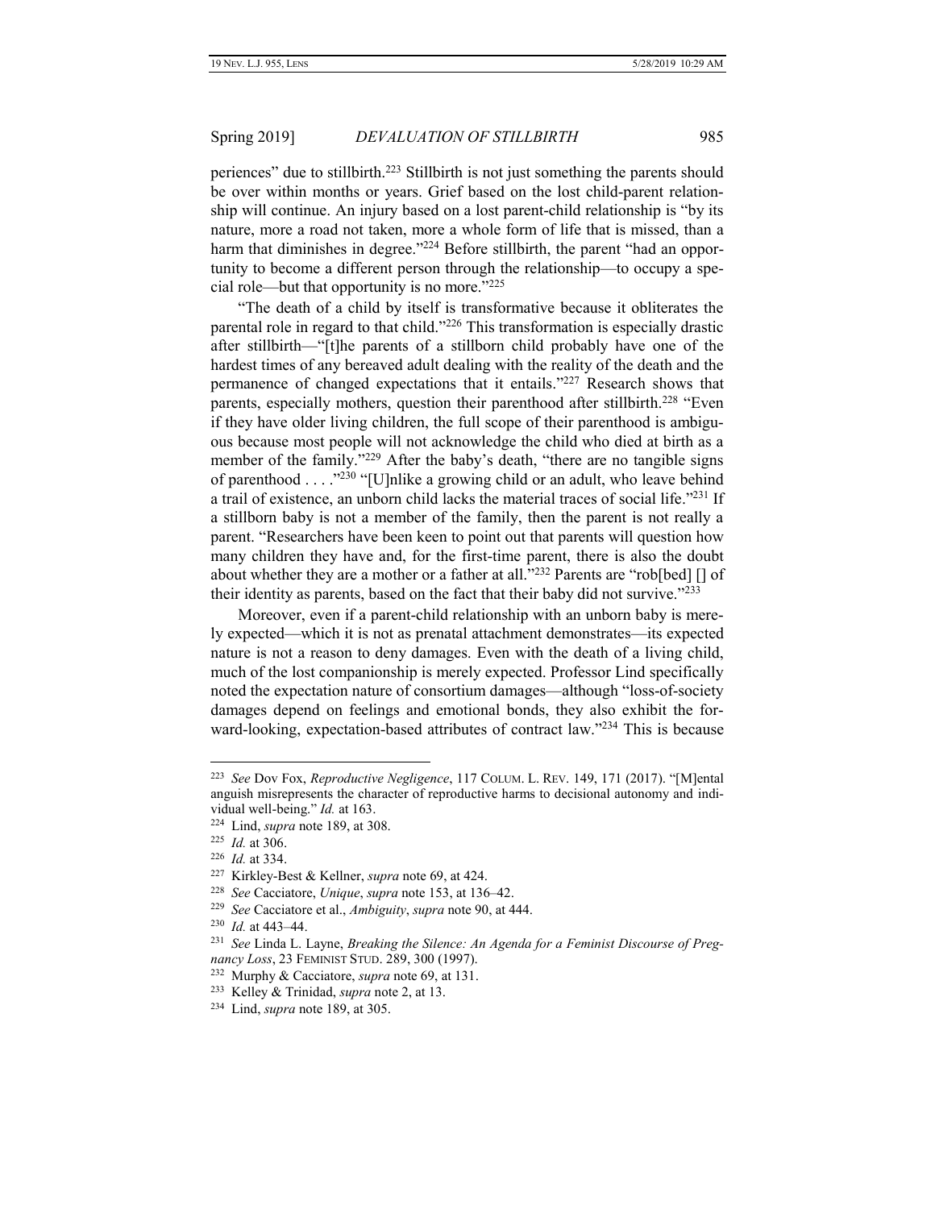periences" due to stillbirth.[223] Stillbirth is not just something the parents should be over within months or years. Grief based on the lost child-parent relationship will continue. An injury based on a lost parent-child relationship is "by its nature, more a road not taken, more a whole form of life that is missed, than a harm that diminishes in degree."[224] Before stillbirth, the parent "had an opportunity to become a different person through the relationship—to occupy a special role—but that opportunity is no more."[225]

"The death of a child by itself is transformative because it obliterates the parental role in regard to that child."[226] This transformation is especially drastic after stillbirth—"[t]he parents of a stillborn child probably have one of the hardest times of any bereaved adult dealing with the reality of the death and the permanence of changed expectations that it entails."[227] Research shows that parents, especially mothers, question their parenthood after stillbirth.[228] "Even if they have older living children, the full scope of their parenthood is ambiguous because most people will not acknowledge the child who died at birth as a member of the family."[229] After the baby's death, "there are no tangible signs of parenthood . . . ."[230] "[U]nlike a growing child or an adult, who leave behind a trail of existence, an unborn child lacks the material traces of social life."[231] If a stillborn baby is not a member of the family, then the parent is not really a parent. "Researchers have been keen to point out that parents will question how many children they have and, for the first-time parent, there is also the doubt about whether they are a mother or a father at all."[232] Parents are "rob[bed] [] of their identity as parents, based on the fact that their baby did not survive."[233]

Moreover, even if a parent-child relationship with an unborn baby is merely expected—which it is not as prenatal attachment demonstrates—its expected nature is not a reason to deny damages. Even with the death of a living child, much of the lost companionship is merely expected. Professor Lind specifically noted the expectation nature of consortium damages—although "loss-of-society damages depend on feelings and emotional bonds, they also exhibit the forward-looking, expectation-based attributes of contract law."[234] This is because

---

[223] *See* Dov Fox, *Reproductive Negligence*, 117 COLUM. L. REV. 149, 171 (2017). "[M]ental anguish misrepresents the character of reproductive harms to decisional autonomy and individual well-being." *Id.* at 163.

[224] Lind, *supra* note 189, at 308.

[225] *Id.* at 306.

[226] *Id.* at 334.

[227] Kirkley-Best & Kellner, *supra* note 69, at 424.

[228] *See* Cacciatore, *Unique*, *supra* note 153, at 136–42.

[229] *See* Cacciatore et al., *Ambiguity*, *supra* note 90, at 444.

[230] *Id.* at 443–44.

[231] *See* Linda L. Layne, *Breaking the Silence: An Agenda for a Feminist Discourse of Pregnancy Loss*, 23 FEMINIST STUD. 289, 300 (1997).

[232] Murphy & Cacciatore, *supra* note 69, at 131.

[233] Kelley & Trinidad, *supra* note 2, at 13.

[234] Lind, *supra* note 189, at 305.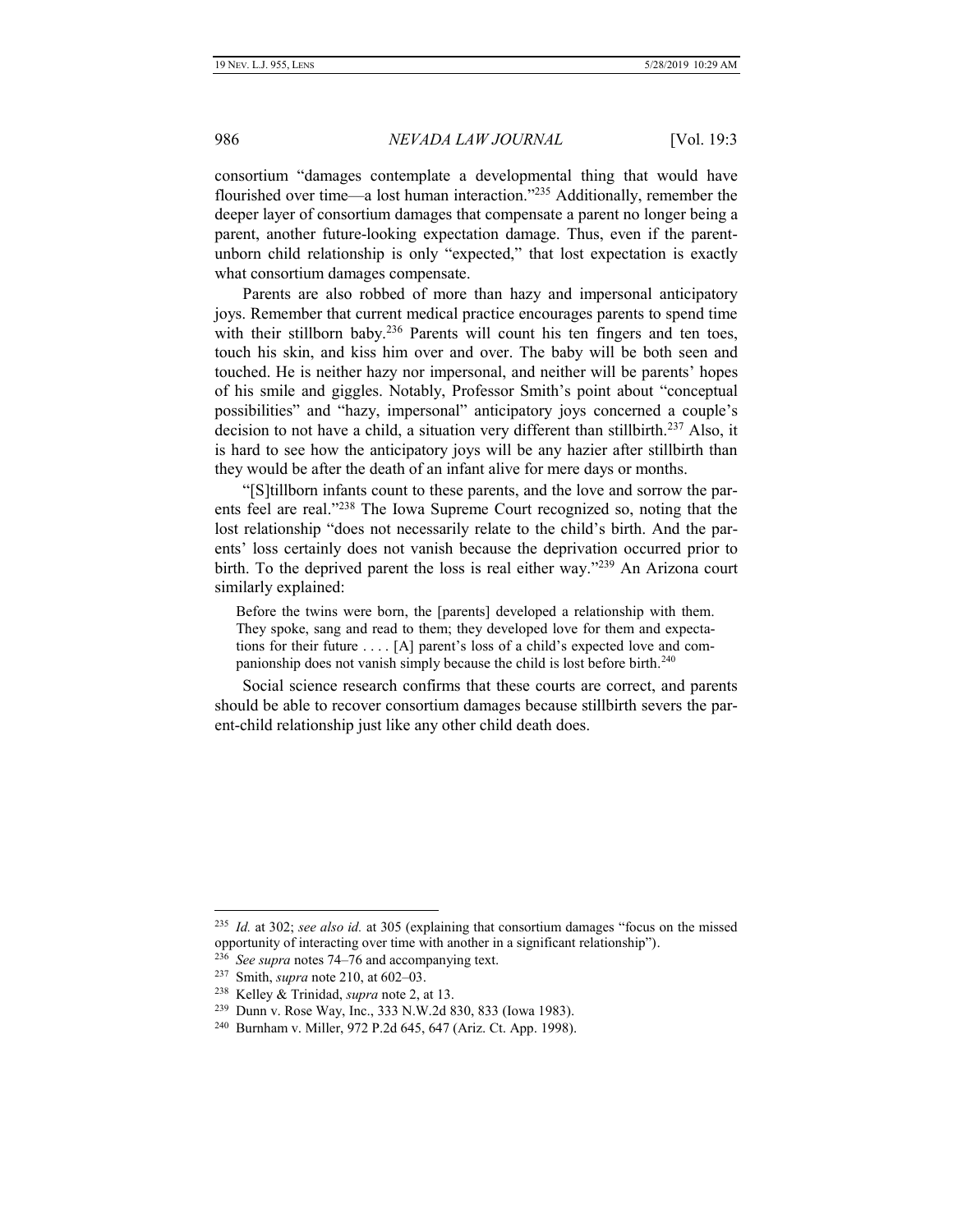consortium "damages contemplate a developmental thing that would have flourished over time—a lost human interaction."[235] Additionally, remember the deeper layer of consortium damages that compensate a parent no longer being a parent, another future-looking expectation damage. Thus, even if the parent-unborn child relationship is only "expected," that lost expectation is exactly what consortium damages compensate.

Parents are also robbed of more than hazy and impersonal anticipatory joys. Remember that current medical practice encourages parents to spend time with their stillborn baby.[236] Parents will count his ten fingers and ten toes, touch his skin, and kiss him over and over. The baby will be both seen and touched. He is neither hazy nor impersonal, and neither will be parents' hopes of his smile and giggles. Notably, Professor Smith's point about "conceptual possibilities" and "hazy, impersonal" anticipatory joys concerned a couple's decision to not have a child, a situation very different than stillbirth.[237] Also, it is hard to see how the anticipatory joys will be any hazier after stillbirth than they would be after the death of an infant alive for mere days or months.

"[S]tillborn infants count to these parents, and the love and sorrow the parents feel are real."[238] The Iowa Supreme Court recognized so, noting that the lost relationship "does not necessarily relate to the child's birth. And the parents' loss certainly does not vanish because the deprivation occurred prior to birth. To the deprived parent the loss is real either way."[239] An Arizona court similarly explained:

> Before the twins were born, the [parents] developed a relationship with them. They spoke, sang and read to them; they developed love for them and expectations for their future . . . . [A] parent's loss of a child's expected love and companionship does not vanish simply because the child is lost before birth.[240]

Social science research confirms that these courts are correct, and parents should be able to recover consortium damages because stillbirth severs the parent-child relationship just like any other child death does.

---

[235] *Id.* at 302; *see also id.* at 305 (explaining that consortium damages "focus on the missed opportunity of interacting over time with another in a significant relationship").

[236] *See supra* notes 74–76 and accompanying text.

[237] Smith, *supra* note 210, at 602–03.

[238] Kelley & Trinidad, *supra* note 2, at 13.

[239] Dunn v. Rose Way, Inc., 333 N.W.2d 830, 833 (Iowa 1983).

[240] Burnham v. Miller, 972 P.2d 645, 647 (Ariz. Ct. App. 1998).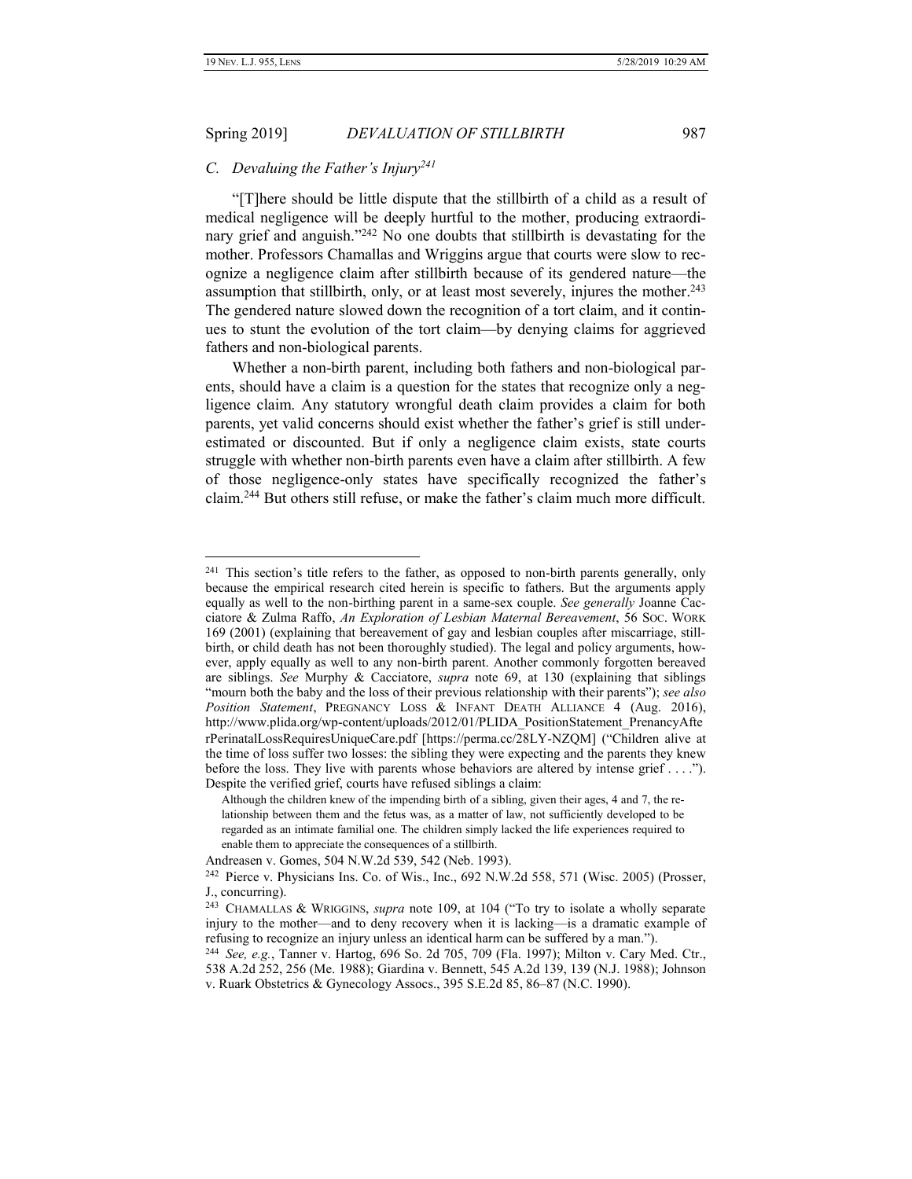### C. *Devaluing the Father's Injury*[241]

"[T]here should be little dispute that the stillbirth of a child as a result of medical negligence will be deeply hurtful to the mother, producing extraordinary grief and anguish."[242] No one doubts that stillbirth is devastating for the mother. Professors Chamallas and Wriggins argue that courts were slow to recognize a negligence claim after stillbirth because of its gendered nature—the assumption that stillbirth, only, or at least most severely, injures the mother.[243] The gendered nature slowed down the recognition of a tort claim, and it continues to stunt the evolution of the tort claim—by denying claims for aggrieved fathers and non-biological parents.

Whether a non-birth parent, including both fathers and non-biological parents, should have a claim is a question for the states that recognize only a negligence claim. Any statutory wrongful death claim provides a claim for both parents, yet valid concerns should exist whether the father's grief is still underestimated or discounted. But if only a negligence claim exists, state courts struggle with whether non-birth parents even have a claim after stillbirth. A few of those negligence-only states have specifically recognized the father's claim.[244] But others still refuse, or make the father's claim much more difficult.

---

[241] This section's title refers to the father, as opposed to non-birth parents generally, only because the empirical research cited herein is specific to fathers. But the arguments apply equally as well to the non-birthing parent in a same-sex couple. *See generally* Joanne Cacciatore & Zulma Raffo, *An Exploration of Lesbian Maternal Bereavement*, 56 SOC. WORK 169 (2001) (explaining that bereavement of gay and lesbian couples after miscarriage, stillbirth, or child death has not been thoroughly studied). The legal and policy arguments, however, apply equally as well to any non-birth parent. Another commonly forgotten bereaved are siblings. *See* Murphy & Cacciatore, *supra* note 69, at 130 (explaining that siblings "mourn both the baby and the loss of their previous relationship with their parents"); *see also* *Position Statement*, PREGNANCY LOSS & INFANT DEATH ALLIANCE 4 (Aug. 2016), http://www.plida.org/wp-content/uploads/2012/01/PLIDA_PositionStatement_PrenancyAfterPerinatalLossRequiresUniqueCare.pdf [https://perma.cc/28LY-NZQM] ("Children alive at the time of loss suffer two losses: the sibling they were expecting and the parents they knew before the loss. They live with parents whose behaviors are altered by intense grief . . . ."). Despite the verified grief, courts have refused siblings a claim:

> Although the children knew of the impending birth of a sibling, given their ages, 4 and 7, the relationship between them and the fetus was, as a matter of law, not sufficiently developed to be regarded as an intimate familial one. The children simply lacked the life experiences required to enable them to appreciate the consequences of a stillbirth.

Andreasen v. Gomes, 504 N.W.2d 539, 542 (Neb. 1993).

[242] Pierce v. Physicians Ins. Co. of Wis., Inc., 692 N.W.2d 558, 571 (Wisc. 2005) (Prosser, J., concurring).

[243] CHAMALLAS & WRIGGINS, *supra* note 109, at 104 ("To try to isolate a wholly separate injury to the mother—and to deny recovery when it is lacking—is a dramatic example of refusing to recognize an injury unless an identical harm can be suffered by a man.").

[244] *See, e.g.*, Tanner v. Hartog, 696 So. 2d 705, 709 (Fla. 1997); Milton v. Cary Med. Ctr., 538 A.2d 252, 256 (Me. 1988); Giardina v. Bennett, 545 A.2d 139, 139 (N.J. 1988); Johnson v. Ruark Obstetrics & Gynecology Assocs., 395 S.E.2d 85, 86–87 (N.C. 1990).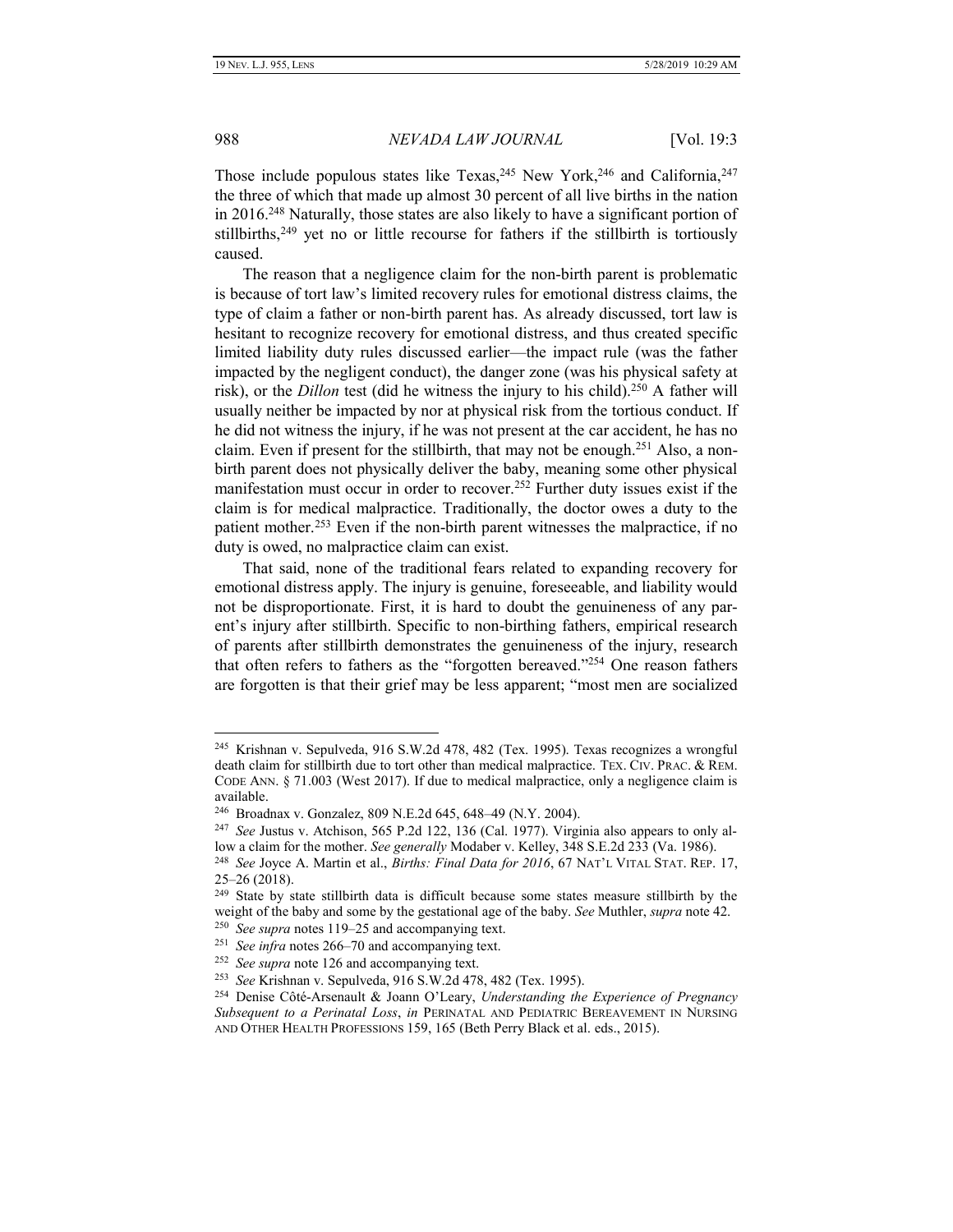Those include populous states like Texas,[245] New York,[246] and California,[247] the three of which that made up almost 30 percent of all live births in the nation in 2016.[248] Naturally, those states are also likely to have a significant portion of stillbirths,[249] yet no or little recourse for fathers if the stillbirth is tortiously caused.

The reason that a negligence claim for the non-birth parent is problematic is because of tort law's limited recovery rules for emotional distress claims, the type of claim a father or non-birth parent has. As already discussed, tort law is hesitant to recognize recovery for emotional distress, and thus created specific limited liability duty rules discussed earlier—the impact rule (was the father impacted by the negligent conduct), the danger zone (was his physical safety at risk), or the *Dillon* test (did he witness the injury to his child).[250] A father will usually neither be impacted by nor at physical risk from the tortious conduct. If he did not witness the injury, if he was not present at the car accident, he has no claim. Even if present for the stillbirth, that may not be enough.[251] Also, a non-birth parent does not physically deliver the baby, meaning some other physical manifestation must occur in order to recover.[252] Further duty issues exist if the claim is for medical malpractice. Traditionally, the doctor owes a duty to the patient mother.[253] Even if the non-birth parent witnesses the malpractice, if no duty is owed, no malpractice claim can exist.

That said, none of the traditional fears related to expanding recovery for emotional distress apply. The injury is genuine, foreseeable, and liability would not be disproportionate. First, it is hard to doubt the genuineness of any parent's injury after stillbirth. Specific to non-birthing fathers, empirical research of parents after stillbirth demonstrates the genuineness of the injury, research that often refers to fathers as the "forgotten bereaved."[254] One reason fathers are forgotten is that their grief may be less apparent; "most men are socialized

---

[245] Krishnan v. Sepulveda, 916 S.W.2d 478, 482 (Tex. 1995). Texas recognizes a wrongful death claim for stillbirth due to tort other than medical malpractice. TEX. CIV. PRAC. & REM. CODE ANN. § 71.003 (West 2017). If due to medical malpractice, only a negligence claim is available.

[246] Broadnax v. Gonzalez, 809 N.E.2d 645, 648–49 (N.Y. 2004).

[247] *See* Justus v. Atchison, 565 P.2d 122, 136 (Cal. 1977). Virginia also appears to only allow a claim for the mother. *See generally* Modaber v. Kelley, 348 S.E.2d 233 (Va. 1986).

[248] *See* Joyce A. Martin et al., *Births: Final Data for 2016*, 67 NAT'L VITAL STAT. REP. 17, 25–26 (2018).

[249] State by state stillbirth data is difficult because some states measure stillbirth by the weight of the baby and some by the gestational age of the baby. *See* Muthler, *supra* note 42.

[250] *See supra* notes 119–25 and accompanying text.

[251] *See infra* notes 266–70 and accompanying text.

[252] *See supra* note 126 and accompanying text.

[253] *See* Krishnan v. Sepulveda, 916 S.W.2d 478, 482 (Tex. 1995).

[254] Denise Côté-Arsenault & Joann O'Leary, *Understanding the Experience of Pregnancy Subsequent to a Perinatal Loss*, *in* PERINATAL AND PEDIATRIC BEREAVEMENT IN NURSING AND OTHER HEALTH PROFESSIONS 159, 165 (Beth Perry Black et al. eds., 2015).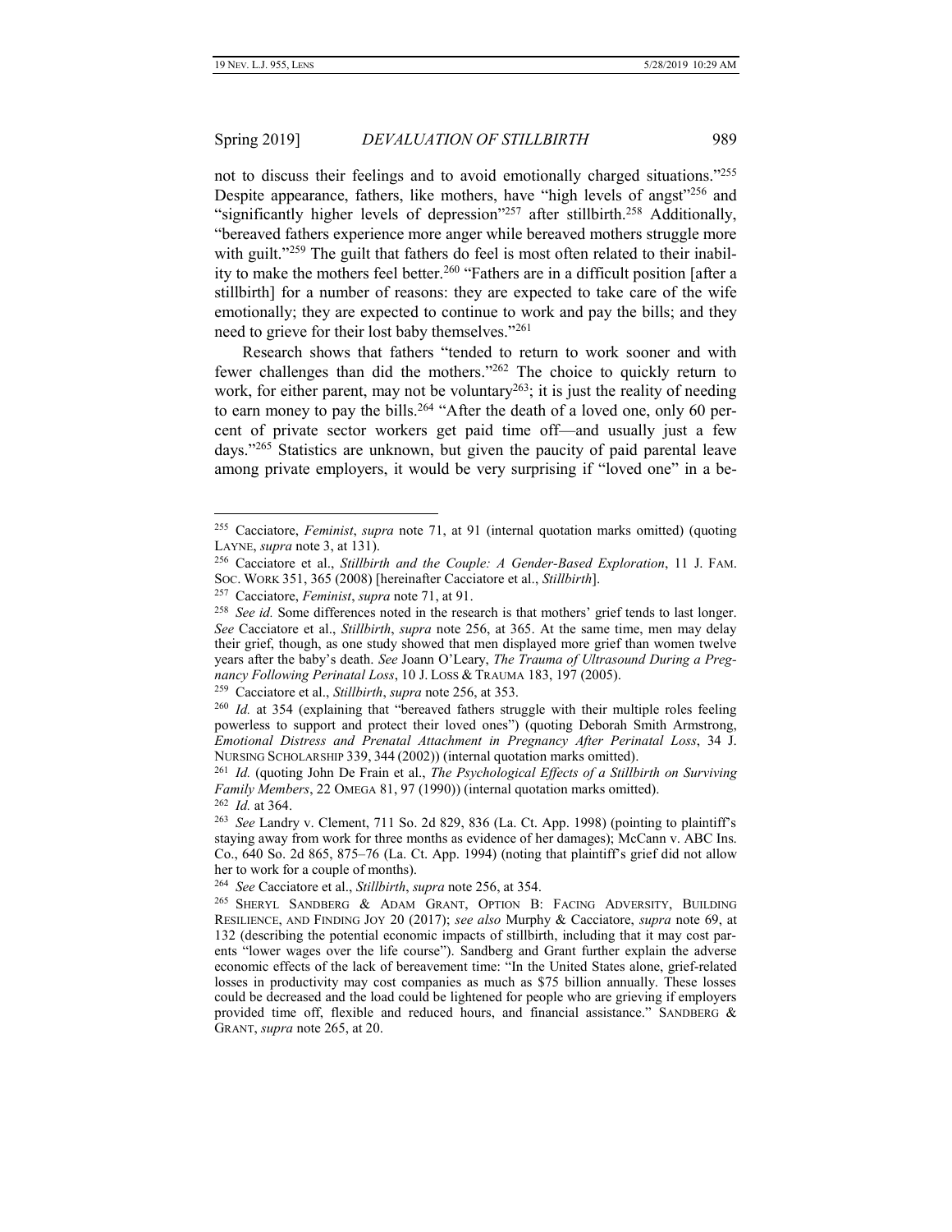not to discuss their feelings and to avoid emotionally charged situations."[255] Despite appearance, fathers, like mothers, have "high levels of angst"[256] and "significantly higher levels of depression"[257] after stillbirth.[258] Additionally, "bereaved fathers experience more anger while bereaved mothers struggle more with guilt."[259] The guilt that fathers do feel is most often related to their inability to make the mothers feel better.[260] "Fathers are in a difficult position [after a stillbirth] for a number of reasons: they are expected to take care of the wife emotionally; they are expected to continue to work and pay the bills; and they need to grieve for their lost baby themselves."[261]

Research shows that fathers "tended to return to work sooner and with fewer challenges than did the mothers."[262] The choice to quickly return to work, for either parent, may not be voluntary[263]; it is just the reality of needing to earn money to pay the bills.[264] "After the death of a loved one, only 60 percent of private sector workers get paid time off—and usually just a few days."[265] Statistics are unknown, but given the paucity of paid parental leave among private employers, it would be very surprising if "loved one" in a be-

---

[255] Cacciatore, *Feminist*, *supra* note 71, at 91 (internal quotation marks omitted) (quoting LAYNE, *supra* note 3, at 131).

[256] Cacciatore et al., *Stillbirth and the Couple: A Gender-Based Exploration*, 11 J. FAM. SOC. WORK 351, 365 (2008) [hereinafter Cacciatore et al., *Stillbirth*].

[257] Cacciatore, *Feminist*, *supra* note 71, at 91.

[258] *See id.* Some differences noted in the research is that mothers' grief tends to last longer. *See* Cacciatore et al., *Stillbirth*, *supra* note 256, at 365. At the same time, men may delay their grief, though, as one study showed that men displayed more grief than women twelve years after the baby's death. *See* Joann O'Leary, *The Trauma of Ultrasound During a Pregnancy Following Perinatal Loss*, 10 J. LOSS & TRAUMA 183, 197 (2005).

[259] Cacciatore et al., *Stillbirth*, *supra* note 256, at 353.

[260] *Id.* at 354 (explaining that "bereaved fathers struggle with their multiple roles feeling powerless to support and protect their loved ones") (quoting Deborah Smith Armstrong, *Emotional Distress and Prenatal Attachment in Pregnancy After Perinatal Loss*, 34 J. NURSING SCHOLARSHIP 339, 344 (2002)) (internal quotation marks omitted).

[261] *Id.* (quoting John De Frain et al., *The Psychological Effects of a Stillbirth on Surviving Family Members*, 22 OMEGA 81, 97 (1990)) (internal quotation marks omitted).

[262] *Id.* at 364.

[263] *See* Landry v. Clement, 711 So. 2d 829, 836 (La. Ct. App. 1998) (pointing to plaintiff's staying away from work for three months as evidence of her damages); McCann v. ABC Ins. Co., 640 So. 2d 865, 875–76 (La. Ct. App. 1994) (noting that plaintiff's grief did not allow her to work for a couple of months).

[264] *See* Cacciatore et al., *Stillbirth*, *supra* note 256, at 354.

[265] SHERYL SANDBERG & ADAM GRANT, OPTION B: FACING ADVERSITY, BUILDING RESILIENCE, AND FINDING JOY 20 (2017); *see also* Murphy & Cacciatore, *supra* note 69, at 132 (describing the potential economic impacts of stillbirth, including that it may cost parents "lower wages over the life course"). Sandberg and Grant further explain the adverse economic effects of the lack of bereavement time: "In the United States alone, grief-related losses in productivity may cost companies as much as $75 billion annually. These losses could be decreased and the load could be lightened for people who are grieving if employers provided time off, flexible and reduced hours, and financial assistance." SANDBERG & GRANT, *supra* note 265, at 20.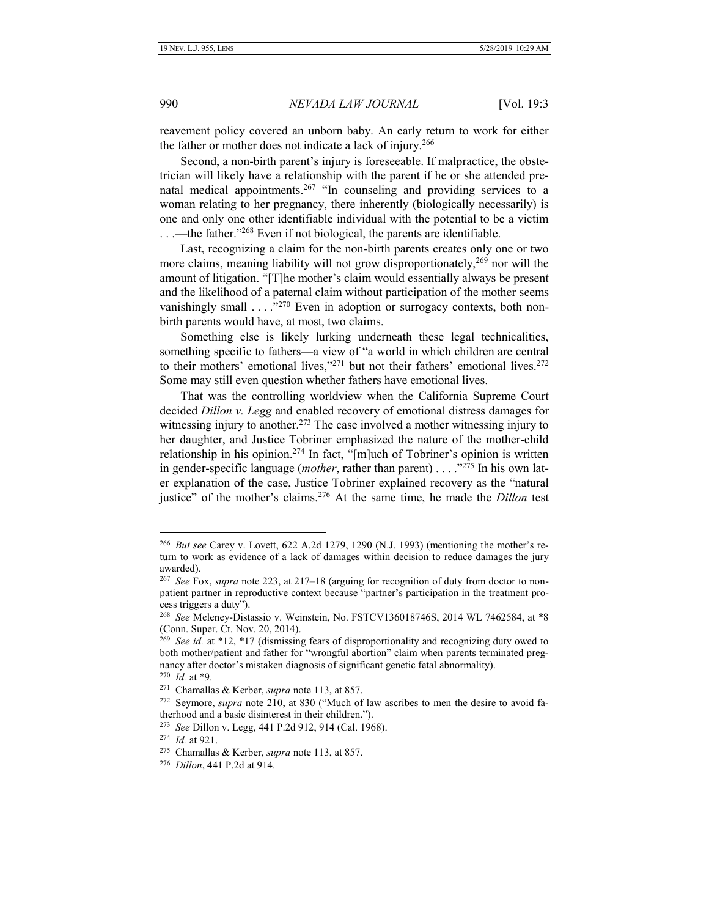reavement policy covered an unborn baby. An early return to work for either the father or mother does not indicate a lack of injury.[266]

Second, a non-birth parent's injury is foreseeable. If malpractice, the obstetrician will likely have a relationship with the parent if he or she attended prenatal medical appointments.[267] "In counseling and providing services to a woman relating to her pregnancy, there inherently (biologically necessarily) is one and only one other identifiable individual with the potential to be a victim . . .—the father."[268] Even if not biological, the parents are identifiable.

Last, recognizing a claim for the non-birth parents creates only one or two more claims, meaning liability will not grow disproportionately,[269] nor will the amount of litigation. "[T]he mother's claim would essentially always be present and the likelihood of a paternal claim without participation of the mother seems vanishingly small . . . ."[270] Even in adoption or surrogacy contexts, both non-birth parents would have, at most, two claims.

Something else is likely lurking underneath these legal technicalities, something specific to fathers—a view of "a world in which children are central to their mothers' emotional lives,"[271] but not their fathers' emotional lives.[272] Some may still even question whether fathers have emotional lives.

That was the controlling worldview when the California Supreme Court decided *Dillon v. Legg* and enabled recovery of emotional distress damages for witnessing injury to another.[273] The case involved a mother witnessing injury to her daughter, and Justice Tobriner emphasized the nature of the mother-child relationship in his opinion.[274] In fact, "[m]uch of Tobriner's opinion is written in gender-specific language (*mother*, rather than parent) . . . ."[275] In his own later explanation of the case, Justice Tobriner explained recovery as the "natural justice" of the mother's claims.[276] At the same time, he made the *Dillon* test

---

[266] *But see* Carey v. Lovett, 622 A.2d 1279, 1290 (N.J. 1993) (mentioning the mother's return to work as evidence of a lack of damages within decision to reduce damages the jury awarded).

[267] *See* Fox, *supra* note 223, at 217–18 (arguing for recognition of duty from doctor to non-patient partner in reproductive context because "partner's participation in the treatment process triggers a duty").

[268] *See* Meleney-Distassio v. Weinstein, No. FSTCV136018746S, 2014 WL 7462584, at *8 (Conn. Super. Ct. Nov. 20, 2014).

[269] *See id.* at *12, *17 (dismissing fears of disproportionality and recognizing duty owed to both mother/patient and father for "wrongful abortion" claim when parents terminated pregnancy after doctor's mistaken diagnosis of significant genetic fetal abnormality).

[270] *Id.* at *9.

[271] Chamallas & Kerber, *supra* note 113, at 857.

[272] Seymore, *supra* note 210, at 830 ("Much of law ascribes to men the desire to avoid fatherhood and a basic disinterest in their children.").

[273] *See* Dillon v. Legg, 441 P.2d 912, 914 (Cal. 1968).

[274] *Id.* at 921.

[275] Chamallas & Kerber, *supra* note 113, at 857.

[276] *Dillon*, 441 P.2d at 914.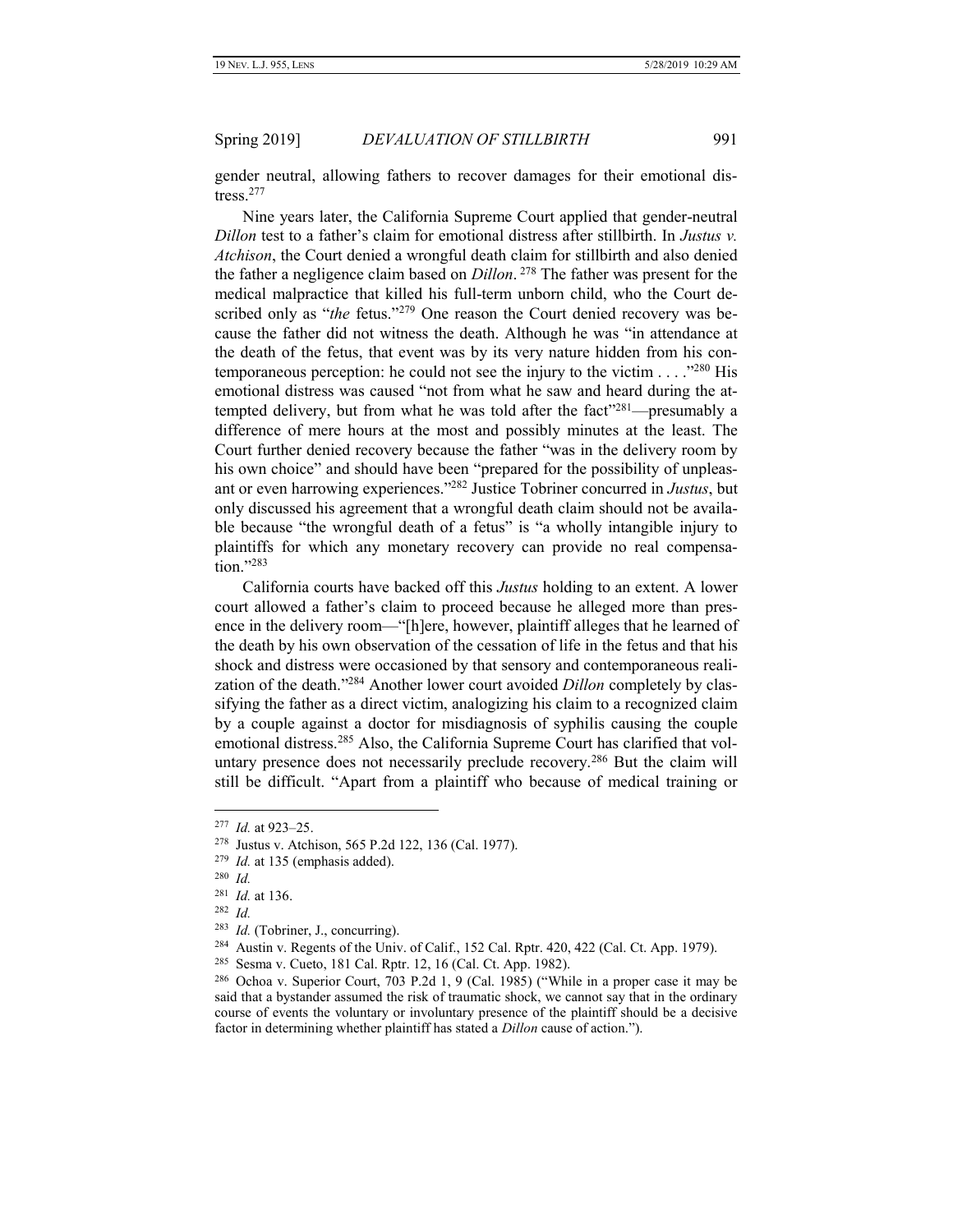gender neutral, allowing fathers to recover damages for their emotional distress.[277]

Nine years later, the California Supreme Court applied that gender-neutral *Dillon* test to a father's claim for emotional distress after stillbirth. In *Justus v. Atchison*, the Court denied a wrongful death claim for stillbirth and also denied the father a negligence claim based on *Dillon*.[278] The father was present for the medical malpractice that killed his full-term unborn child, who the Court described only as "*the* fetus."[279] One reason the Court denied recovery was because the father did not witness the death. Although he was "in attendance at the death of the fetus, that event was by its very nature hidden from his contemporaneous perception: he could not see the injury to the victim . . . ."[280] His emotional distress was caused "not from what he saw and heard during the attempted delivery, but from what he was told after the fact"[281]—presumably a difference of mere hours at the most and possibly minutes at the least. The Court further denied recovery because the father "was in the delivery room by his own choice" and should have been "prepared for the possibility of unpleasant or even harrowing experiences."[282] Justice Tobriner concurred in *Justus*, but only discussed his agreement that a wrongful death claim should not be available because "the wrongful death of a fetus" is "a wholly intangible injury to plaintiffs for which any monetary recovery can provide no real compensation."[283]

California courts have backed off this *Justus* holding to an extent. A lower court allowed a father's claim to proceed because he alleged more than presence in the delivery room—"[h]ere, however, plaintiff alleges that he learned of the death by his own observation of the cessation of life in the fetus and that his shock and distress were occasioned by that sensory and contemporaneous realization of the death."[284] Another lower court avoided *Dillon* completely by classifying the father as a direct victim, analogizing his claim to a recognized claim by a couple against a doctor for misdiagnosis of syphilis causing the couple emotional distress.[285] Also, the California Supreme Court has clarified that voluntary presence does not necessarily preclude recovery.[286] But the claim will still be difficult. "Apart from a plaintiff who because of medical training or

---

[277] *Id.* at 923–25.

[278] Justus v. Atchison, 565 P.2d 122, 136 (Cal. 1977).

[279] *Id.* at 135 (emphasis added).

[280] *Id.*

[281] *Id.* at 136.

[282] *Id.*

[283] *Id.* (Tobriner, J., concurring).

[284] Austin v. Regents of the Univ. of Calif., 152 Cal. Rptr. 420, 422 (Cal. Ct. App. 1979).

[285] Sesma v. Cueto, 181 Cal. Rptr. 12, 16 (Cal. Ct. App. 1982).

[286] Ochoa v. Superior Court, 703 P.2d 1, 9 (Cal. 1985) ("While in a proper case it may be said that a bystander assumed the risk of traumatic shock, we cannot say that in the ordinary course of events the voluntary or involuntary presence of the plaintiff should be a decisive factor in determining whether plaintiff has stated a *Dillon* cause of action.").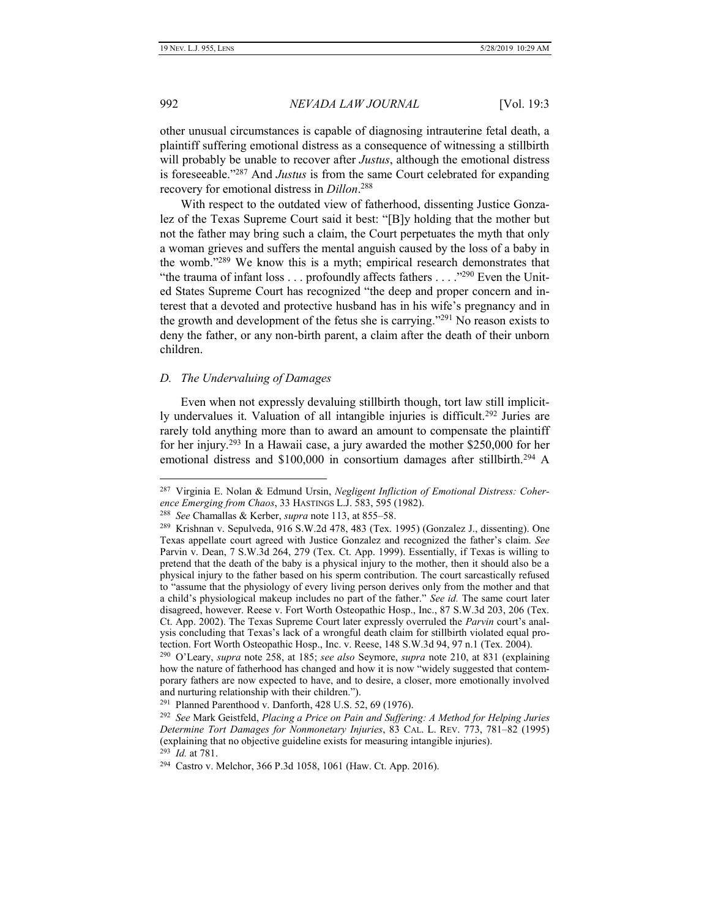other unusual circumstances is capable of diagnosing intrauterine fetal death, a plaintiff suffering emotional distress as a consequence of witnessing a stillbirth will probably be unable to recover after *Justus*, although the emotional distress is foreseeable."[287] And *Justus* is from the same Court celebrated for expanding recovery for emotional distress in *Dillon*.[288]

With respect to the outdated view of fatherhood, dissenting Justice Gonzalez of the Texas Supreme Court said it best: "[B]y holding that the mother but not the father may bring such a claim, the Court perpetuates the myth that only a woman grieves and suffers the mental anguish caused by the loss of a baby in the womb."[289] We know this is a myth; empirical research demonstrates that "the trauma of infant loss . . . profoundly affects fathers . . . ."[290] Even the United States Supreme Court has recognized "the deep and proper concern and interest that a devoted and protective husband has in his wife's pregnancy and in the growth and development of the fetus she is carrying."[291] No reason exists to deny the father, or any non-birth parent, a claim after the death of their unborn children.

### D. *The Undervaluing of Damages*

Even when not expressly devaluing stillbirth though, tort law still implicitly undervalues it. Valuation of all intangible injuries is difficult.[292] Juries are rarely told anything more than to award an amount to compensate the plaintiff for her injury.[293] In a Hawaii case, a jury awarded the mother $250,000 for her emotional distress and $100,000 in consortium damages after stillbirth.[294] A

---

[287] Virginia E. Nolan & Edmund Ursin, *Negligent Infliction of Emotional Distress: Coherence Emerging from Chaos*, 33 HASTINGS L.J. 583, 595 (1982).

[288] *See* Chamallas & Kerber, *supra* note 113, at 855–58.

[289] Krishnan v. Sepulveda, 916 S.W.2d 478, 483 (Tex. 1995) (Gonzalez J., dissenting). One Texas appellate court agreed with Justice Gonzalez and recognized the father's claim. *See* Parvin v. Dean, 7 S.W.3d 264, 279 (Tex. Ct. App. 1999). Essentially, if Texas is willing to pretend that the death of the baby is a physical injury to the mother, then it should also be a physical injury to the father based on his sperm contribution. The court sarcastically refused to "assume that the physiology of every living person derives only from the mother and that a child's physiological makeup includes no part of the father." *See id.* The same court later disagreed, however. Reese v. Fort Worth Osteopathic Hosp., Inc., 87 S.W.3d 203, 206 (Tex. Ct. App. 2002). The Texas Supreme Court later expressly overruled the *Parvin* court's analysis concluding that Texas's lack of a wrongful death claim for stillbirth violated equal protection. Fort Worth Osteopathic Hosp., Inc. v. Reese, 148 S.W.3d 94, 97 n.1 (Tex. 2004).

[290] O'Leary, *supra* note 258, at 185; *see also* Seymore, *supra* note 210, at 831 (explaining how the nature of fatherhood has changed and how it is now "widely suggested that contemporary fathers are now expected to have, and to desire, a closer, more emotionally involved and nurturing relationship with their children.").

[291] Planned Parenthood v. Danforth, 428 U.S. 52, 69 (1976).

[292] *See* Mark Geistfeld, *Placing a Price on Pain and Suffering: A Method for Helping Juries Determine Tort Damages for Nonmonetary Injuries*, 83 CAL. L. REV. 773, 781–82 (1995) (explaining that no objective guideline exists for measuring intangible injuries).

[293] *Id.* at 781.

[294] Castro v. Melchor, 366 P.3d 1058, 1061 (Haw. Ct. App. 2016).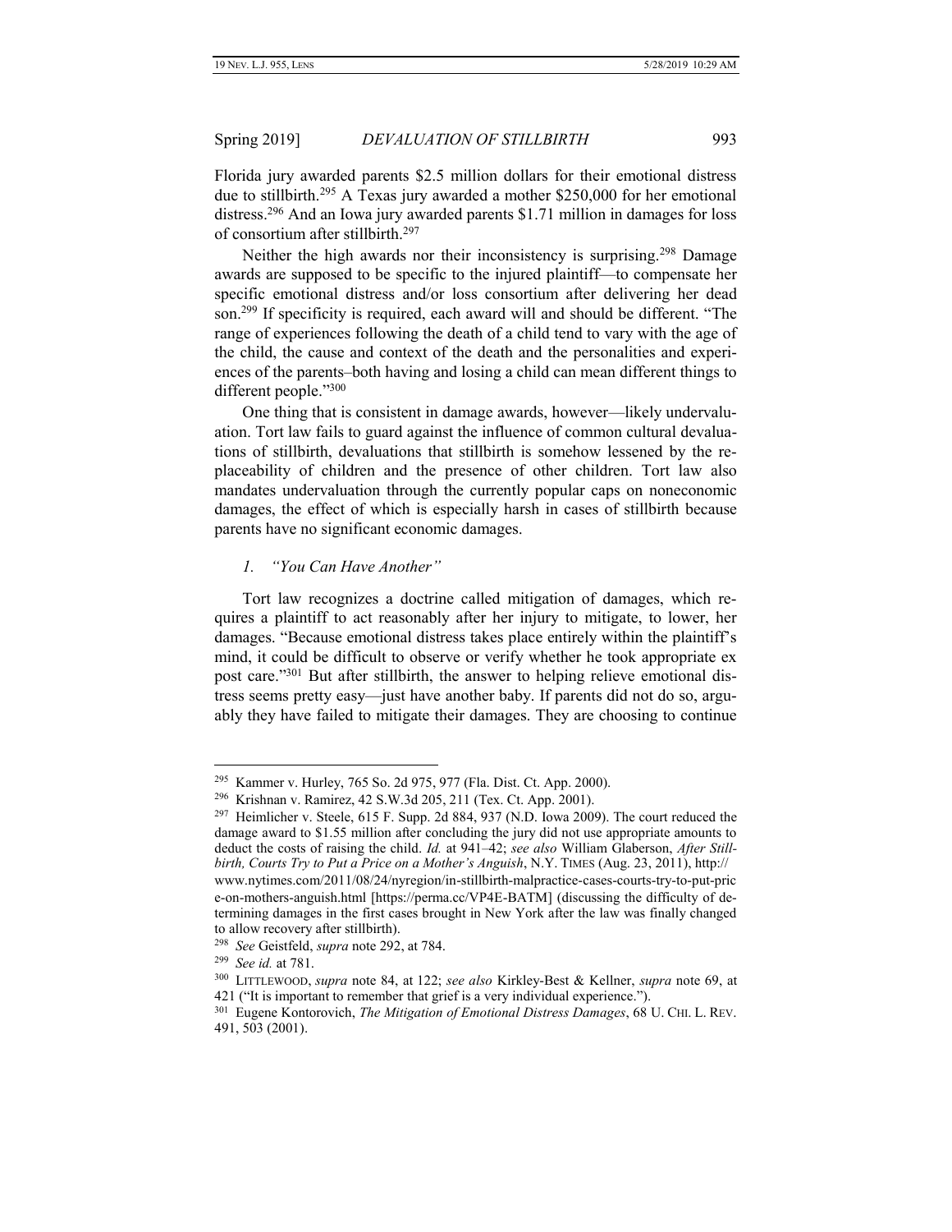Florida jury awarded parents $2.5 million dollars for their emotional distress due to stillbirth.[295] A Texas jury awarded a mother $250,000 for her emotional distress.[296] And an Iowa jury awarded parents $1.71 million in damages for loss of consortium after stillbirth.[297]

Neither the high awards nor their inconsistency is surprising.[298] Damage awards are supposed to be specific to the injured plaintiff—to compensate her specific emotional distress and/or loss consortium after delivering her dead son.[299] If specificity is required, each award will and should be different. "The range of experiences following the death of a child tend to vary with the age of the child, the cause and context of the death and the personalities and experiences of the parents–both having and losing a child can mean different things to different people."[300]

One thing that is consistent in damage awards, however—likely undervaluation. Tort law fails to guard against the influence of common cultural devaluations of stillbirth, devaluations that stillbirth is somehow lessened by the replaceability of children and the presence of other children. Tort law also mandates undervaluation through the currently popular caps on noneconomic damages, the effect of which is especially harsh in cases of stillbirth because parents have no significant economic damages.

### *1. "You Can Have Another"*

Tort law recognizes a doctrine called mitigation of damages, which requires a plaintiff to act reasonably after her injury to mitigate, to lower, her damages. "Because emotional distress takes place entirely within the plaintiff's mind, it could be difficult to observe or verify whether he took appropriate ex post care."[301] But after stillbirth, the answer to helping relieve emotional distress seems pretty easy—just have another baby. If parents did not do so, arguably they have failed to mitigate their damages. They are choosing to continue

---

[295] Kammer v. Hurley, 765 So. 2d 975, 977 (Fla. Dist. Ct. App. 2000).

[296] Krishnan v. Ramirez, 42 S.W.3d 205, 211 (Tex. Ct. App. 2001).

[297] Heimlicher v. Steele, 615 F. Supp. 2d 884, 937 (N.D. Iowa 2009). The court reduced the damage award to $1.55 million after concluding the jury did not use appropriate amounts to deduct the costs of raising the child. *Id.* at 941–42; *see also* William Glaberson, *After Stillbirth, Courts Try to Put a Price on a Mother's Anguish*, N.Y. TIMES (Aug. 23, 2011), http://www.nytimes.com/2011/08/24/nyregion/in-stillbirth-malpractice-cases-courts-try-to-put-price-on-mothers-anguish.html [https://perma.cc/VP4E-BATM] (discussing the difficulty of determining damages in the first cases brought in New York after the law was finally changed to allow recovery after stillbirth).

[298] *See* Geistfeld, *supra* note 292, at 784.

[299] *See id.* at 781.

[300] LITTLEWOOD, *supra* note 84, at 122; *see also* Kirkley-Best & Kellner, *supra* note 69, at 421 ("It is important to remember that grief is a very individual experience.").

[301] Eugene Kontorovich, *The Mitigation of Emotional Distress Damages*, 68 U. CHI. L. REV. 491, 503 (2001).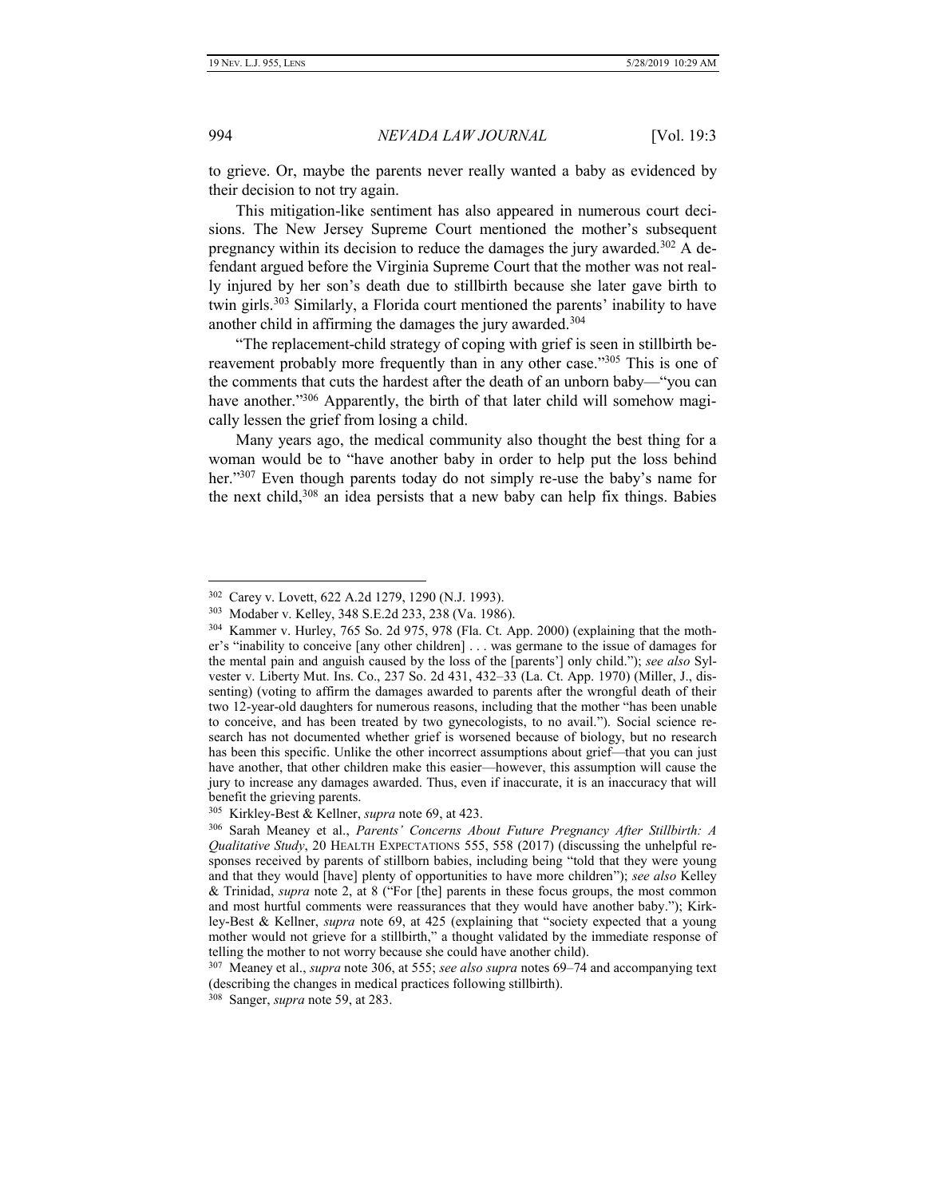to grieve. Or, maybe the parents never really wanted a baby as evidenced by their decision to not try again.

This mitigation-like sentiment has also appeared in numerous court decisions. The New Jersey Supreme Court mentioned the mother's subsequent pregnancy within its decision to reduce the damages the jury awarded.[302] A defendant argued before the Virginia Supreme Court that the mother was not really injured by her son's death due to stillbirth because she later gave birth to twin girls.[303] Similarly, a Florida court mentioned the parents' inability to have another child in affirming the damages the jury awarded.[304]

"The replacement-child strategy of coping with grief is seen in stillbirth bereavement probably more frequently than in any other case."[305] This is one of the comments that cuts the hardest after the death of an unborn baby—"you can have another."[306] Apparently, the birth of that later child will somehow magically lessen the grief from losing a child.

Many years ago, the medical community also thought the best thing for a woman would be to "have another baby in order to help put the loss behind her."[307] Even though parents today do not simply re-use the baby's name for the next child,[308] an idea persists that a new baby can help fix things. Babies

---

[302] Carey v. Lovett, 622 A.2d 1279, 1290 (N.J. 1993).

[303] Modaber v. Kelley, 348 S.E.2d 233, 238 (Va. 1986).

[304] Kammer v. Hurley, 765 So. 2d 975, 978 (Fla. Ct. App. 2000) (explaining that the mother's "inability to conceive [any other children] . . . was germane to the issue of damages for the mental pain and anguish caused by the loss of the [parents'] only child."); *see also* Sylvester v. Liberty Mut. Ins. Co., 237 So. 2d 431, 432–33 (La. Ct. App. 1970) (Miller, J., dissenting) (voting to affirm the damages awarded to parents after the wrongful death of their two 12-year-old daughters for numerous reasons, including that the mother "has been unable to conceive, and has been treated by two gynecologists, to no avail."). Social science research has not documented whether grief is worsened because of biology, but no research has been this specific. Unlike the other incorrect assumptions about grief—that you can just have another, that other children make this easier—however, this assumption will cause the jury to increase any damages awarded. Thus, even if inaccurate, it is an inaccuracy that will benefit the grieving parents.

[305] Kirkley-Best & Kellner, *supra* note 69, at 423.

[306] Sarah Meaney et al., *Parents' Concerns About Future Pregnancy After Stillbirth: A Qualitative Study*, 20 HEALTH EXPECTATIONS 555, 558 (2017) (discussing the unhelpful responses received by parents of stillborn babies, including being "told that they were young and that they would [have] plenty of opportunities to have more children"); *see also* Kelley & Trinidad, *supra* note 2, at 8 ("For [the] parents in these focus groups, the most common and most hurtful comments were reassurances that they would have another baby."); Kirkley-Best & Kellner, *supra* note 69, at 425 (explaining that "society expected that a young mother would not grieve for a stillbirth," a thought validated by the immediate response of telling the mother to not worry because she could have another child).

[307] Meaney et al., *supra* note 306, at 555; *see also supra* notes 69–74 and accompanying text (describing the changes in medical practices following stillbirth).

[308] Sanger, *supra* note 59, at 283.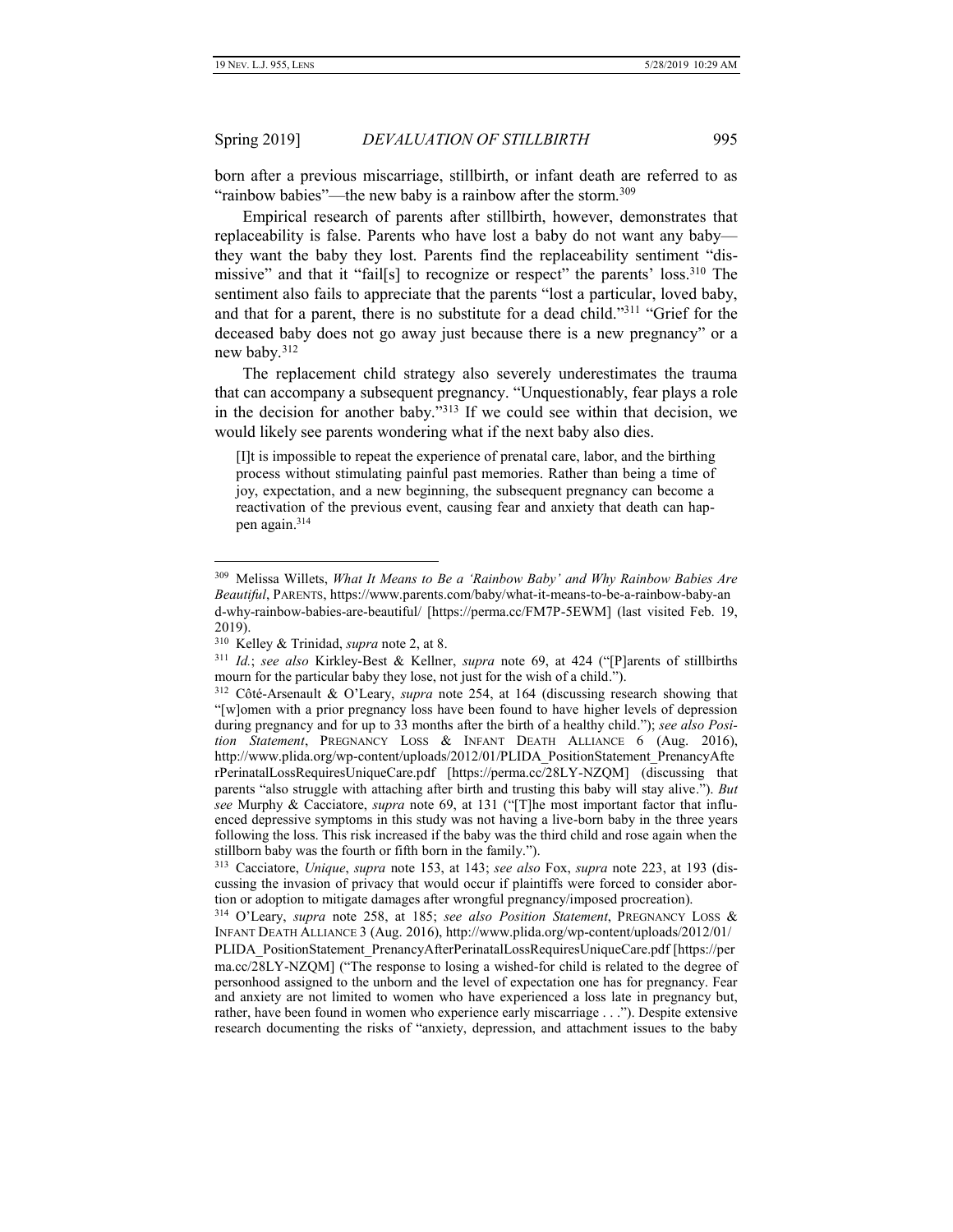born after a previous miscarriage, stillbirth, or infant death are referred to as "rainbow babies"—the new baby is a rainbow after the storm.[309]

Empirical research of parents after stillbirth, however, demonstrates that replaceability is false. Parents who have lost a baby do not want any baby—they want the baby they lost. Parents find the replaceability sentiment "dismissive" and that it "fail[s] to recognize or respect" the parents' loss.[310] The sentiment also fails to appreciate that the parents "lost a particular, loved baby, and that for a parent, there is no substitute for a dead child."[311] "Grief for the deceased baby does not go away just because there is a new pregnancy" or a new baby.[312]

The replacement child strategy also severely underestimates the trauma that can accompany a subsequent pregnancy. "Unquestionably, fear plays a role in the decision for another baby."[313] If we could see within that decision, we would likely see parents wondering what if the next baby also dies.

> [I]t is impossible to repeat the experience of prenatal care, labor, and the birthing process without stimulating painful past memories. Rather than being a time of joy, expectation, and a new beginning, the subsequent pregnancy can become a reactivation of the previous event, causing fear and anxiety that death can happen again.[314]

---

[309] Melissa Willets, *What It Means to Be a 'Rainbow Baby' and Why Rainbow Babies Are Beautiful*, PARENTS, https://www.parents.com/baby/what-it-means-to-be-a-rainbow-baby-and-why-rainbow-babies-are-beautiful/ [https://perma.cc/FM7P-5EWM] (last visited Feb. 19, 2019).

[310] Kelley & Trinidad, *supra* note 2, at 8.

[311] *Id.*; *see also* Kirkley-Best & Kellner, *supra* note 69, at 424 ("[P]arents of stillbirths mourn for the particular baby they lose, not just for the wish of a child.").

[312] Côté-Arsenault & O'Leary, *supra* note 254, at 164 (discussing research showing that "[w]omen with a prior pregnancy loss have been found to have higher levels of depression during pregnancy and for up to 33 months after the birth of a healthy child."); *see also Position Statement*, PREGNANCY LOSS & INFANT DEATH ALLIANCE 6 (Aug. 2016), http://www.plida.org/wp-content/uploads/2012/01/PLIDA_PositionStatement_PrenancyAfterPerinatalLossRequiresUniqueCare.pdf [https://perma.cc/28LY-NZQM] (discussing that parents "also struggle with attaching after birth and trusting this baby will stay alive."). *But see* Murphy & Cacciatore, *supra* note 69, at 131 ("[T]he most important factor that influenced depressive symptoms in this study was not having a live-born baby in the three years following the loss. This risk increased if the baby was the third child and rose again when the stillborn baby was the fourth or fifth born in the family.").

[313] Cacciatore, *Unique*, *supra* note 153, at 143; *see also* Fox, *supra* note 223, at 193 (discussing the invasion of privacy that would occur if plaintiffs were forced to consider abortion or adoption to mitigate damages after wrongful pregnancy/imposed procreation).

[314] O'Leary, *supra* note 258, at 185; *see also Position Statement*, PREGNANCY LOSS & INFANT DEATH ALLIANCE 3 (Aug. 2016), http://www.plida.org/wp-content/uploads/2012/01/PLIDA_PositionStatement_PrenancyAfterPerinatalLossRequiresUniqueCare.pdf [https://perma.cc/28LY-NZQM] ("The response to losing a wished-for child is related to the degree of personhood assigned to the unborn and the level of expectation one has for pregnancy. Fear and anxiety are not limited to women who have experienced a loss late in pregnancy but, rather, have been found in women who experience early miscarriage . . ."). Despite extensive research documenting the risks of "anxiety, depression, and attachment issues to the baby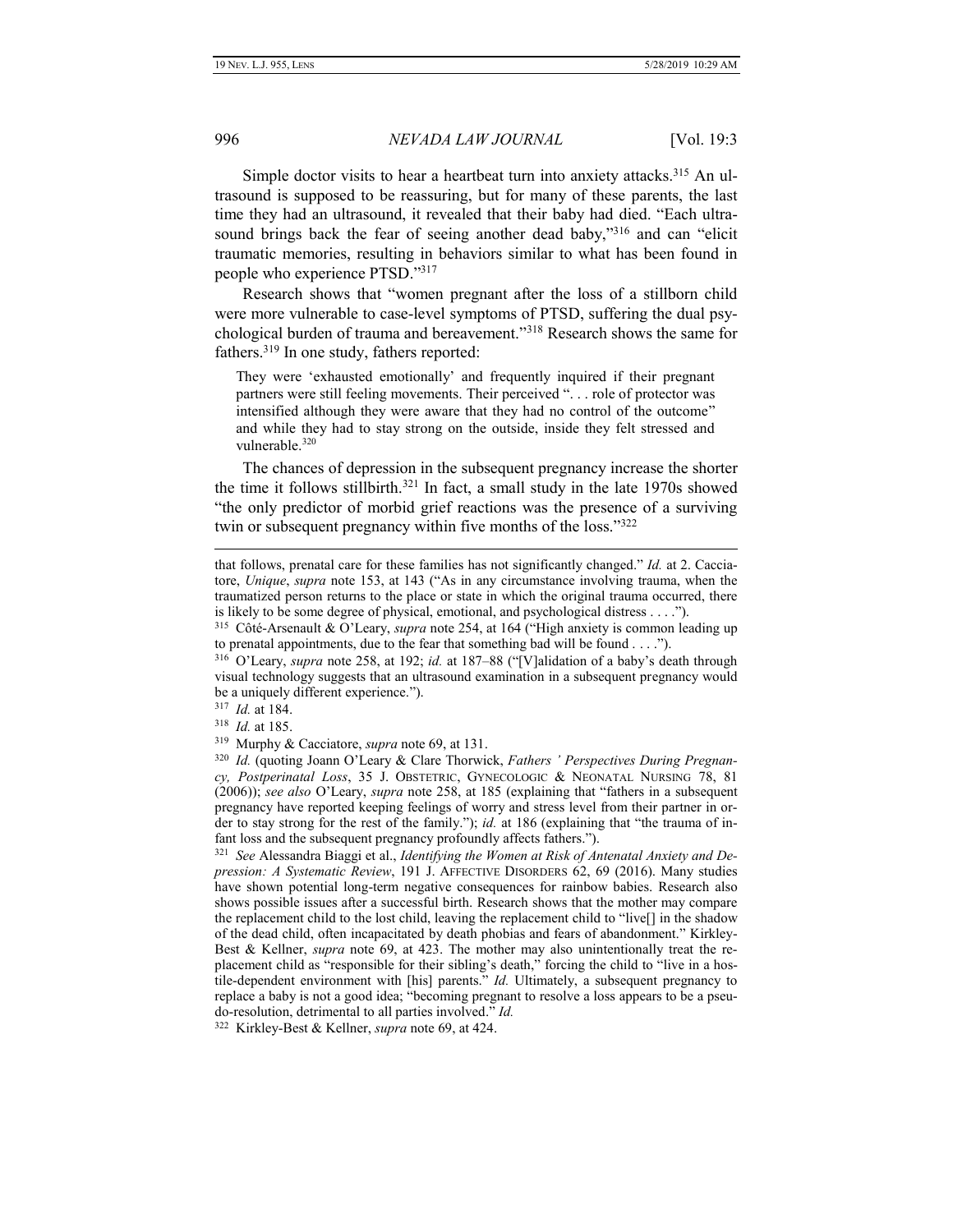Simple doctor visits to hear a heartbeat turn into anxiety attacks.[315] An ultrasound is supposed to be reassuring, but for many of these parents, the last time they had an ultrasound, it revealed that their baby had died. "Each ultrasound brings back the fear of seeing another dead baby,"[316] and can "elicit traumatic memories, resulting in behaviors similar to what has been found in people who experience PTSD."[317]

Research shows that "women pregnant after the loss of a stillborn child were more vulnerable to case-level symptoms of PTSD, suffering the dual psychological burden of trauma and bereavement."[318] Research shows the same for fathers.[319] In one study, fathers reported:

> They were 'exhausted emotionally' and frequently inquired if their pregnant partners were still feeling movements. Their perceived ". . . role of protector was intensified although they were aware that they had no control of the outcome" and while they had to stay strong on the outside, inside they felt stressed and vulnerable.[320]

The chances of depression in the subsequent pregnancy increase the shorter the time it follows stillbirth.[321] In fact, a small study in the late 1970s showed "the only predictor of morbid grief reactions was the presence of a surviving twin or subsequent pregnancy within five months of the loss."[322]

---

that follows, prenatal care for these families has not significantly changed." *Id.* at 2. Cacciatore, *Unique*, *supra* note 153, at 143 ("As in any circumstance involving trauma, when the traumatized person returns to the place or state in which the original trauma occurred, there is likely to be some degree of physical, emotional, and psychological distress . . . .").

315 Côté-Arsenault & O'Leary, *supra* note 254, at 164 ("High anxiety is common leading up to prenatal appointments, due to the fear that something bad will be found . . . .").

316 O'Leary, *supra* note 258, at 192; *id.* at 187–88 ("[V]alidation of a baby's death through visual technology suggests that an ultrasound examination in a subsequent pregnancy would be a uniquely different experience.").

317 *Id.* at 184.

318 *Id.* at 185.

319 Murphy & Cacciatore, *supra* note 69, at 131.

320 *Id.* (quoting Joann O'Leary & Clare Thorwick, *Fathers' Perspectives During Pregnancy, Postperinatal Loss*, 35 J. OBSTETRIC, GYNECOLOGIC & NEONATAL NURSING 78, 81 (2006)); *see also* O'Leary, *supra* note 258, at 185 (explaining that "fathers in a subsequent pregnancy have reported keeping feelings of worry and stress level from their partner in order to stay strong for the rest of the family."); *id.* at 186 (explaining that "the trauma of infant loss and the subsequent pregnancy profoundly affects fathers.").

321 *See* Alessandra Biaggi et al., *Identifying the Women at Risk of Antenatal Anxiety and Depression: A Systematic Review*, 191 J. AFFECTIVE DISORDERS 62, 69 (2016). Many studies have shown potential long-term negative consequences for rainbow babies. Research also shows possible issues after a successful birth. Research shows that the mother may compare the replacement child to the lost child, leaving the replacement child to "live[] in the shadow of the dead child, often incapacitated by death phobias and fears of abandonment." Kirkley-Best & Kellner, *supra* note 69, at 423. The mother may also unintentionally treat the replacement child as "responsible for their sibling's death," forcing the child to "live in a hostile-dependent environment with [his] parents." *Id.* Ultimately, a subsequent pregnancy to replace a baby is not a good idea; "becoming pregnant to resolve a loss appears to be a pseudo-resolution, detrimental to all parties involved." *Id.*

322 Kirkley-Best & Kellner, *supra* note 69, at 424.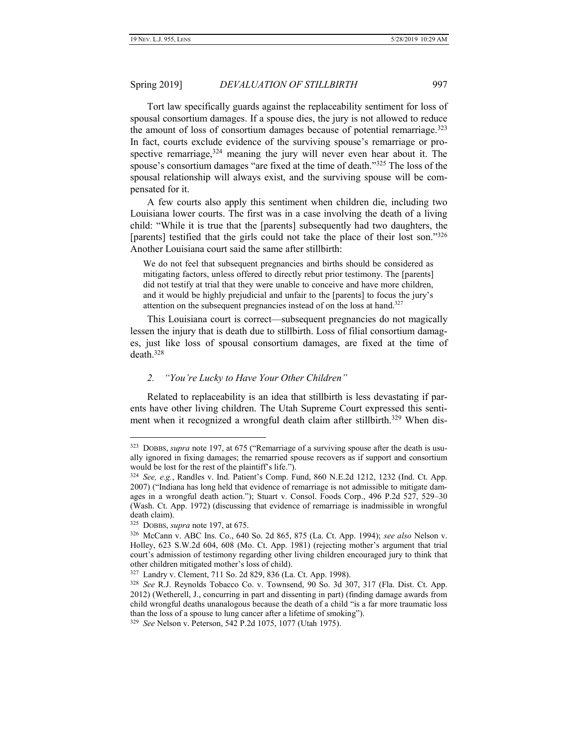Tort law specifically guards against the replaceability sentiment for loss of spousal consortium damages. If a spouse dies, the jury is not allowed to reduce the amount of loss of consortium damages because of potential remarriage.[323] In fact, courts exclude evidence of the surviving spouse's remarriage or prospective remarriage,[324] meaning the jury will never even hear about it. The spouse's consortium damages "are fixed at the time of death."[325] The loss of the spousal relationship will always exist, and the surviving spouse will be compensated for it.

A few courts also apply this sentiment when children die, including two Louisiana lower courts. The first was in a case involving the death of a living child: "While it is true that the [parents] subsequently had two daughters, the [parents] testified that the girls could not take the place of their lost son."[326] Another Louisiana court said the same after stillbirth:

> We do not feel that subsequent pregnancies and births should be considered as mitigating factors, unless offered to directly rebut prior testimony. The [parents] did not testify at trial that they were unable to conceive and have more children, and it would be highly prejudicial and unfair to the [parents] to focus the jury's attention on the subsequent pregnancies instead of on the loss at hand.[327]

This Louisiana court is correct—subsequent pregnancies do not magically lessen the injury that is death due to stillbirth. Loss of filial consortium damages, just like loss of spousal consortium damages, are fixed at the time of death.[328]

### 2. *"You're Lucky to Have Your Other Children"*

Related to replaceability is an idea that stillbirth is less devastating if parents have other living children. The Utah Supreme Court expressed this sentiment when it recognized a wrongful death claim after stillbirth.[329] When dis-

---

[323] DOBBS, *supra* note 197, at 675 ("Remarriage of a surviving spouse after the death is usually ignored in fixing damages; the remarried spouse recovers as if support and consortium would be lost for the rest of the plaintiff's life.").

[324] *See, e.g.*, Randles v. Ind. Patient's Comp. Fund, 860 N.E.2d 1212, 1232 (Ind. Ct. App. 2007) ("Indiana has long held that evidence of remarriage is not admissible to mitigate damages in a wrongful death action."); Stuart v. Consol. Foods Corp., 496 P.2d 527, 529–30 (Wash. Ct. App. 1972) (discussing that evidence of remarriage is inadmissible in wrongful death claim).

[325] DOBBS, *supra* note 197, at 675.

[326] McCann v. ABC Ins. Co., 640 So. 2d 865, 875 (La. Ct. App. 1994); *see also* Nelson v. Holley, 623 S.W.2d 604, 608 (Mo. Ct. App. 1981) (rejecting mother's argument that trial court's admission of testimony regarding other living children encouraged jury to think that other children mitigated mother's loss of child).

[327] Landry v. Clement, 711 So. 2d 829, 836 (La. Ct. App. 1998).

[328] *See* R.J. Reynolds Tobacco Co. v. Townsend, 90 So. 3d 307, 317 (Fla. Dist. Ct. App. 2012) (Wetherell, J., concurring in part and dissenting in part) (finding damage awards from child wrongful deaths unanalogous because the death of a child "is a far more traumatic loss than the loss of a spouse to lung cancer after a lifetime of smoking").

[329] *See* Nelson v. Peterson, 542 P.2d 1075, 1077 (Utah 1975).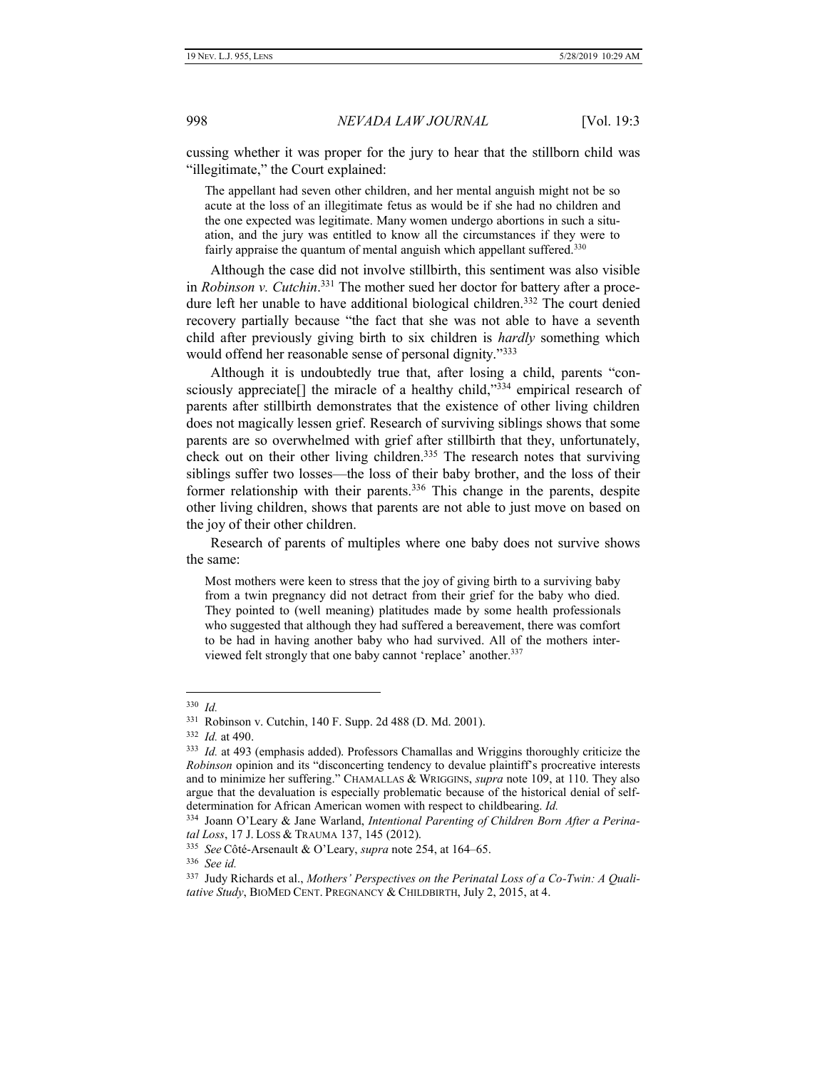cussing whether it was proper for the jury to hear that the stillborn child was "illegitimate," the Court explained:

> The appellant had seven other children, and her mental anguish might not be so acute at the loss of an illegitimate fetus as would be if she had no children and the one expected was legitimate. Many women undergo abortions in such a situation, and the jury was entitled to know all the circumstances if they were to fairly appraise the quantum of mental anguish which appellant suffered.[330]

Although the case did not involve stillbirth, this sentiment was also visible in *Robinson v. Cutchin*.[331] The mother sued her doctor for battery after a procedure left her unable to have additional biological children.[332] The court denied recovery partially because "the fact that she was not able to have a seventh child after previously giving birth to six children is *hardly* something which would offend her reasonable sense of personal dignity."[333]

Although it is undoubtedly true that, after losing a child, parents "consciously appreciate[] the miracle of a healthy child,"[334] empirical research of parents after stillbirth demonstrates that the existence of other living children does not magically lessen grief. Research of surviving siblings shows that some parents are so overwhelmed with grief after stillbirth that they, unfortunately, check out on their other living children.[335] The research notes that surviving siblings suffer two losses—the loss of their baby brother, and the loss of their former relationship with their parents.[336] This change in the parents, despite other living children, shows that parents are not able to just move on based on the joy of their other children.

Research of parents of multiples where one baby does not survive shows the same:

> Most mothers were keen to stress that the joy of giving birth to a surviving baby from a twin pregnancy did not detract from their grief for the baby who died. They pointed to (well meaning) platitudes made by some health professionals who suggested that although they had suffered a bereavement, there was comfort to be had in having another baby who had survived. All of the mothers interviewed felt strongly that one baby cannot 'replace' another.[337]

---

[330] *Id.*

[331] Robinson v. Cutchin, 140 F. Supp. 2d 488 (D. Md. 2001).

[332] *Id.* at 490.

[333] *Id.* at 493 (emphasis added). Professors Chamallas and Wriggins thoroughly criticize the *Robinson* opinion and its "disconcerting tendency to devalue plaintiff's procreative interests and to minimize her suffering." CHAMALLAS & WRIGGINS, *supra* note 109, at 110. They also argue that the devaluation is especially problematic because of the historical denial of self-determination for African American women with respect to childbearing. *Id.*

[334] Joann O'Leary & Jane Warland, *Intentional Parenting of Children Born After a Perinatal Loss*, 17 J. LOSS & TRAUMA 137, 145 (2012).

[335] *See* Côté-Arsenault & O'Leary, *supra* note 254, at 164–65.

[336] *See id.*

[337] Judy Richards et al., *Mothers' Perspectives on the Perinatal Loss of a Co-Twin: A Qualitative Study*, BIOMED CENT. PREGNANCY & CHILDBIRTH, July 2, 2015, at 4.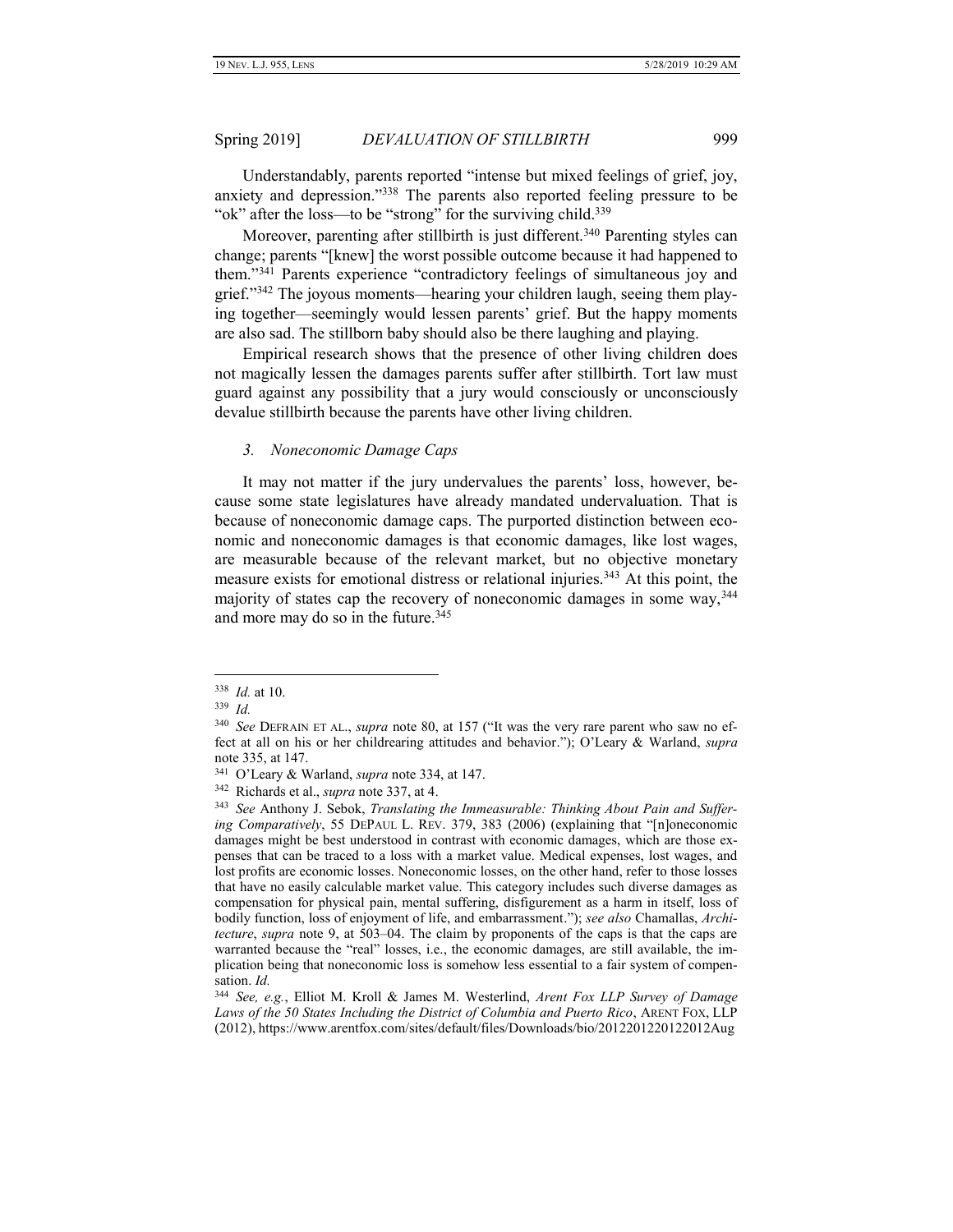Understandably, parents reported "intense but mixed feelings of grief, joy, anxiety and depression."[338] The parents also reported feeling pressure to be "ok" after the loss—to be "strong" for the surviving child.[339]

Moreover, parenting after stillbirth is just different.[340] Parenting styles can change; parents "[knew] the worst possible outcome because it had happened to them."[341] Parents experience "contradictory feelings of simultaneous joy and grief."[342] The joyous moments—hearing your children laugh, seeing them playing together—seemingly would lessen parents' grief. But the happy moments are also sad. The stillborn baby should also be there laughing and playing.

Empirical research shows that the presence of other living children does not magically lessen the damages parents suffer after stillbirth. Tort law must guard against any possibility that a jury would consciously or unconsciously devalue stillbirth because the parents have other living children.

### *3. Noneconomic Damage Caps*

It may not matter if the jury undervalues the parents' loss, however, because some state legislatures have already mandated undervaluation. That is because of noneconomic damage caps. The purported distinction between economic and noneconomic damages is that economic damages, like lost wages, are measurable because of the relevant market, but no objective monetary measure exists for emotional distress or relational injuries.[343] At this point, the majority of states cap the recovery of noneconomic damages in some way,[344] and more may do so in the future.[345]

---

[338] *Id.* at 10.

[339] *Id.*

[340] *See* DEFRAIN ET AL., *supra* note 80, at 157 ("It was the very rare parent who saw no effect at all on his or her childrearing attitudes and behavior."); O'Leary & Warland, *supra* note 335, at 147.

[341] O'Leary & Warland, *supra* note 334, at 147.

[342] Richards et al., *supra* note 337, at 4.

[343] *See* Anthony J. Sebok, *Translating the Immeasurable: Thinking About Pain and Suffering Comparatively*, 55 DEPAUL L. REV. 379, 383 (2006) (explaining that "[n]oneconomic damages might be best understood in contrast with economic damages, which are those expenses that can be traced to a loss with a market value. Medical expenses, lost wages, and lost profits are economic losses. Noneconomic losses, on the other hand, refer to those losses that have no easily calculable market value. This category includes such diverse damages as compensation for physical pain, mental suffering, disfigurement as a harm in itself, loss of bodily function, loss of enjoyment of life, and embarrassment."); *see also* Chamallas, *Architecture*, *supra* note 9, at 503–04. The claim by proponents of the caps is that the caps are warranted because the "real" losses, i.e., the economic damages, are still available, the implication being that noneconomic loss is somehow less essential to a fair system of compensation. *Id.*

[344] *See, e.g.*, Elliot M. Kroll & James M. Westerlind, *Arent Fox LLP Survey of Damage Laws of the 50 States Including the District of Columbia and Puerto Rico*, ARENT FOX, LLP (2012), https://www.arentfox.com/sites/default/files/Downloads/bio/2012201220122012Aug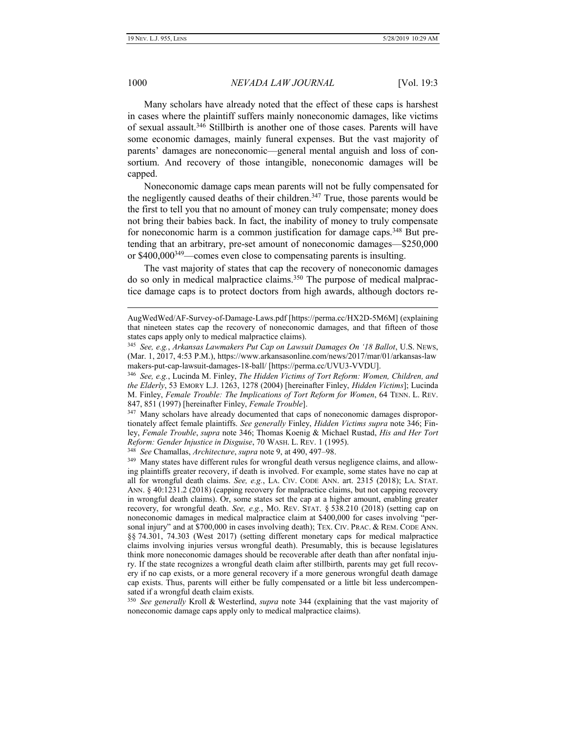Many scholars have already noted that the effect of these caps is harshest in cases where the plaintiff suffers mainly noneconomic damages, like victims of sexual assault.[346] Stillbirth is another one of those cases. Parents will have some economic damages, mainly funeral expenses. But the vast majority of parents' damages are noneconomic—general mental anguish and loss of consortium. And recovery of those intangible, noneconomic damages will be capped.

Noneconomic damage caps mean parents will not be fully compensated for the negligently caused deaths of their children.[347] True, those parents would be the first to tell you that no amount of money can truly compensate; money does not bring their babies back. In fact, the inability of money to truly compensate for noneconomic harm is a common justification for damage caps.[348] But pretending that an arbitrary, pre-set amount of noneconomic damages—$250,000 or $400,000[349]—comes even close to compensating parents is insulting.

The vast majority of states that cap the recovery of noneconomic damages do so only in medical malpractice claims.[350] The purpose of medical malpractice damage caps is to protect doctors from high awards, although doctors re-

---

AugWedWed/AF-Survey-of-Damage-Laws.pdf [https://perma.cc/HX2D-5M6M] (explaining that nineteen states cap the recovery of noneconomic damages, and that fifteen of those states caps apply only to medical malpractice claims).

[345] *See, e.g.*, *Arkansas Lawmakers Put Cap on Lawsuit Damages On '18 Ballot*, U.S. NEWS, (Mar. 1, 2017, 4:53 P.M.), https://www.arkansasonline.com/news/2017/mar/01/arkansas-lawmakers-put-cap-lawsuit-damages-18-ball/ [https://perma.cc/UVU3-VVDU].

[346] *See, e.g.*, Lucinda M. Finley, *The Hidden Victims of Tort Reform: Women, Children, and the Elderly*, 53 EMORY L.J. 1263, 1278 (2004) [hereinafter Finley, *Hidden Victims*]; Lucinda M. Finley, *Female Trouble: The Implications of Tort Reform for Women*, 64 TENN. L. REV. 847, 851 (1997) [hereinafter Finley, *Female Trouble*].

[347] Many scholars have already documented that caps of noneconomic damages disproportionately affect female plaintiffs. *See generally* Finley, *Hidden Victims supra* note 346; Finley, *Female Trouble*, *supra* note 346; Thomas Koenig & Michael Rustad, *His and Her Tort Reform: Gender Injustice in Disguise*, 70 WASH. L. REV. 1 (1995).

[348] *See* Chamallas, *Architecture*, *supra* note 9, at 490, 497–98.

[349] Many states have different rules for wrongful death versus negligence claims, and allowing plaintiffs greater recovery, if death is involved. For example, some states have no cap at all for wrongful death claims. *See, e.g.*, LA. CIV. CODE ANN. art. 2315 (2018); LA. STAT. ANN. § 40:1231.2 (2018) (capping recovery for malpractice claims, but not capping recovery in wrongful death claims). Or, some states set the cap at a higher amount, enabling greater recovery, for wrongful death. *See, e.g.*, MO. REV. STAT. § 538.210 (2018) (setting cap on noneconomic damages in medical malpractice claim at $400,000 for cases involving "personal injury" and at $700,000 in cases involving death); TEX. CIV. PRAC. & REM. CODE ANN. §§ 74.301, 74.303 (West 2017) (setting different monetary caps for medical malpractice claims involving injuries versus wrongful death). Presumably, this is because legislatures think more noneconomic damages should be recoverable after death than after nonfatal injury. If the state recognizes a wrongful death claim after stillbirth, parents may get full recovery if no cap exists, or a more general recovery if a more generous wrongful death damage cap exists. Thus, parents will either be fully compensated or a little bit less undercompensated if a wrongful death claim exists.

[350] *See generally* Kroll & Westerlind, *supra* note 344 (explaining that the vast majority of noneconomic damage caps apply only to medical malpractice claims).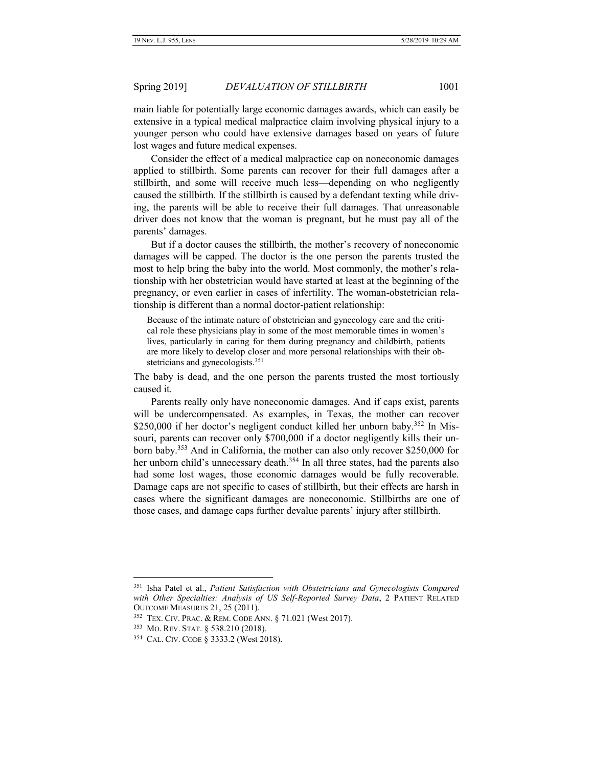main liable for potentially large economic damages awards, which can easily be extensive in a typical medical malpractice claim involving physical injury to a younger person who could have extensive damages based on years of future lost wages and future medical expenses.

Consider the effect of a medical malpractice cap on noneconomic damages applied to stillbirth. Some parents can recover for their full damages after a stillbirth, and some will receive much less—depending on who negligently caused the stillbirth. If the stillbirth is caused by a defendant texting while driving, the parents will be able to receive their full damages. That unreasonable driver does not know that the woman is pregnant, but he must pay all of the parents' damages.

But if a doctor causes the stillbirth, the mother's recovery of noneconomic damages will be capped. The doctor is the one person the parents trusted the most to help bring the baby into the world. Most commonly, the mother's relationship with her obstetrician would have started at least at the beginning of the pregnancy, or even earlier in cases of infertility. The woman-obstetrician relationship is different than a normal doctor-patient relationship:

> Because of the intimate nature of obstetrician and gynecology care and the critical role these physicians play in some of the most memorable times in women's lives, particularly in caring for them during pregnancy and childbirth, patients are more likely to develop closer and more personal relationships with their obstetricians and gynecologists.[351]

The baby is dead, and the one person the parents trusted the most tortiously caused it.

Parents really only have noneconomic damages. And if caps exist, parents will be undercompensated. As examples, in Texas, the mother can recover \$250,000 if her doctor's negligent conduct killed her unborn baby.[352] In Missouri, parents can recover only \$700,000 if a doctor negligently kills their unborn baby.[353] And in California, the mother can also only recover \$250,000 for her unborn child's unnecessary death.[354] In all three states, had the parents also had some lost wages, those economic damages would be fully recoverable. Damage caps are not specific to cases of stillbirth, but their effects are harsh in cases where the significant damages are noneconomic. Stillbirths are one of those cases, and damage caps further devalue parents' injury after stillbirth.

---

[351] Isha Patel et al., *Patient Satisfaction with Obstetricians and Gynecologists Compared with Other Specialties: Analysis of US Self-Reported Survey Data*, 2 PATIENT RELATED OUTCOME MEASURES 21, 25 (2011).

[352] TEX. CIV. PRAC. & REM. CODE ANN. § 71.021 (West 2017).

[353] MO. REV. STAT. § 538.210 (2018).

[354] CAL. CIV. CODE § 3333.2 (West 2018).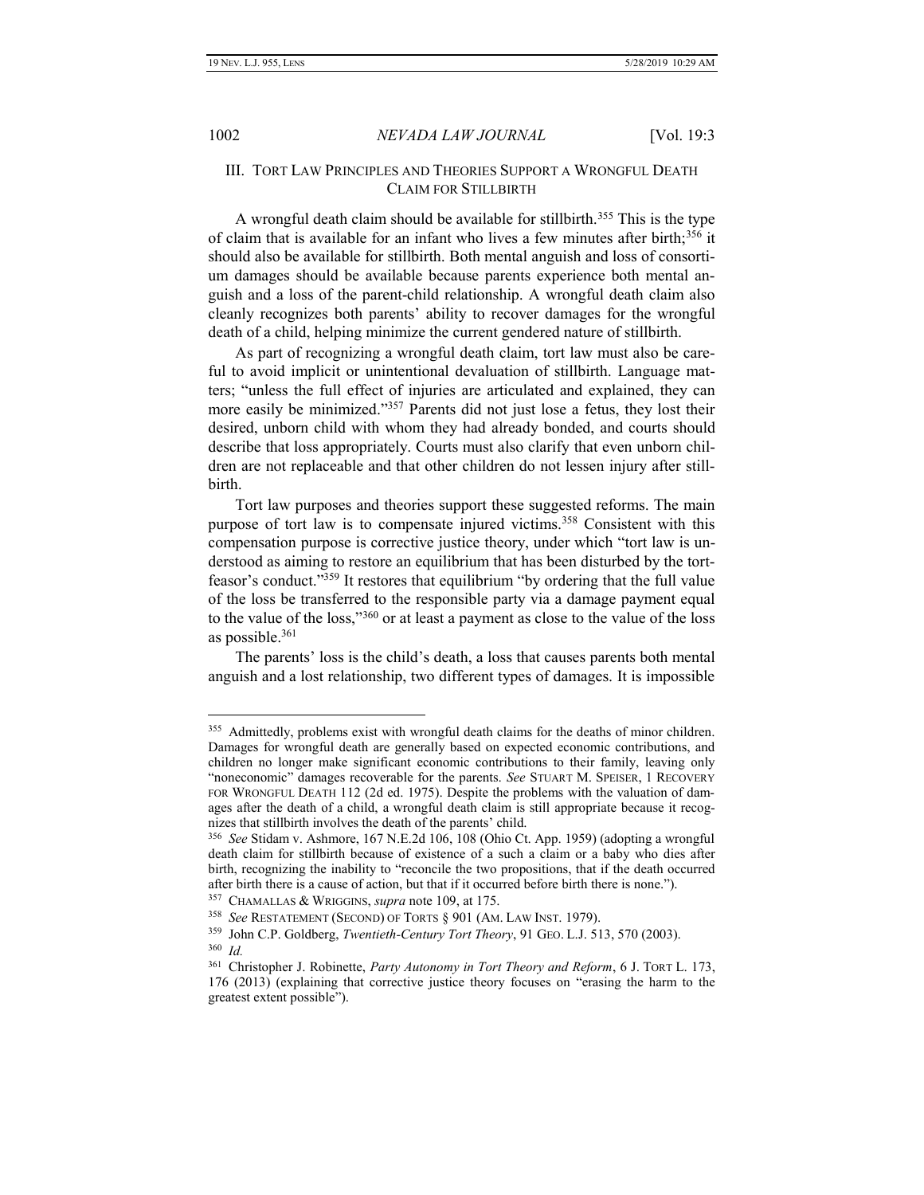## III. Tort Law Principles and Theories Support a Wrongful Death Claim for Stillbirth

A wrongful death claim should be available for stillbirth.[355] This is the type of claim that is available for an infant who lives a few minutes after birth;[356] it should also be available for stillbirth. Both mental anguish and loss of consortium damages should be available because parents experience both mental anguish and a loss of the parent-child relationship. A wrongful death claim also cleanly recognizes both parents' ability to recover damages for the wrongful death of a child, helping minimize the current gendered nature of stillbirth.

As part of recognizing a wrongful death claim, tort law must also be careful to avoid implicit or unintentional devaluation of stillbirth. Language matters; "unless the full effect of injuries are articulated and explained, they can more easily be minimized."[357] Parents did not just lose a fetus, they lost their desired, unborn child with whom they had already bonded, and courts should describe that loss appropriately. Courts must also clarify that even unborn children are not replaceable and that other children do not lessen injury after stillbirth.

Tort law purposes and theories support these suggested reforms. The main purpose of tort law is to compensate injured victims.[358] Consistent with this compensation purpose is corrective justice theory, under which "tort law is understood as aiming to restore an equilibrium that has been disturbed by the tortfeasor's conduct."[359] It restores that equilibrium "by ordering that the full value of the loss be transferred to the responsible party via a damage payment equal to the value of the loss,"[360] or at least a payment as close to the value of the loss as possible.[361]

The parents' loss is the child's death, a loss that causes parents both mental anguish and a lost relationship, two different types of damages. It is impossible

---

[355] Admittedly, problems exist with wrongful death claims for the deaths of minor children. Damages for wrongful death are generally based on expected economic contributions, and children no longer make significant economic contributions to their family, leaving only "noneconomic" damages recoverable for the parents. *See* Stuart M. Speiser, 1 Recovery for Wrongful Death 112 (2d ed. 1975). Despite the problems with the valuation of damages after the death of a child, a wrongful death claim is still appropriate because it recognizes that stillbirth involves the death of the parents' child.

[356] *See* Stidam v. Ashmore, 167 N.E.2d 106, 108 (Ohio Ct. App. 1959) (adopting a wrongful death claim for stillbirth because of existence of a such a claim or a baby who dies after birth, recognizing the inability to "reconcile the two propositions, that if the death occurred after birth there is a cause of action, but that if it occurred before birth there is none.").

[357] Chamallas & Wriggins, *supra* note 109, at 175.

[358] *See* Restatement (Second) of Torts § 901 (Am. Law Inst. 1979).

[359] John C.P. Goldberg, *Twentieth-Century Tort Theory*, 91 Geo. L.J. 513, 570 (2003).

[360] *Id.*

[361] Christopher J. Robinette, *Party Autonomy in Tort Theory and Reform*, 6 J. Tort L. 173, 176 (2013) (explaining that corrective justice theory focuses on "erasing the harm to the greatest extent possible").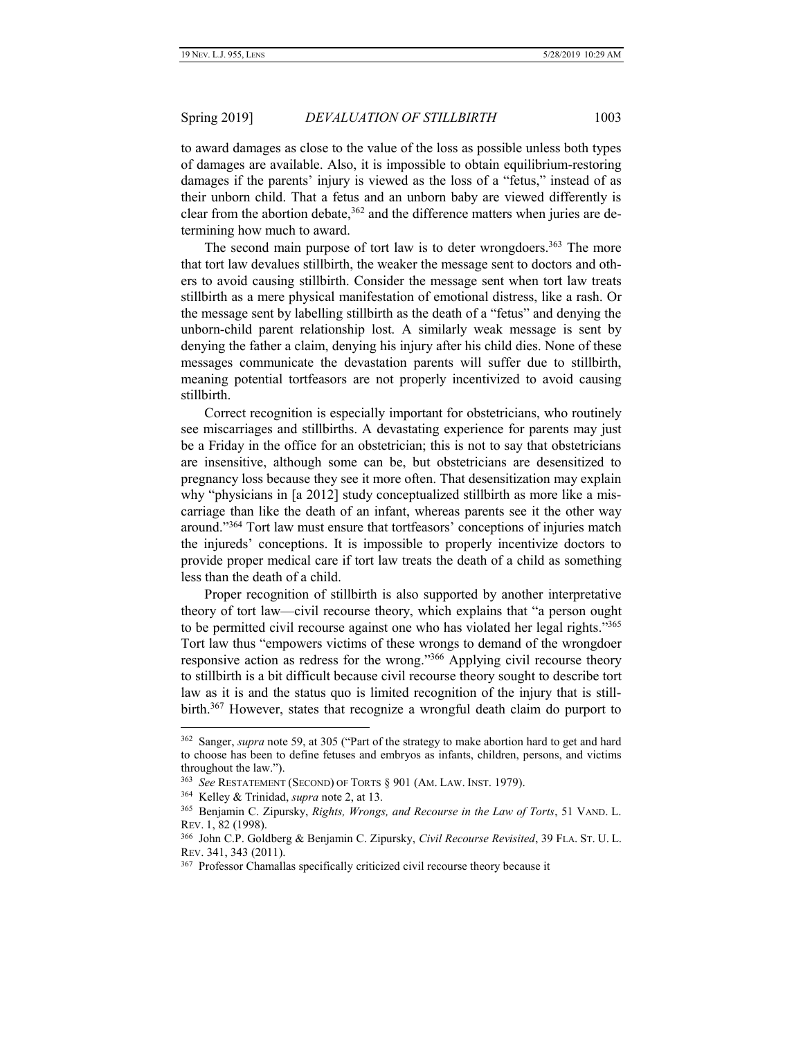to award damages as close to the value of the loss as possible unless both types of damages are available. Also, it is impossible to obtain equilibrium-restoring damages if the parents' injury is viewed as the loss of a "fetus," instead of as their unborn child. That a fetus and an unborn baby are viewed differently is clear from the abortion debate,[362] and the difference matters when juries are determining how much to award.

The second main purpose of tort law is to deter wrongdoers.[363] The more that tort law devalues stillbirth, the weaker the message sent to doctors and others to avoid causing stillbirth. Consider the message sent when tort law treats stillbirth as a mere physical manifestation of emotional distress, like a rash. Or the message sent by labelling stillbirth as the death of a "fetus" and denying the unborn-child parent relationship lost. A similarly weak message is sent by denying the father a claim, denying his injury after his child dies. None of these messages communicate the devastation parents will suffer due to stillbirth, meaning potential tortfeasors are not properly incentivized to avoid causing stillbirth.

Correct recognition is especially important for obstetricians, who routinely see miscarriages and stillbirths. A devastating experience for parents may just be a Friday in the office for an obstetrician; this is not to say that obstetricians are insensitive, although some can be, but obstetricians are desensitized to pregnancy loss because they see it more often. That desensitization may explain why "physicians in [a 2012] study conceptualized stillbirth as more like a miscarriage than like the death of an infant, whereas parents see it the other way around."[364] Tort law must ensure that tortfeasors' conceptions of injuries match the injureds' conceptions. It is impossible to properly incentivize doctors to provide proper medical care if tort law treats the death of a child as something less than the death of a child.

Proper recognition of stillbirth is also supported by another interpretative theory of tort law—civil recourse theory, which explains that "a person ought to be permitted civil recourse against one who has violated her legal rights."[365] Tort law thus "empowers victims of these wrongs to demand of the wrongdoer responsive action as redress for the wrong."[366] Applying civil recourse theory to stillbirth is a bit difficult because civil recourse theory sought to describe tort law as it is and the status quo is limited recognition of the injury that is stillbirth.[367] However, states that recognize a wrongful death claim do purport to

---

[362] Sanger, *supra* note 59, at 305 ("Part of the strategy to make abortion hard to get and hard to choose has been to define fetuses and embryos as infants, children, persons, and victims throughout the law.").

[363] *See* RESTATEMENT (SECOND) OF TORTS § 901 (AM. LAW. INST. 1979).

[364] Kelley & Trinidad, *supra* note 2, at 13.

[365] Benjamin C. Zipursky, *Rights, Wrongs, and Recourse in the Law of Torts*, 51 VAND. L. REV. 1, 82 (1998).

[366] John C.P. Goldberg & Benjamin C. Zipursky, *Civil Recourse Revisited*, 39 FLA. ST. U. L. REV. 341, 343 (2011).

[367] Professor Chamallas specifically criticized civil recourse theory because it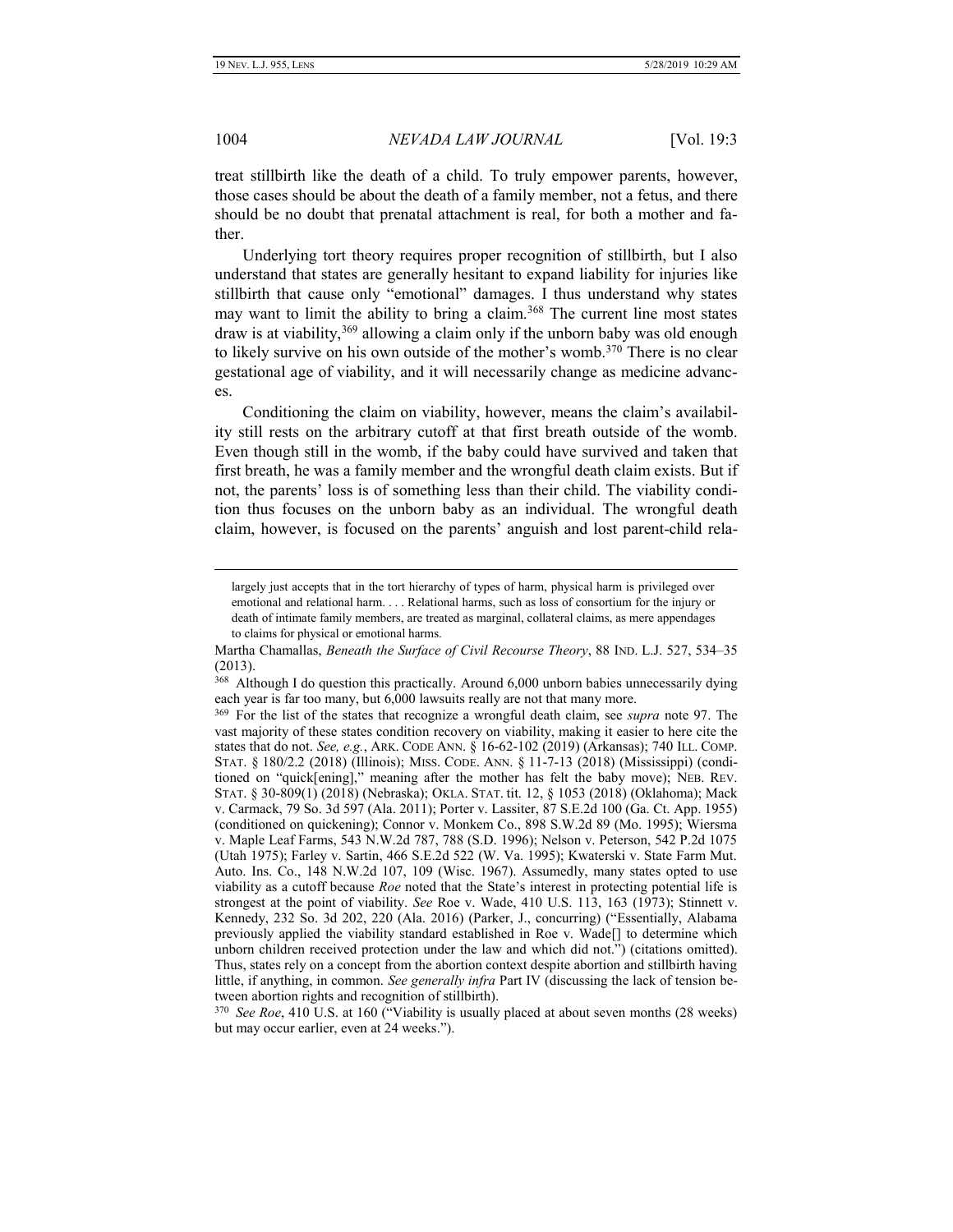treat stillbirth like the death of a child. To truly empower parents, however, those cases should be about the death of a family member, not a fetus, and there should be no doubt that prenatal attachment is real, for both a mother and father.

Underlying tort theory requires proper recognition of stillbirth, but I also understand that states are generally hesitant to expand liability for injuries like stillbirth that cause only "emotional" damages. I thus understand why states may want to limit the ability to bring a claim.[368] The current line most states draw is at viability,[369] allowing a claim only if the unborn baby was old enough to likely survive on his own outside of the mother's womb.[370] There is no clear gestational age of viability, and it will necessarily change as medicine advances.

Conditioning the claim on viability, however, means the claim's availability still rests on the arbitrary cutoff at that first breath outside of the womb. Even though still in the womb, if the baby could have survived and taken that first breath, he was a family member and the wrongful death claim exists. But if not, the parents' loss is of something less than their child. The viability condition thus focuses on the unborn baby as an individual. The wrongful death claim, however, is focused on the parents' anguish and lost parent-child rela-

---

> largely just accepts that in the tort hierarchy of types of harm, physical harm is privileged over emotional and relational harm. . . . Relational harms, such as loss of consortium for the injury or death of intimate family members, are treated as marginal, collateral claims, as mere appendages to claims for physical or emotional harms.

Martha Chamallas, *Beneath the Surface of Civil Recourse Theory*, 88 IND. L.J. 527, 534–35 (2013).

[368] Although I do question this practically. Around 6,000 unborn babies unnecessarily dying each year is far too many, but 6,000 lawsuits really are not that many more.

[369] For the list of the states that recognize a wrongful death claim, see *supra* note 97. The vast majority of these states condition recovery on viability, making it easier to here cite the states that do not. *See, e.g.*, ARK. CODE ANN. § 16-62-102 (2019) (Arkansas); 740 ILL. COMP. STAT. § 180/2.2 (2018) (Illinois); MISS. CODE. ANN. § 11-7-13 (2018) (Mississippi) (conditioned on "quick[ening]," meaning after the mother has felt the baby move); NEB. REV. STAT. § 30-809(1) (2018) (Nebraska); OKLA. STAT. tit. 12, § 1053 (2018) (Oklahoma); Mack v. Carmack, 79 So. 3d 597 (Ala. 2011); Porter v. Lassiter, 87 S.E.2d 100 (Ga. Ct. App. 1955) (conditioned on quickening); Connor v. Monkem Co., 898 S.W.2d 89 (Mo. 1995); Wiersma v. Maple Leaf Farms, 543 N.W.2d 787, 788 (S.D. 1996); Nelson v. Peterson, 542 P.2d 1075 (Utah 1975); Farley v. Sartin, 466 S.E.2d 522 (W. Va. 1995); Kwaterski v. State Farm Mut. Auto. Ins. Co., 148 N.W.2d 107, 109 (Wisc. 1967). Assumedly, many states opted to use viability as a cutoff because *Roe* noted that the State's interest in protecting potential life is strongest at the point of viability. *See* Roe v. Wade, 410 U.S. 113, 163 (1973); Stinnett v. Kennedy, 232 So. 3d 202, 220 (Ala. 2016) (Parker, J., concurring) ("Essentially, Alabama previously applied the viability standard established in Roe v. Wade[] to determine which unborn children received protection under the law and which did not.") (citations omitted). Thus, states rely on a concept from the abortion context despite abortion and stillbirth having little, if anything, in common. *See generally infra* Part IV (discussing the lack of tension between abortion rights and recognition of stillbirth).

[370] *See Roe*, 410 U.S. at 160 ("Viability is usually placed at about seven months (28 weeks) but may occur earlier, even at 24 weeks.").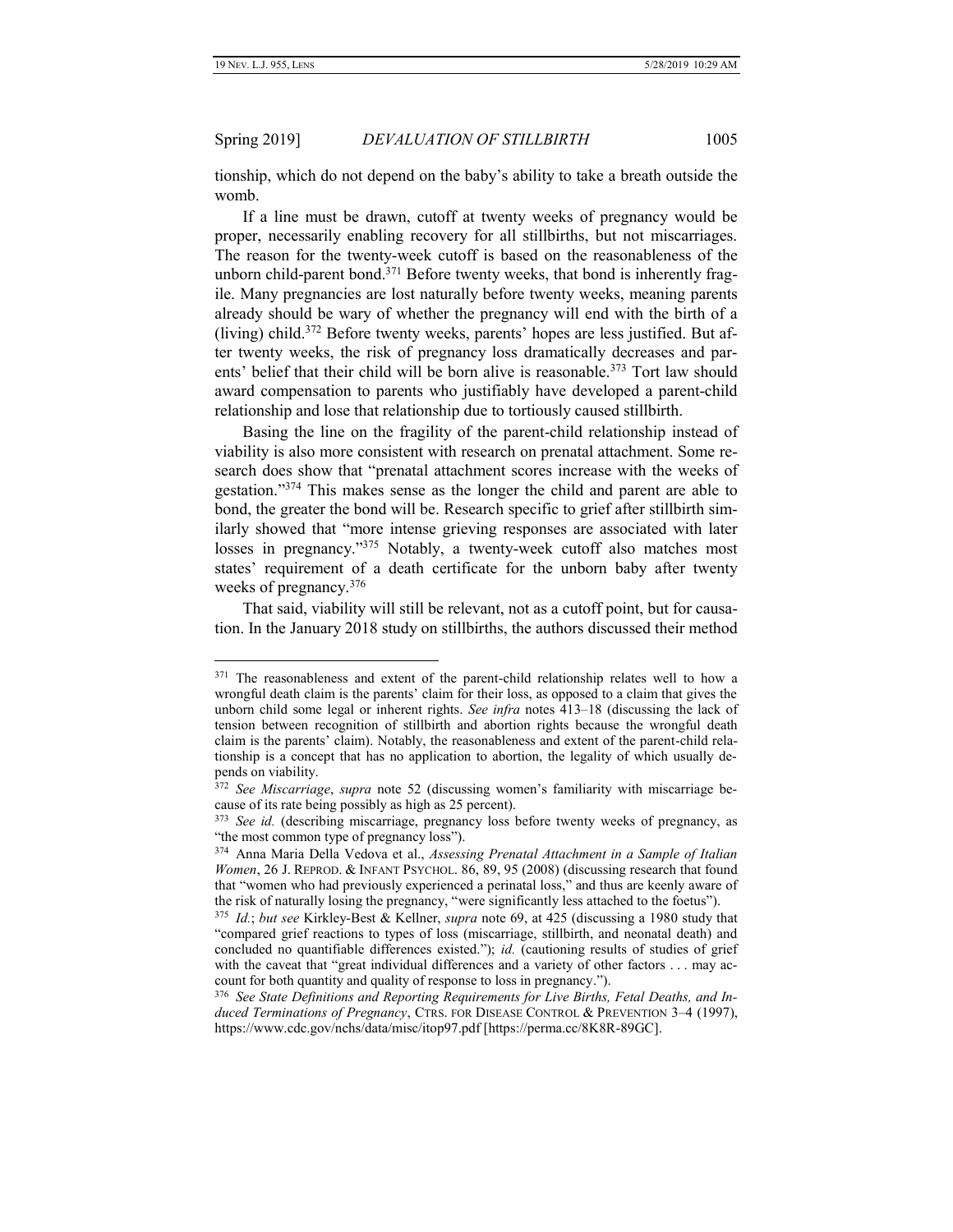tionship, which do not depend on the baby's ability to take a breath outside the womb.

If a line must be drawn, cutoff at twenty weeks of pregnancy would be proper, necessarily enabling recovery for all stillbirths, but not miscarriages. The reason for the twenty-week cutoff is based on the reasonableness of the unborn child-parent bond.[371] Before twenty weeks, that bond is inherently fragile. Many pregnancies are lost naturally before twenty weeks, meaning parents already should be wary of whether the pregnancy will end with the birth of a (living) child.[372] Before twenty weeks, parents' hopes are less justified. But after twenty weeks, the risk of pregnancy loss dramatically decreases and parents' belief that their child will be born alive is reasonable.[373] Tort law should award compensation to parents who justifiably have developed a parent-child relationship and lose that relationship due to tortiously caused stillbirth.

Basing the line on the fragility of the parent-child relationship instead of viability is also more consistent with research on prenatal attachment. Some research does show that "prenatal attachment scores increase with the weeks of gestation."[374] This makes sense as the longer the child and parent are able to bond, the greater the bond will be. Research specific to grief after stillbirth similarly showed that "more intense grieving responses are associated with later losses in pregnancy."[375] Notably, a twenty-week cutoff also matches most states' requirement of a death certificate for the unborn baby after twenty weeks of pregnancy.[376]

That said, viability will still be relevant, not as a cutoff point, but for causation. In the January 2018 study on stillbirths, the authors discussed their method

---

[371] The reasonableness and extent of the parent-child relationship relates well to how a wrongful death claim is the parents' claim for their loss, as opposed to a claim that gives the unborn child some legal or inherent rights. *See infra* notes 413–18 (discussing the lack of tension between recognition of stillbirth and abortion rights because the wrongful death claim is the parents' claim). Notably, the reasonableness and extent of the parent-child relationship is a concept that has no application to abortion, the legality of which usually depends on viability.

[372] *See Miscarriage*, *supra* note 52 (discussing women's familiarity with miscarriage because of its rate being possibly as high as 25 percent).

[373] *See id.* (describing miscarriage, pregnancy loss before twenty weeks of pregnancy, as "the most common type of pregnancy loss").

[374] Anna Maria Della Vedova et al., *Assessing Prenatal Attachment in a Sample of Italian Women*, 26 J. REPROD. & INFANT PSYCHOL. 86, 89, 95 (2008) (discussing research that found that "women who had previously experienced a perinatal loss," and thus are keenly aware of the risk of naturally losing the pregnancy, "were significantly less attached to the foetus").

[375] *Id.*; *but see* Kirkley-Best & Kellner, *supra* note 69, at 425 (discussing a 1980 study that "compared grief reactions to types of loss (miscarriage, stillbirth, and neonatal death) and concluded no quantifiable differences existed."); *id.* (cautioning results of studies of grief with the caveat that "great individual differences and a variety of other factors . . . may account for both quantity and quality of response to loss in pregnancy.").

[376] *See State Definitions and Reporting Requirements for Live Births, Fetal Deaths, and Induced Terminations of Pregnancy*, CTRS. FOR DISEASE CONTROL & PREVENTION 3–4 (1997), https://www.cdc.gov/nchs/data/misc/itop97.pdf [https://perma.cc/8K8R-89GC].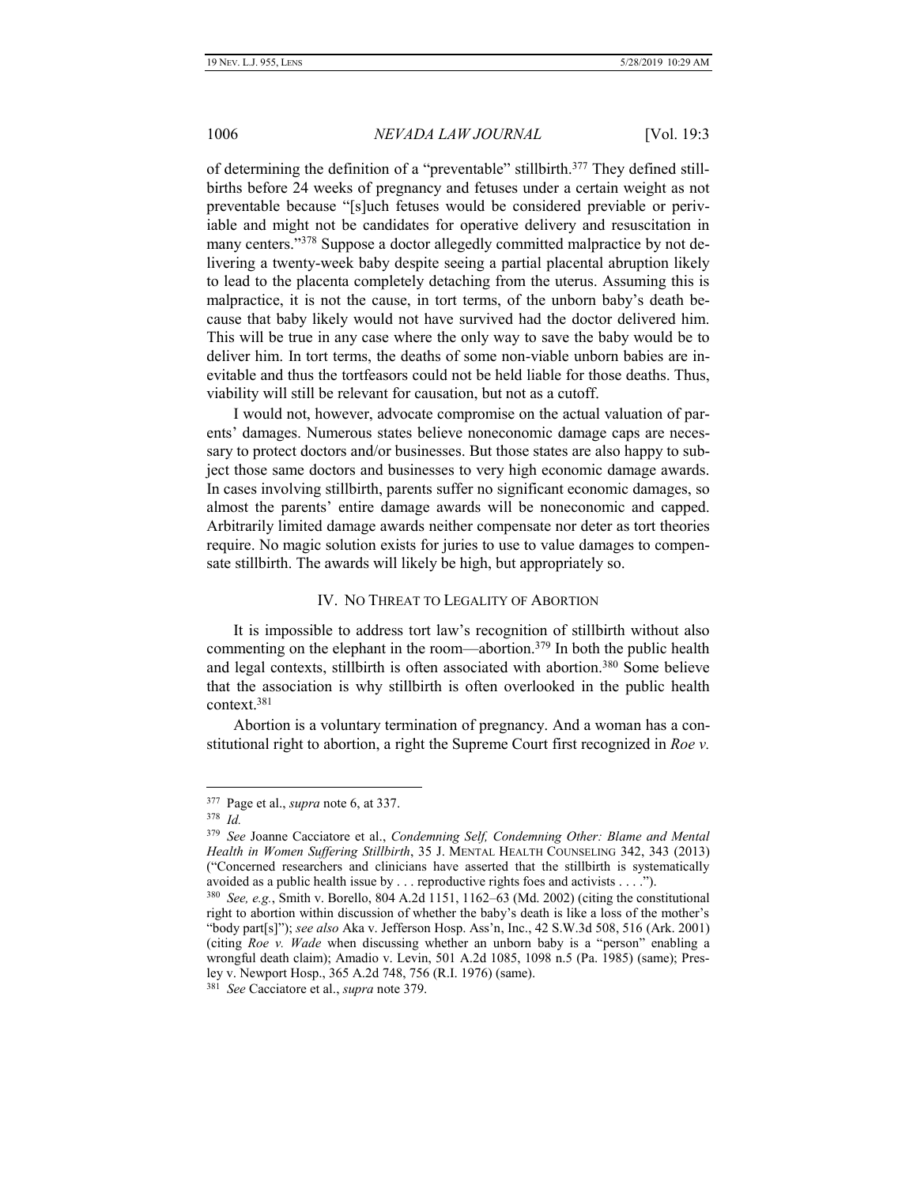of determining the definition of a "preventable" stillbirth.[377] They defined stillbirths before 24 weeks of pregnancy and fetuses under a certain weight as not preventable because "[s]uch fetuses would be considered previable or periviable and might not be candidates for operative delivery and resuscitation in many centers."[378] Suppose a doctor allegedly committed malpractice by not delivering a twenty-week baby despite seeing a partial placental abruption likely to lead to the placenta completely detaching from the uterus. Assuming this is malpractice, it is not the cause, in tort terms, of the unborn baby's death because that baby likely would not have survived had the doctor delivered him. This will be true in any case where the only way to save the baby would be to deliver him. In tort terms, the deaths of some non-viable unborn babies are inevitable and thus the tortfeasors could not be held liable for those deaths. Thus, viability will still be relevant for causation, but not as a cutoff.

I would not, however, advocate compromise on the actual valuation of parents' damages. Numerous states believe noneconomic damage caps are necessary to protect doctors and/or businesses. But those states are also happy to subject those same doctors and businesses to very high economic damage awards. In cases involving stillbirth, parents suffer no significant economic damages, so almost the parents' entire damage awards will be noneconomic and capped. Arbitrarily limited damage awards neither compensate nor deter as tort theories require. No magic solution exists for juries to use to value damages to compensate stillbirth. The awards will likely be high, but appropriately so.

## IV. No Threat to Legality of Abortion

It is impossible to address tort law's recognition of stillbirth without also commenting on the elephant in the room—abortion.[379] In both the public health and legal contexts, stillbirth is often associated with abortion.[380] Some believe that the association is why stillbirth is often overlooked in the public health context.[381]

Abortion is a voluntary termination of pregnancy. And a woman has a constitutional right to abortion, a right the Supreme Court first recognized in *Roe v.*

---

[377] Page et al., *supra* note 6, at 337.

[378] *Id.*

[379] *See* Joanne Cacciatore et al., *Condemning Self, Condemning Other: Blame and Mental Health in Women Suffering Stillbirth*, 35 J. Mental Health Counseling 342, 343 (2013) ("Concerned researchers and clinicians have asserted that the stillbirth is systematically avoided as a public health issue by . . . reproductive rights foes and activists . . . .").

[380] *See, e.g.*, Smith v. Borello, 804 A.2d 1151, 1162–63 (Md. 2002) (citing the constitutional right to abortion within discussion of whether the baby's death is like a loss of the mother's "body part[s]"); *see also* Aka v. Jefferson Hosp. Ass'n, Inc., 42 S.W.3d 508, 516 (Ark. 2001) (citing *Roe v. Wade* when discussing whether an unborn baby is a "person" enabling a wrongful death claim); Amadio v. Levin, 501 A.2d 1085, 1098 n.5 (Pa. 1985) (same); Presley v. Newport Hosp., 365 A.2d 748, 756 (R.I. 1976) (same).

[381] *See* Cacciatore et al., *supra* note 379.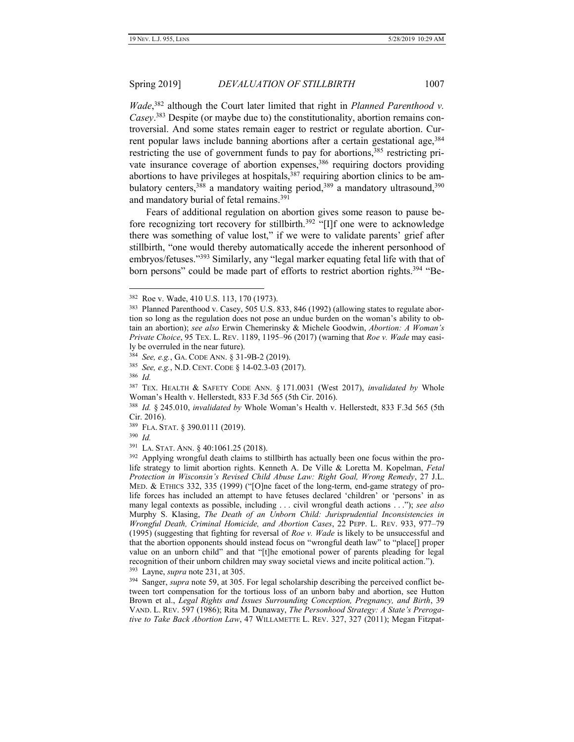*Wade*,[382] although the Court later limited that right in *Planned Parenthood v. Casey*.[383] Despite (or maybe due to) the constitutionality, abortion remains controversial. And some states remain eager to restrict or regulate abortion. Current popular laws include banning abortions after a certain gestational age,[384] restricting the use of government funds to pay for abortions,[385] restricting private insurance coverage of abortion expenses,[386] requiring doctors providing abortions to have privileges at hospitals,[387] requiring abortion clinics to be ambulatory centers,[388] a mandatory waiting period,[389] a mandatory ultrasound,[390] and mandatory burial of fetal remains.[391]

Fears of additional regulation on abortion gives some reason to pause before recognizing tort recovery for stillbirth.[392] "[I]f one were to acknowledge there was something of value lost," if we were to validate parents' grief after stillbirth, "one would thereby automatically accede the inherent personhood of embryos/fetuses."[393] Similarly, any "legal marker equating fetal life with that of born persons" could be made part of efforts to restrict abortion rights.[394] "Be-

---

[382] Roe v. Wade, 410 U.S. 113, 170 (1973).

[383] Planned Parenthood v. Casey, 505 U.S. 833, 846 (1992) (allowing states to regulate abortion so long as the regulation does not pose an undue burden on the woman's ability to obtain an abortion); *see also* Erwin Chemerinsky & Michele Goodwin, *Abortion: A Woman's Private Choice*, 95 TEX. L. REV. 1189, 1195–96 (2017) (warning that *Roe v. Wade* may easily be overruled in the near future).

[384] *See, e.g.*, GA. CODE ANN. § 31-9B-2 (2019).

[385] *See, e.g.*, N.D. CENT. CODE § 14-02.3-03 (2017).

[386] *Id.*

[387] TEX. HEALTH & SAFETY CODE ANN. § 171.0031 (West 2017), *invalidated by* Whole Woman's Health v. Hellerstedt, 833 F.3d 565 (5th Cir. 2016).

[388] *Id.* § 245.010, *invalidated by* Whole Woman's Health v. Hellerstedt, 833 F.3d 565 (5th Cir. 2016).

[389] FLA. STAT. § 390.0111 (2019).

[390] *Id.*

[391] LA. STAT. ANN. § 40:1061.25 (2018).

[392] Applying wrongful death claims to stillbirth has actually been one focus within the pro-life strategy to limit abortion rights. Kenneth A. De Ville & Loretta M. Kopelman, *Fetal Protection in Wisconsin's Revised Child Abuse Law: Right Goal, Wrong Remedy*, 27 J.L. MED. & ETHICS 332, 335 (1999) ("[O]ne facet of the long-term, end-game strategy of pro-life forces has included an attempt to have fetuses declared 'children' or 'persons' in as many legal contexts as possible, including . . . civil wrongful death actions . . ."); *see also* Murphy S. Klasing, *The Death of an Unborn Child: Jurisprudential Inconsistencies in Wrongful Death, Criminal Homicide, and Abortion Cases*, 22 PEPP. L. REV. 933, 977–79 (1995) (suggesting that fighting for reversal of *Roe v. Wade* is likely to be unsuccessful and that the abortion opponents should instead focus on "wrongful death law" to "place[] proper value on an unborn child" and that "[t]he emotional power of parents pleading for legal recognition of their unborn children may sway societal views and incite political action.").

[393] Layne, *supra* note 231, at 305.

[394] Sanger, *supra* note 59, at 305. For legal scholarship describing the perceived conflict between tort compensation for the tortious loss of an unborn baby and abortion, see Hutton Brown et al., *Legal Rights and Issues Surrounding Conception, Pregnancy, and Birth*, 39 VAND. L. REV. 597 (1986); Rita M. Dunaway, *The Personhood Strategy: A State's Prerogative to Take Back Abortion Law*, 47 WILLAMETTE L. REV. 327, 327 (2011); Megan Fitzpat-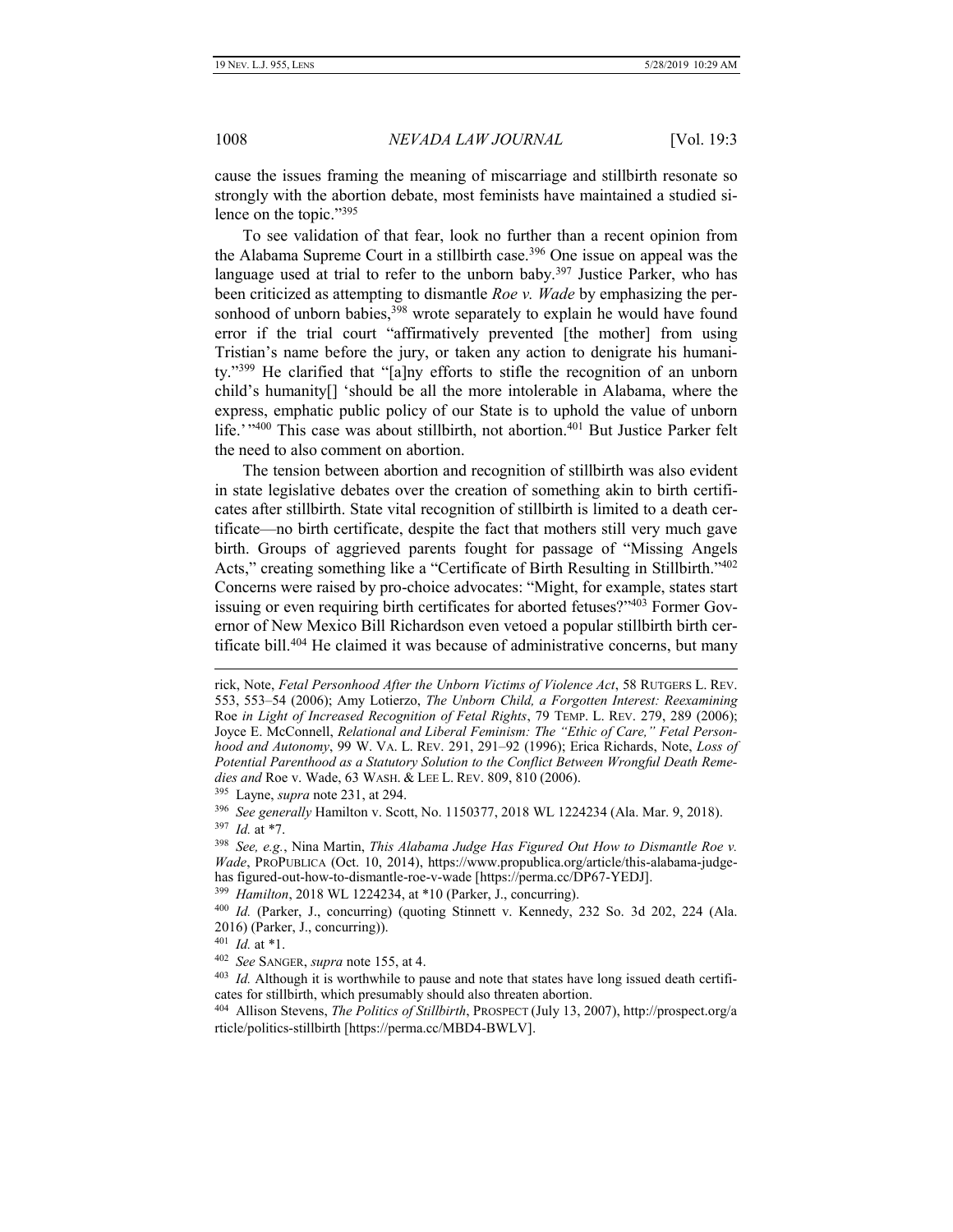cause the issues framing the meaning of miscarriage and stillbirth resonate so strongly with the abortion debate, most feminists have maintained a studied silence on the topic."[395]

To see validation of that fear, look no further than a recent opinion from the Alabama Supreme Court in a stillbirth case.[396] One issue on appeal was the language used at trial to refer to the unborn baby.[397] Justice Parker, who has been criticized as attempting to dismantle *Roe v. Wade* by emphasizing the personhood of unborn babies,[398] wrote separately to explain he would have found error if the trial court "affirmatively prevented [the mother] from using Tristian's name before the jury, or taken any action to denigrate his humanity."[399] He clarified that "[a]ny efforts to stifle the recognition of an unborn child's humanity[] 'should be all the more intolerable in Alabama, where the express, emphatic public policy of our State is to uphold the value of unborn life.' "[400] This case was about stillbirth, not abortion.[401] But Justice Parker felt the need to also comment on abortion.

The tension between abortion and recognition of stillbirth was also evident in state legislative debates over the creation of something akin to birth certificates after stillbirth. State vital recognition of stillbirth is limited to a death certificate—no birth certificate, despite the fact that mothers still very much gave birth. Groups of aggrieved parents fought for passage of "Missing Angels Acts," creating something like a "Certificate of Birth Resulting in Stillbirth."[402] Concerns were raised by pro-choice advocates: "Might, for example, states start issuing or even requiring birth certificates for aborted fetuses?"[403] Former Governor of New Mexico Bill Richardson even vetoed a popular stillbirth birth certificate bill.[404] He claimed it was because of administrative concerns, but many

---

rick, Note, *Fetal Personhood After the Unborn Victims of Violence Act*, 58 RUTGERS L. REV. 553, 553–54 (2006); Amy Lotierzo, *The Unborn Child, a Forgotten Interest: Reexamining* Roe *in Light of Increased Recognition of Fetal Rights*, 79 TEMP. L. REV. 279, 289 (2006); Joyce E. McConnell, *Relational and Liberal Feminism: The "Ethic of Care," Fetal Personhood and Autonomy*, 99 W. VA. L. REV. 291, 291–92 (1996); Erica Richards, Note, *Loss of Potential Parenthood as a Statutory Solution to the Conflict Between Wrongful Death Remedies and* Roe v. Wade, 63 WASH. & LEE L. REV. 809, 810 (2006).

[395] Layne, *supra* note 231, at 294.

[396] *See generally* Hamilton v. Scott, No. 1150377, 2018 WL 1224234 (Ala. Mar. 9, 2018).

[397] *Id.* at \*7.

[398] *See, e.g.*, Nina Martin, *This Alabama Judge Has Figured Out How to Dismantle Roe v. Wade*, PROPUBLICA (Oct. 10, 2014), https://www.propublica.org/article/this-alabama-judge-has figured-out-how-to-dismantle-roe-v-wade [https://perma.cc/DP67-YEDJ].

[399] *Hamilton*, 2018 WL 1224234, at \*10 (Parker, J., concurring).

[400] *Id.* (Parker, J., concurring) (quoting Stinnett v. Kennedy, 232 So. 3d 202, 224 (Ala. 2016) (Parker, J., concurring)).

[401] *Id.* at \*1.

[402] *See* SANGER, *supra* note 155, at 4.

[403] *Id.* Although it is worthwhile to pause and note that states have long issued death certificates for stillbirth, which presumably should also threaten abortion.

[404] Allison Stevens, *The Politics of Stillbirth*, PROSPECT (July 13, 2007), http://prospect.org/article/politics-stillbirth [https://perma.cc/MBD4-BWLV].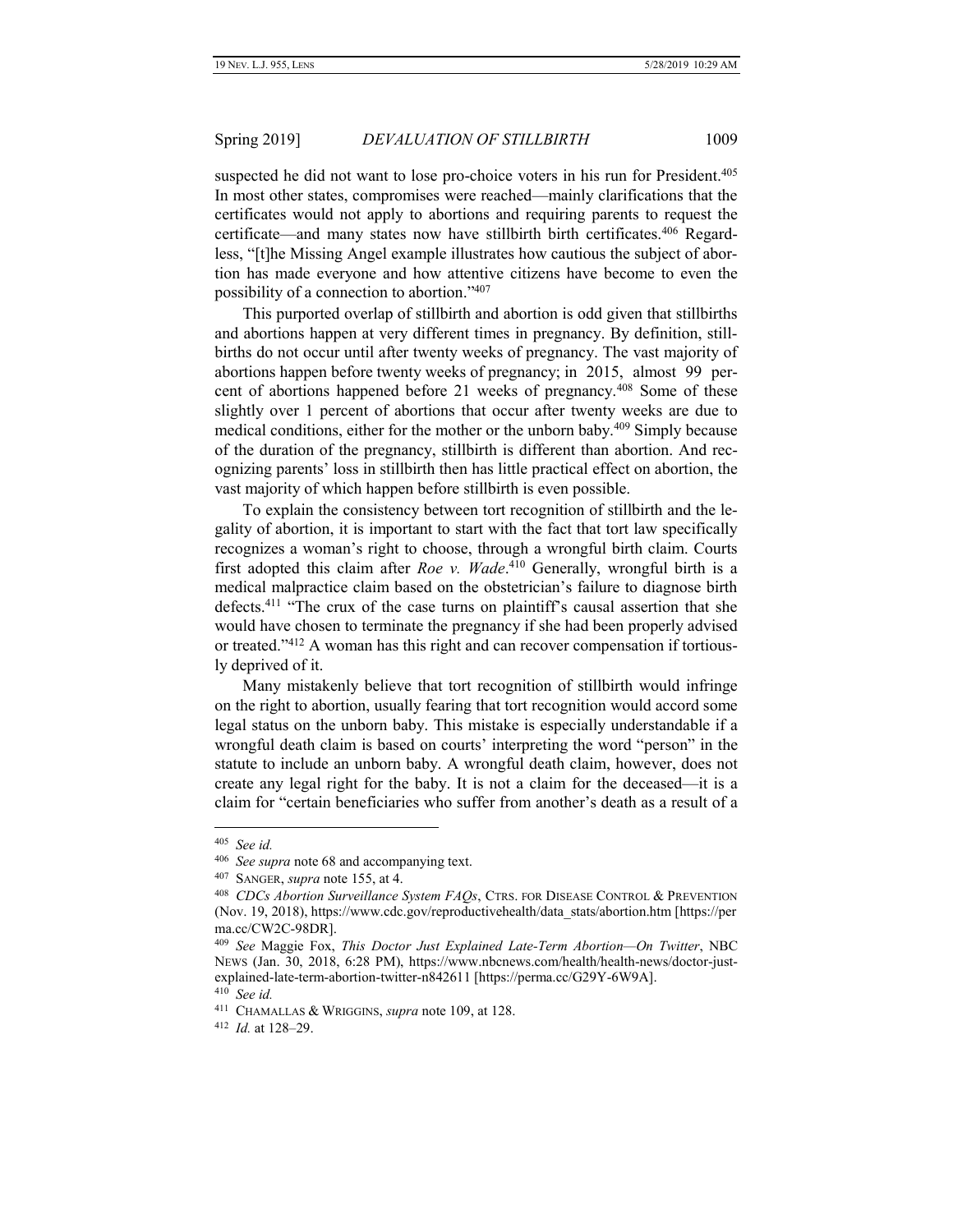suspected he did not want to lose pro-choice voters in his run for President.[405] In most other states, compromises were reached—mainly clarifications that the certificates would not apply to abortions and requiring parents to request the certificate—and many states now have stillbirth birth certificates.[406] Regardless, "[t]he Missing Angel example illustrates how cautious the subject of abortion has made everyone and how attentive citizens have become to even the possibility of a connection to abortion."[407]

This purported overlap of stillbirth and abortion is odd given that stillbirths and abortions happen at very different times in pregnancy. By definition, stillbirths do not occur until after twenty weeks of pregnancy. The vast majority of abortions happen before twenty weeks of pregnancy; in 2015, almost 99 percent of abortions happened before 21 weeks of pregnancy.[408] Some of these slightly over 1 percent of abortions that occur after twenty weeks are due to medical conditions, either for the mother or the unborn baby.[409] Simply because of the duration of the pregnancy, stillbirth is different than abortion. And recognizing parents' loss in stillbirth then has little practical effect on abortion, the vast majority of which happen before stillbirth is even possible.

To explain the consistency between tort recognition of stillbirth and the legality of abortion, it is important to start with the fact that tort law specifically recognizes a woman's right to choose, through a wrongful birth claim. Courts first adopted this claim after *Roe v. Wade*.[410] Generally, wrongful birth is a medical malpractice claim based on the obstetrician's failure to diagnose birth defects.[411] "The crux of the case turns on plaintiff's causal assertion that she would have chosen to terminate the pregnancy if she had been properly advised or treated."[412] A woman has this right and can recover compensation if tortiously deprived of it.

Many mistakenly believe that tort recognition of stillbirth would infringe on the right to abortion, usually fearing that tort recognition would accord some legal status on the unborn baby. This mistake is especially understandable if a wrongful death claim is based on courts' interpreting the word "person" in the statute to include an unborn baby. A wrongful death claim, however, does not create any legal right for the baby. It is not a claim for the deceased—it is a claim for "certain beneficiaries who suffer from another's death as a result of a

---

[405] *See id.*

[406] *See supra* note 68 and accompanying text.

[407] SANGER, *supra* note 155, at 4.

[408] *CDCs Abortion Surveillance System FAQs*, CTRS. FOR DISEASE CONTROL & PREVENTION (Nov. 19, 2018), https://www.cdc.gov/reproductivehealth/data_stats/abortion.htm [https://perma.cc/CW2C-98DR].

[409] *See* Maggie Fox, *This Doctor Just Explained Late-Term Abortion—On Twitter*, NBC NEWS (Jan. 30, 2018, 6:28 PM), https://www.nbcnews.com/health/health-news/doctor-just-explained-late-term-abortion-twitter-n842611 [https://perma.cc/G29Y-6W9A].

[410] *See id.*

[411] CHAMALLAS & WRIGGINS, *supra* note 109, at 128.

[412] *Id.* at 128–29.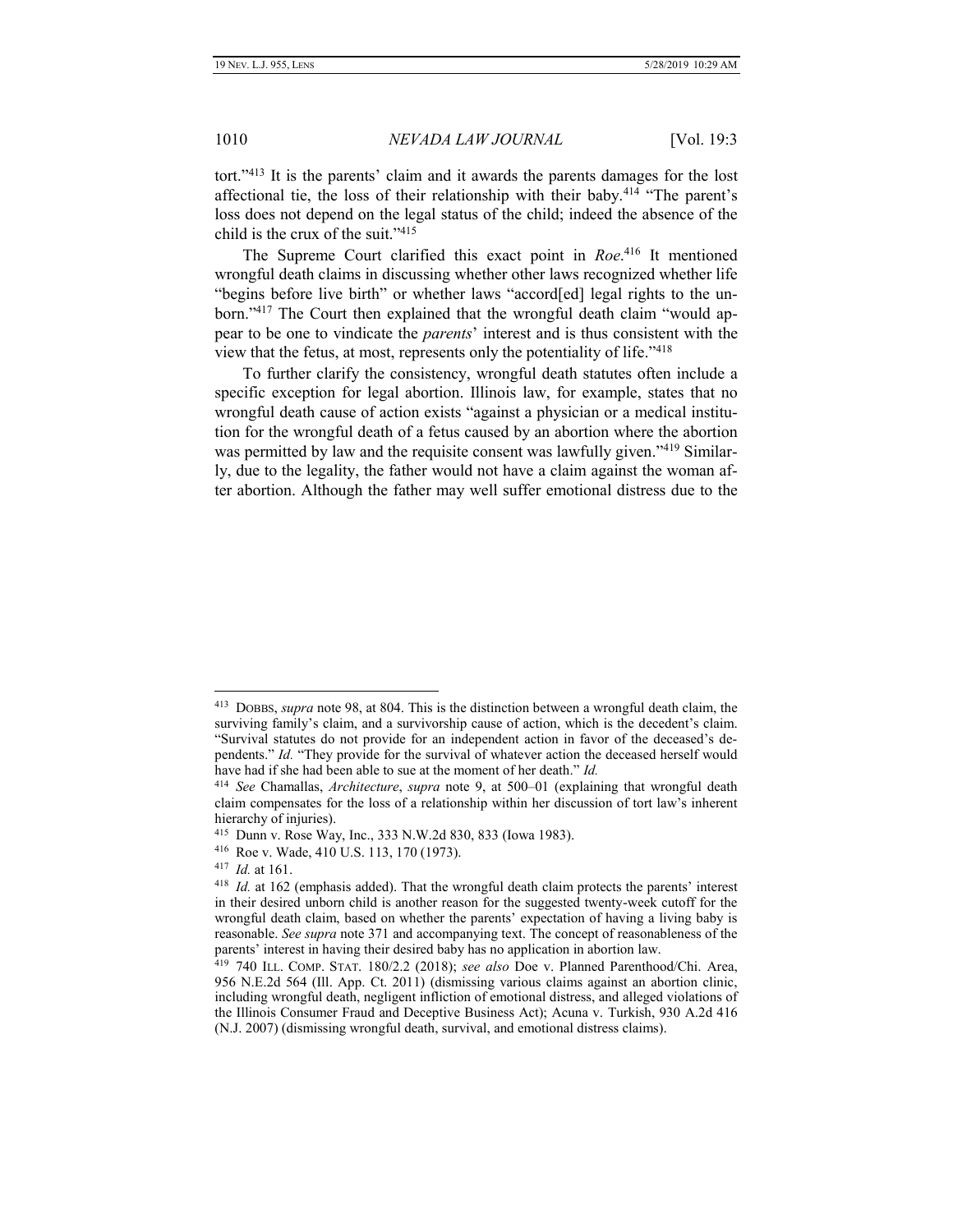tort."[413] It is the parents' claim and it awards the parents damages for the lost affectional tie, the loss of their relationship with their baby.[414] "The parent's loss does not depend on the legal status of the child; indeed the absence of the child is the crux of the suit."[415]

The Supreme Court clarified this exact point in *Roe*.[416] It mentioned wrongful death claims in discussing whether other laws recognized whether life "begins before live birth" or whether laws "accord[ed] legal rights to the unborn."[417] The Court then explained that the wrongful death claim "would appear to be one to vindicate the *parents*' interest and is thus consistent with the view that the fetus, at most, represents only the potentiality of life."[418]

To further clarify the consistency, wrongful death statutes often include a specific exception for legal abortion. Illinois law, for example, states that no wrongful death cause of action exists "against a physician or a medical institution for the wrongful death of a fetus caused by an abortion where the abortion was permitted by law and the requisite consent was lawfully given."[419] Similarly, due to the legality, the father would not have a claim against the woman after abortion. Although the father may well suffer emotional distress due to the

---

[413] DOBBS, *supra* note 98, at 804. This is the distinction between a wrongful death claim, the surviving family's claim, and a survivorship cause of action, which is the decedent's claim. "Survival statutes do not provide for an independent action in favor of the deceased's dependents." *Id.* "They provide for the survival of whatever action the deceased herself would have had if she had been able to sue at the moment of her death." *Id.*

[414] *See* Chamallas, *Architecture*, *supra* note 9, at 500–01 (explaining that wrongful death claim compensates for the loss of a relationship within her discussion of tort law's inherent hierarchy of injuries).

[415] Dunn v. Rose Way, Inc., 333 N.W.2d 830, 833 (Iowa 1983).

[416] Roe v. Wade, 410 U.S. 113, 170 (1973).

[417] *Id.* at 161.

[418] *Id.* at 162 (emphasis added). That the wrongful death claim protects the parents' interest in their desired unborn child is another reason for the suggested twenty-week cutoff for the wrongful death claim, based on whether the parents' expectation of having a living baby is reasonable. *See supra* note 371 and accompanying text. The concept of reasonableness of the parents' interest in having their desired baby has no application in abortion law.

[419] 740 ILL. COMP. STAT. 180/2.2 (2018); *see also* Doe v. Planned Parenthood/Chi. Area, 956 N.E.2d 564 (Ill. App. Ct. 2011) (dismissing various claims against an abortion clinic, including wrongful death, negligent infliction of emotional distress, and alleged violations of the Illinois Consumer Fraud and Deceptive Business Act); Acuna v. Turkish, 930 A.2d 416 (N.J. 2007) (dismissing wrongful death, survival, and emotional distress claims).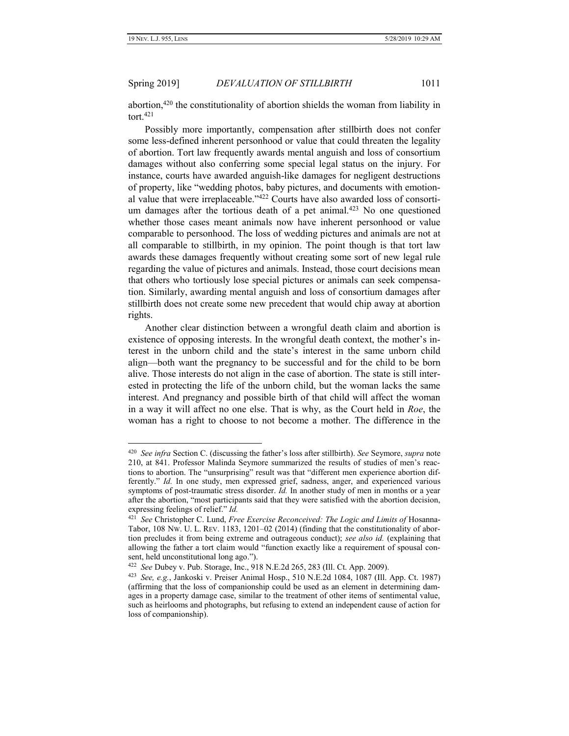abortion,[420] the constitutionality of abortion shields the woman from liability in tort.[421]

Possibly more importantly, compensation after stillbirth does not confer some less-defined inherent personhood or value that could threaten the legality of abortion. Tort law frequently awards mental anguish and loss of consortium damages without also conferring some special legal status on the injury. For instance, courts have awarded anguish-like damages for negligent destructions of property, like "wedding photos, baby pictures, and documents with emotional value that were irreplaceable."[422] Courts have also awarded loss of consortium damages after the tortious death of a pet animal.[423] No one questioned whether those cases meant animals now have inherent personhood or value comparable to personhood. The loss of wedding pictures and animals are not at all comparable to stillbirth, in my opinion. The point though is that tort law awards these damages frequently without creating some sort of new legal rule regarding the value of pictures and animals. Instead, those court decisions mean that others who tortiously lose special pictures or animals can seek compensation. Similarly, awarding mental anguish and loss of consortium damages after stillbirth does not create some new precedent that would chip away at abortion rights.

Another clear distinction between a wrongful death claim and abortion is existence of opposing interests. In the wrongful death context, the mother's interest in the unborn child and the state's interest in the same unborn child align—both want the pregnancy to be successful and for the child to be born alive. Those interests do not align in the case of abortion. The state is still interested in protecting the life of the unborn child, but the woman lacks the same interest. And pregnancy and possible birth of that child will affect the woman in a way it will affect no one else. That is why, as the Court held in *Roe*, the woman has a right to choose to not become a mother. The difference in the

---

[420] *See infra* Section C. (discussing the father's loss after stillbirth). *See* Seymore, *supra* note 210, at 841. Professor Malinda Seymore summarized the results of studies of men's reactions to abortion. The "unsurprising" result was that "different men experience abortion differently." *Id.* In one study, men expressed grief, sadness, anger, and experienced various symptoms of post-traumatic stress disorder. *Id.* In another study of men in months or a year after the abortion, "most participants said that they were satisfied with the abortion decision, expressing feelings of relief." *Id.*

[421] *See* Christopher C. Lund, *Free Exercise Reconceived: The Logic and Limits of* Hosanna-Tabor, 108 NW. U. L. REV. 1183, 1201–02 (2014) (finding that the constitutionality of abortion precludes it from being extreme and outrageous conduct); *see also id.* (explaining that allowing the father a tort claim would "function exactly like a requirement of spousal consent, held unconstitutional long ago.").

[422] *See* Dubey v. Pub. Storage, Inc., 918 N.E.2d 265, 283 (Ill. Ct. App. 2009).

[423] *See, e.g.*, Jankoski v. Preiser Animal Hosp., 510 N.E.2d 1084, 1087 (Ill. App. Ct. 1987) (affirming that the loss of companionship could be used as an element in determining damages in a property damage case, similar to the treatment of other items of sentimental value, such as heirlooms and photographs, but refusing to extend an independent cause of action for loss of companionship).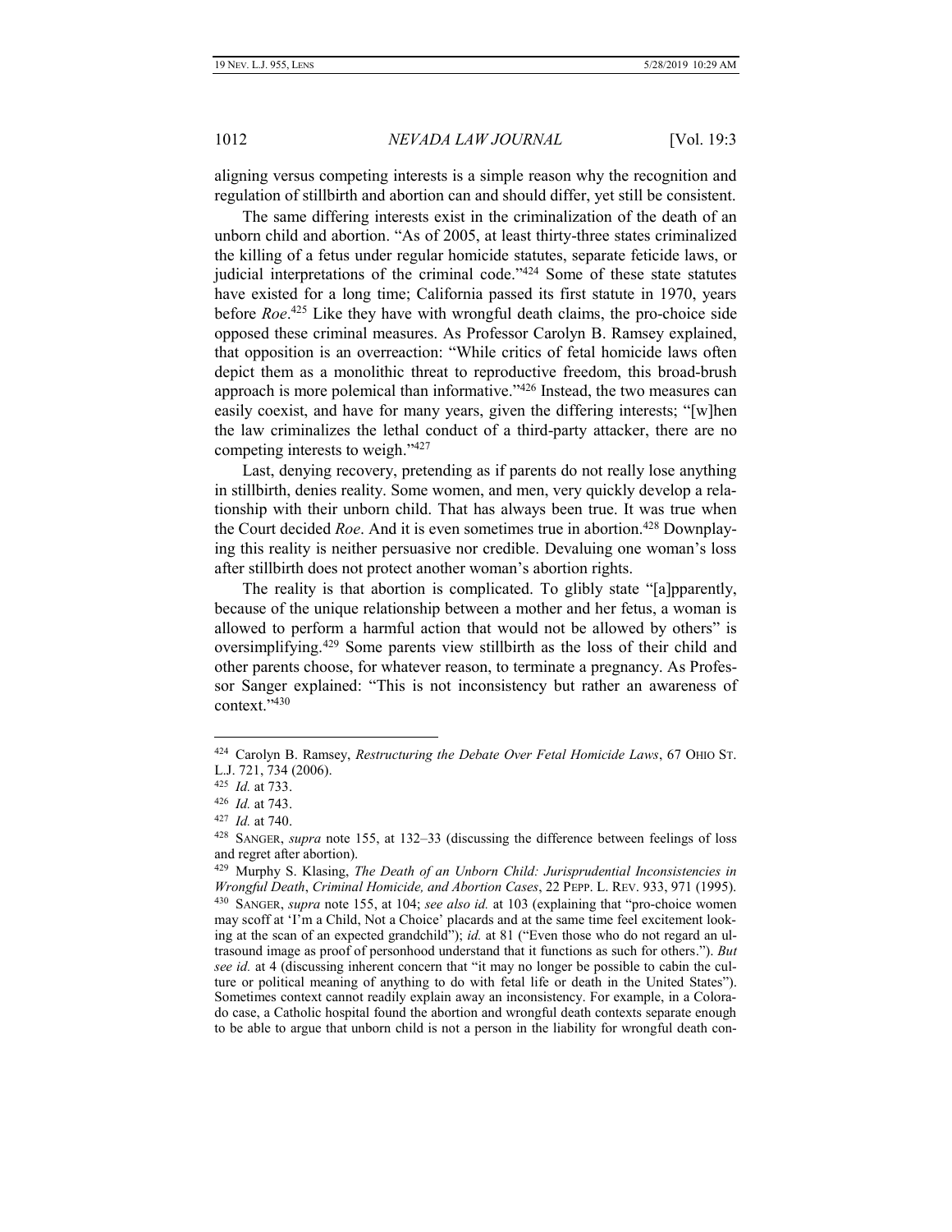aligning versus competing interests is a simple reason why the recognition and regulation of stillbirth and abortion can and should differ, yet still be consistent.

The same differing interests exist in the criminalization of the death of an unborn child and abortion. "As of 2005, at least thirty-three states criminalized the killing of a fetus under regular homicide statutes, separate feticide laws, or judicial interpretations of the criminal code."[424] Some of these state statutes have existed for a long time; California passed its first statute in 1970, years before *Roe*.[425] Like they have with wrongful death claims, the pro-choice side opposed these criminal measures. As Professor Carolyn B. Ramsey explained, that opposition is an overreaction: "While critics of fetal homicide laws often depict them as a monolithic threat to reproductive freedom, this broad-brush approach is more polemical than informative."[426] Instead, the two measures can easily coexist, and have for many years, given the differing interests; "[w]hen the law criminalizes the lethal conduct of a third-party attacker, there are no competing interests to weigh."[427]

Last, denying recovery, pretending as if parents do not really lose anything in stillbirth, denies reality. Some women, and men, very quickly develop a relationship with their unborn child. That has always been true. It was true when the Court decided *Roe*. And it is even sometimes true in abortion.[428] Downplaying this reality is neither persuasive nor credible. Devaluing one woman's loss after stillbirth does not protect another woman's abortion rights.

The reality is that abortion is complicated. To glibly state "[a]pparently, because of the unique relationship between a mother and her fetus, a woman is allowed to perform a harmful action that would not be allowed by others" is oversimplifying.[429] Some parents view stillbirth as the loss of their child and other parents choose, for whatever reason, to terminate a pregnancy. As Professor Sanger explained: "This is not inconsistency but rather an awareness of context."[430]

---

[424] Carolyn B. Ramsey, *Restructuring the Debate Over Fetal Homicide Laws*, 67 OHIO ST. L.J. 721, 734 (2006).

[425] *Id.* at 733.

[426] *Id.* at 743.

[427] *Id.* at 740.

[428] SANGER, *supra* note 155, at 132–33 (discussing the difference between feelings of loss and regret after abortion).

[429] Murphy S. Klasing, *The Death of an Unborn Child: Jurisprudential Inconsistencies in Wrongful Death*, *Criminal Homicide, and Abortion Cases*, 22 PEPP. L. REV. 933, 971 (1995).

[430] SANGER, *supra* note 155, at 104; *see also id.* at 103 (explaining that "pro-choice women may scoff at 'I'm a Child, Not a Choice' placards and at the same time feel excitement looking at the scan of an expected grandchild"); *id.* at 81 ("Even those who do not regard an ultrasound image as proof of personhood understand that it functions as such for others."). *But see id.* at 4 (discussing inherent concern that "it may no longer be possible to cabin the culture or political meaning of anything to do with fetal life or death in the United States"). Sometimes context cannot readily explain away an inconsistency. For example, in a Colorado case, a Catholic hospital found the abortion and wrongful death contexts separate enough to be able to argue that unborn child is not a person in the liability for wrongful death con-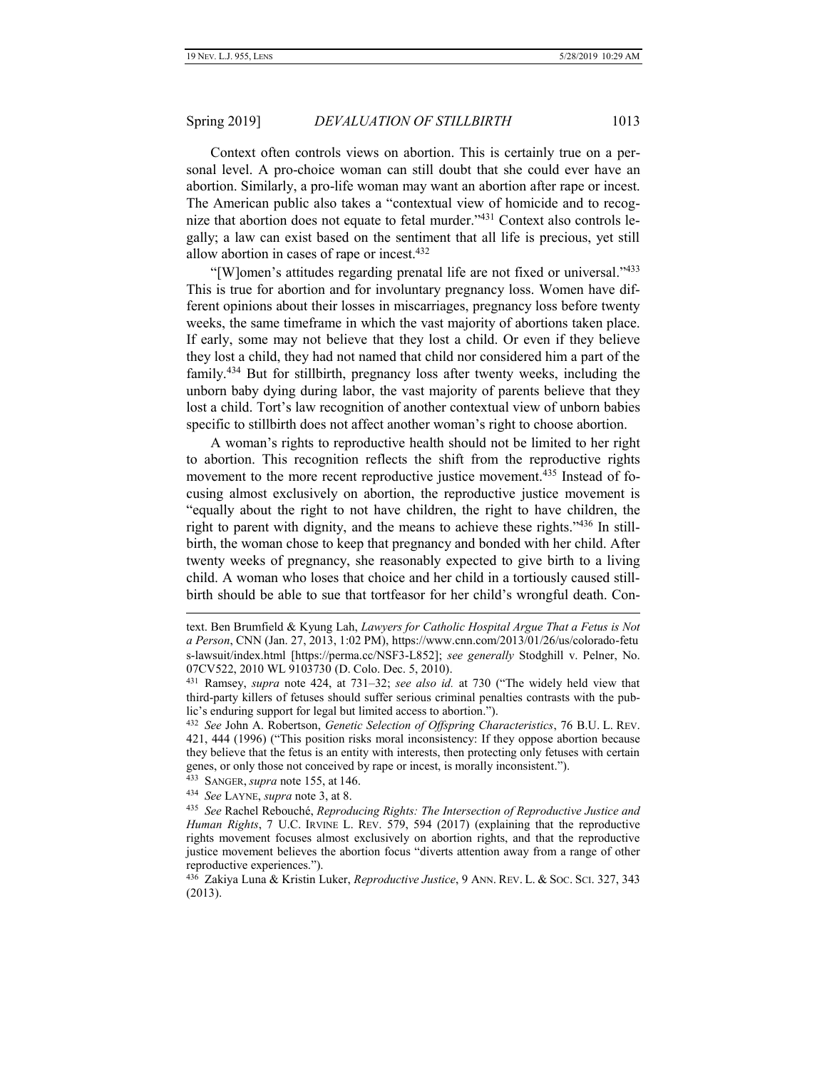Context often controls views on abortion. This is certainly true on a personal level. A pro-choice woman can still doubt that she could ever have an abortion. Similarly, a pro-life woman may want an abortion after rape or incest. The American public also takes a "contextual view of homicide and to recognize that abortion does not equate to fetal murder."[431] Context also controls legally; a law can exist based on the sentiment that all life is precious, yet still allow abortion in cases of rape or incest.[432]

"[W]omen's attitudes regarding prenatal life are not fixed or universal."[433] This is true for abortion and for involuntary pregnancy loss. Women have different opinions about their losses in miscarriages, pregnancy loss before twenty weeks, the same timeframe in which the vast majority of abortions taken place. If early, some may not believe that they lost a child. Or even if they believe they lost a child, they had not named that child nor considered him a part of the family.[434] But for stillbirth, pregnancy loss after twenty weeks, including the unborn baby dying during labor, the vast majority of parents believe that they lost a child. Tort's law recognition of another contextual view of unborn babies specific to stillbirth does not affect another woman's right to choose abortion.

A woman's rights to reproductive health should not be limited to her right to abortion. This recognition reflects the shift from the reproductive rights movement to the more recent reproductive justice movement.[435] Instead of focusing almost exclusively on abortion, the reproductive justice movement is "equally about the right to not have children, the right to have children, the right to parent with dignity, and the means to achieve these rights."[436] In stillbirth, the woman chose to keep that pregnancy and bonded with her child. After twenty weeks of pregnancy, she reasonably expected to give birth to a living child. A woman who loses that choice and her child in a tortiously caused stillbirth should be able to sue that tortfeasor for her child's wrongful death. Con-

---

text. Ben Brumfield & Kyung Lah, *Lawyers for Catholic Hospital Argue That a Fetus is Not a Person*, CNN (Jan. 27, 2013, 1:02 PM), https://www.cnn.com/2013/01/26/us/colorado-fetus-lawsuit/index.html [https://perma.cc/NSF3-L852]; *see generally* Stodghill v. Pelner, No. 07CV522, 2010 WL 9103730 (D. Colo. Dec. 5, 2010).

[431] Ramsey, *supra* note 424, at 731–32; *see also id.* at 730 ("The widely held view that third-party killers of fetuses should suffer serious criminal penalties contrasts with the public's enduring support for legal but limited access to abortion.").

[432] *See* John A. Robertson, *Genetic Selection of Offspring Characteristics*, 76 B.U. L. REV. 421, 444 (1996) ("This position risks moral inconsistency: If they oppose abortion because they believe that the fetus is an entity with interests, then protecting only fetuses with certain genes, or only those not conceived by rape or incest, is morally inconsistent.").

[433] SANGER, *supra* note 155, at 146.

[434] *See* LAYNE, *supra* note 3, at 8.

[435] *See* Rachel Rebouché, *Reproducing Rights: The Intersection of Reproductive Justice and Human Rights*, 7 U.C. IRVINE L. REV. 579, 594 (2017) (explaining that the reproductive rights movement focuses almost exclusively on abortion rights, and that the reproductive justice movement believes the abortion focus "diverts attention away from a range of other reproductive experiences.").

[436] Zakiya Luna & Kristin Luker, *Reproductive Justice*, 9 ANN. REV. L. & SOC. SCI. 327, 343 (2013).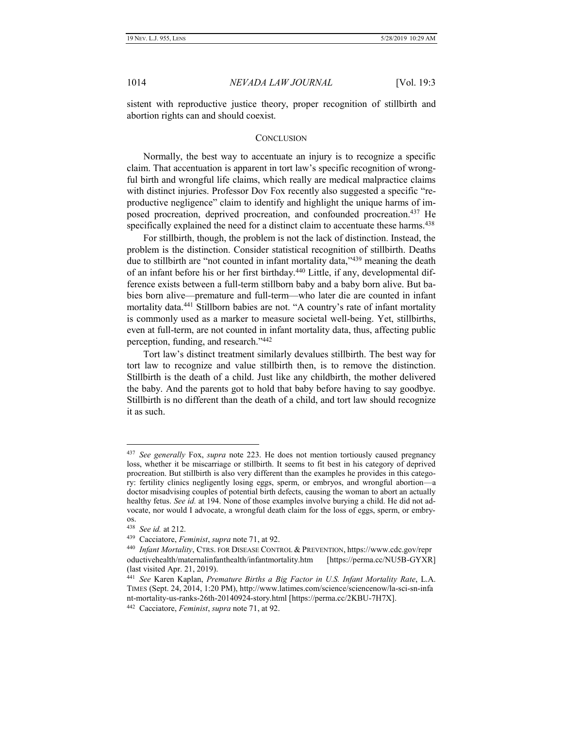sistent with reproductive justice theory, proper recognition of stillbirth and abortion rights can and should coexist.

## CONCLUSION

Normally, the best way to accentuate an injury is to recognize a specific claim. That accentuation is apparent in tort law's specific recognition of wrongful birth and wrongful life claims, which really are medical malpractice claims with distinct injuries. Professor Dov Fox recently also suggested a specific "reproductive negligence" claim to identify and highlight the unique harms of imposed procreation, deprived procreation, and confounded procreation.[437] He specifically explained the need for a distinct claim to accentuate these harms.[438]

For stillbirth, though, the problem is not the lack of distinction. Instead, the problem is the distinction. Consider statistical recognition of stillbirth. Deaths due to stillbirth are "not counted in infant mortality data,"[439] meaning the death of an infant before his or her first birthday.[440] Little, if any, developmental difference exists between a full-term stillborn baby and a baby born alive. But babies born alive—premature and full-term—who later die are counted in infant mortality data.[441] Stillborn babies are not. "A country's rate of infant mortality is commonly used as a marker to measure societal well-being. Yet, stillbirths, even at full-term, are not counted in infant mortality data, thus, affecting public perception, funding, and research."[442]

Tort law's distinct treatment similarly devalues stillbirth. The best way for tort law to recognize and value stillbirth then, is to remove the distinction. Stillbirth is the death of a child. Just like any childbirth, the mother delivered the baby. And the parents got to hold that baby before having to say goodbye. Stillbirth is no different than the death of a child, and tort law should recognize it as such.

---

[437] *See generally* Fox, *supra* note 223. He does not mention tortiously caused pregnancy loss, whether it be miscarriage or stillbirth. It seems to fit best in his category of deprived procreation. But stillbirth is also very different than the examples he provides in this category: fertility clinics negligently losing eggs, sperm, or embryos, and wrongful abortion—a doctor misadvising couples of potential birth defects, causing the woman to abort an actually healthy fetus. *See id.* at 194. None of those examples involve burying a child. He did not advocate, nor would I advocate, a wrongful death claim for the loss of eggs, sperm, or embryos.

[438] *See id.* at 212.

[439] Cacciatore, *Feminist*, *supra* note 71, at 92.

[440] *Infant Mortality*, CTRS. FOR DISEASE CONTROL & PREVENTION, https://www.cdc.gov/reproductivehealth/maternalinfanthealth/infantmortality.htm [https://perma.cc/NU5B-GYXR] (last visited Apr. 21, 2019).

[441] *See* Karen Kaplan, *Premature Births a Big Factor in U.S. Infant Mortality Rate*, L.A. TIMES (Sept. 24, 2014, 1:20 PM), http://www.latimes.com/science/sciencenow/la-sci-sn-infant-mortality-us-ranks-26th-20140924-story.html [https://perma.cc/2KBU-7H7X].

[442] Cacciatore, *Feminist*, *supra* note 71, at 92.